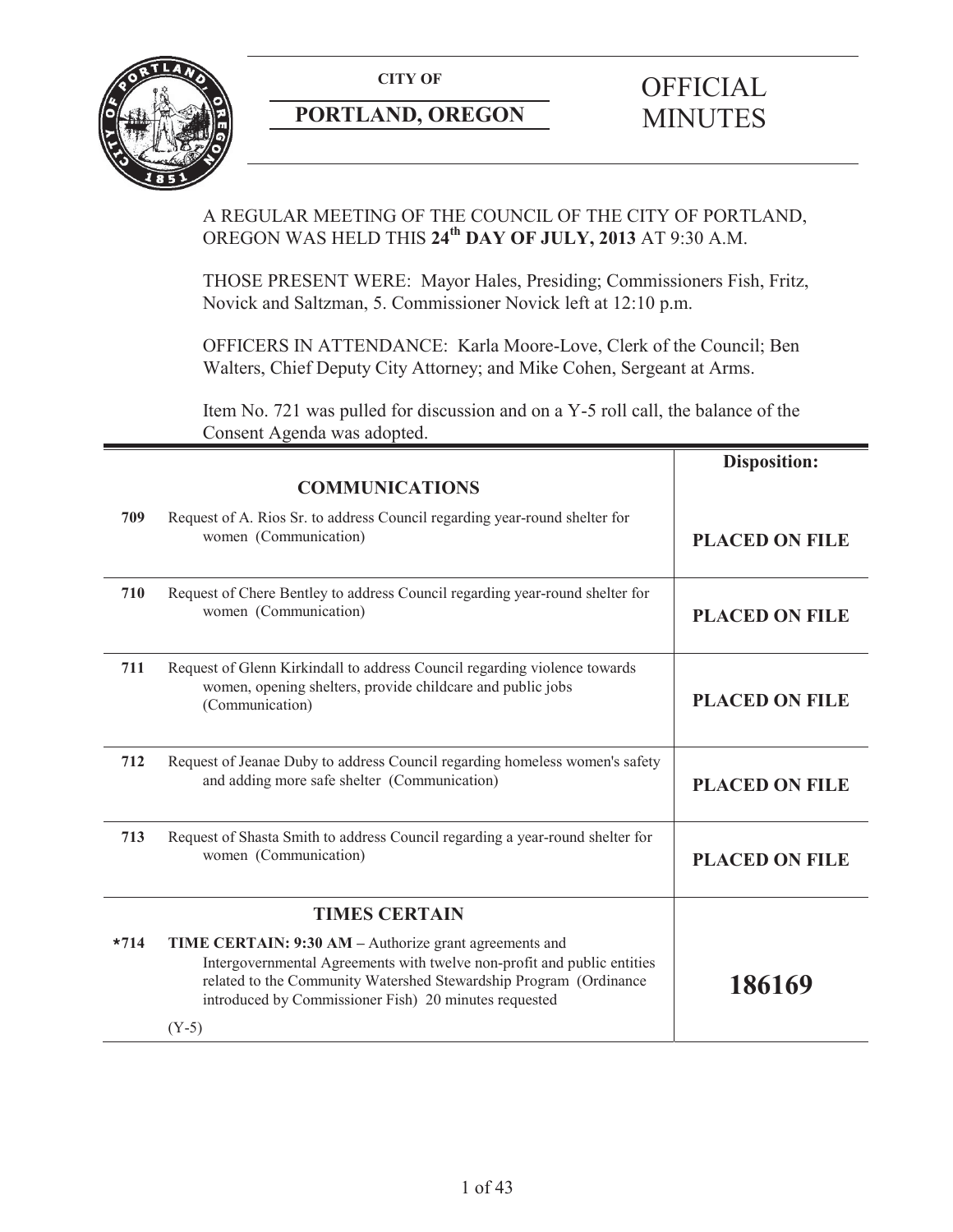**CITY OF**

**PORTLAND, OREGON**

# OFFICIAL MINUTES

A REGULAR MEETING OF THE COUNCIL OF THE CITY OF PORTLAND, OREGON WAS HELD THIS **24th DAY OF JULY, 2013** AT 9:30 A.M.

THOSE PRESENT WERE: Mayor Hales, Presiding; Commissioners Fish, Fritz, Novick and Saltzman, 5. Commissioner Novick left at 12:10 p.m.

OFFICERS IN ATTENDANCE: Karla Moore-Love, Clerk of the Council; Ben Walters, Chief Deputy City Attorney; and Mike Cohen, Sergeant at Arms.

Item No. 721 was pulled for discussion and on a Y-5 roll call, the balance of the Consent Agenda was adopted.

| | | **Disposition:** |
|---|---|---|
| | **COMMUNICATIONS** | |
| **709** | Request of A. Rios Sr. to address Council regarding year-round shelter for women (Communication) | **PLACED ON FILE** |
| **710** | Request of Chere Bentley to address Council regarding year-round shelter for women (Communication) | **PLACED ON FILE** |
| **711** | Request of Glenn Kirkindall to address Council regarding violence towards women, opening shelters, provide childcare and public jobs (Communication) | **PLACED ON FILE** |
| **712** | Request of Jeanae Duby to address Council regarding homeless women's safety and adding more safe shelter (Communication) | **PLACED ON FILE** |
| **713** | Request of Shasta Smith to address Council regarding a year-round shelter for women (Communication) | **PLACED ON FILE** |
| | **TIMES CERTAIN** | |
| ***714** | **TIME CERTAIN: 9:30 AM –** Authorize grant agreements and Intergovernmental Agreements with twelve non-profit and public entities related to the Community Watershed Stewardship Program (Ordinance introduced by Commissioner Fish) 20 minutes requested<br><br>(Y-5) | **186169** |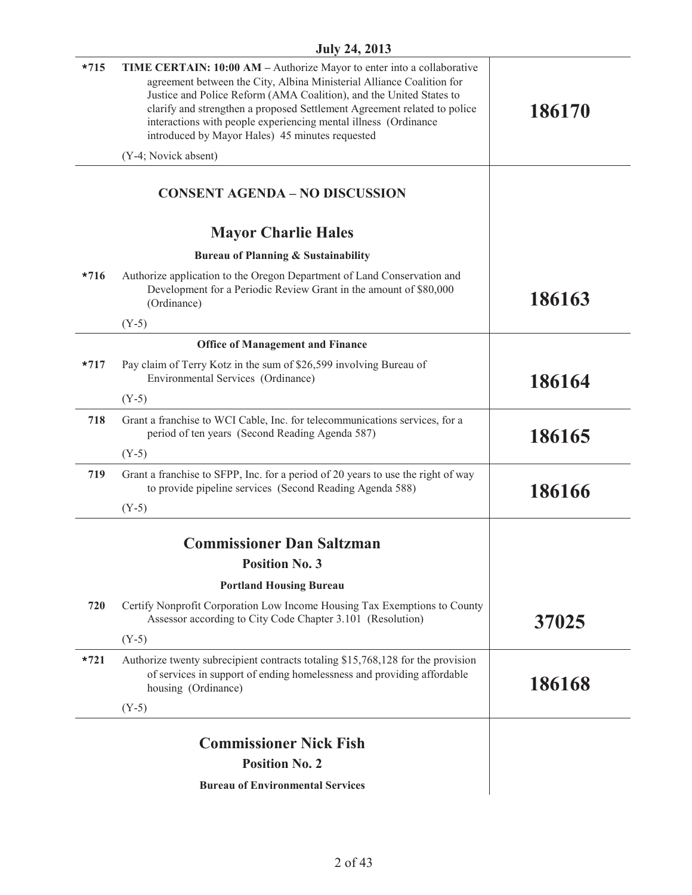July 24, 2013

| | | |
|---|---|---|
| *715 | **TIME CERTAIN: 10:00 AM –** Authorize Mayor to enter into a collaborative agreement between the City, Albina Ministerial Alliance Coalition for Justice and Police Reform (AMA Coalition), and the United States to clarify and strengthen a proposed Settlement Agreement related to police interactions with people experiencing mental illness (Ordinance introduced by Mayor Hales) 45 minutes requested<br><br>(Y-4; Novick absent) | **186170** |

## CONSENT AGENDA – NO DISCUSSION

### Mayor Charlie Hales

**Bureau of Planning & Sustainability**

| | | |
|---|---|---|
| *716 | Authorize application to the Oregon Department of Land Conservation and Development for a Periodic Review Grant in the amount of $80,000 (Ordinance)<br><br>(Y-5) | **186163** |

**Office of Management and Finance**

| | | |
|---|---|---|
| *717 | Pay claim of Terry Kotz in the sum of $26,599 involving Bureau of Environmental Services (Ordinance)<br><br>(Y-5) | **186164** |
| 718 | Grant a franchise to WCI Cable, Inc. for telecommunications services, for a period of ten years (Second Reading Agenda 587)<br><br>(Y-5) | **186165** |
| 719 | Grant a franchise to SFPP, Inc. for a period of 20 years to use the right of way to provide pipeline services (Second Reading Agenda 588)<br><br>(Y-5) | **186166** |

### Commissioner Dan Saltzman

**Position No. 3**

**Portland Housing Bureau**

| | | |
|---|---|---|
| 720 | Certify Nonprofit Corporation Low Income Housing Tax Exemptions to County Assessor according to City Code Chapter 3.101 (Resolution)<br><br>(Y-5) | **37025** |
| *721 | Authorize twenty subrecipient contracts totaling $15,768,128 for the provision of services in support of ending homelessness and providing affordable housing (Ordinance)<br><br>(Y-5) | **186168** |

### Commissioner Nick Fish

**Position No. 2**

**Bureau of Environmental Services**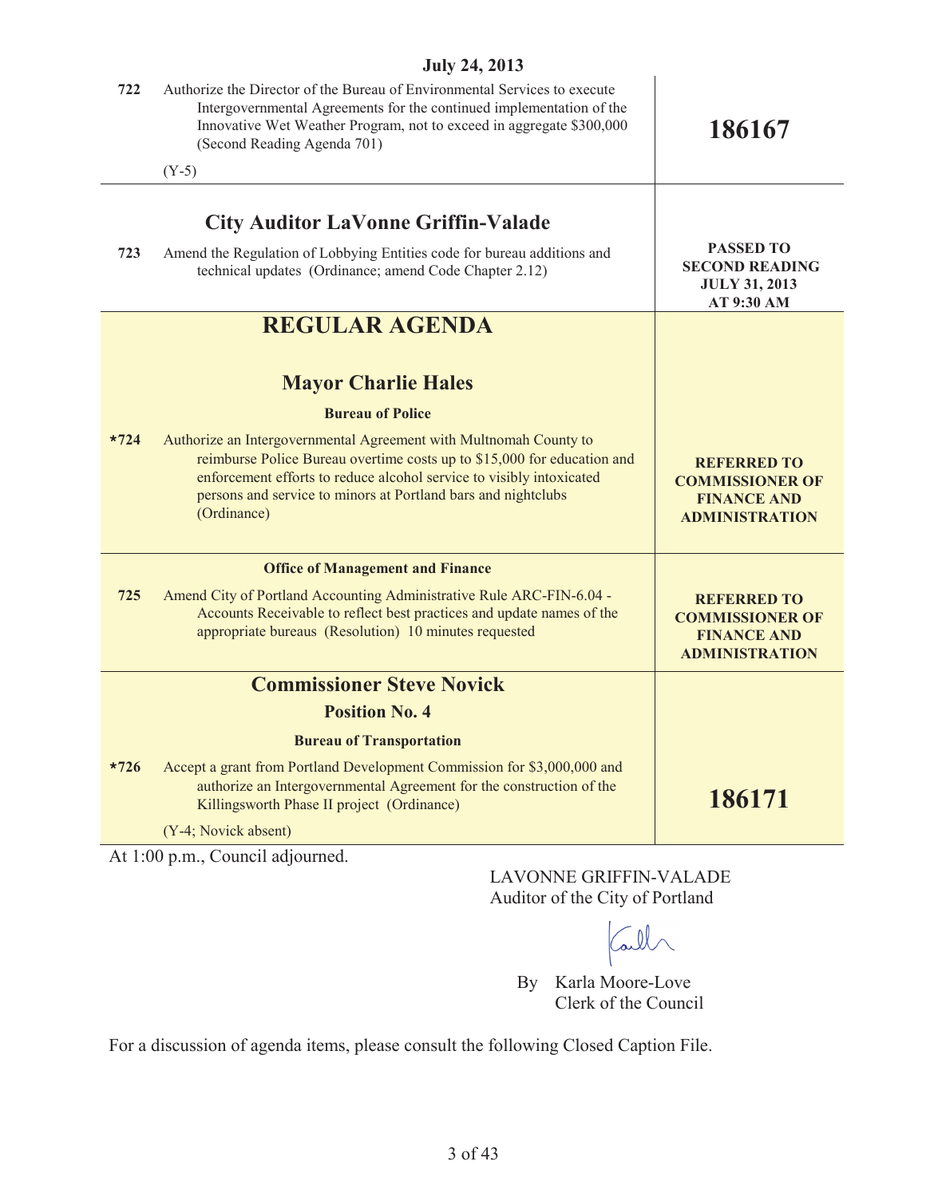**July 24, 2013**

| | | |
|---|---|---|
| 722 | Authorize the Director of the Bureau of Environmental Services to execute Intergovernmental Agreements for the continued implementation of the Innovative Wet Weather Program, not to exceed in aggregate $300,000 (Second Reading Agenda 701)<br><br>(Y-5) | **186167** |

## City Auditor LaVonne Griffin-Valade

| | | |
|---|---|---|
| 723 | Amend the Regulation of Lobbying Entities code for bureau additions and technical updates (Ordinance; amend Code Chapter 2.12) | **PASSED TO SECOND READING JULY 31, 2013 AT 9:30 AM** |

# REGULAR AGENDA

## Mayor Charlie Hales

### Bureau of Police

| | | |
|---|---|---|
| *724 | Authorize an Intergovernmental Agreement with Multnomah County to reimburse Police Bureau overtime costs up to $15,000 for education and enforcement efforts to reduce alcohol service to visibly intoxicated persons and service to minors at Portland bars and nightclubs (Ordinance) | **REFERRED TO COMMISSIONER OF FINANCE AND ADMINISTRATION** |

### Office of Management and Finance

| | | |
|---|---|---|
| 725 | Amend City of Portland Accounting Administrative Rule ARC-FIN-6.04 - Accounts Receivable to reflect best practices and update names of the appropriate bureaus (Resolution) 10 minutes requested | **REFERRED TO COMMISSIONER OF FINANCE AND ADMINISTRATION** |

## Commissioner Steve Novick

## Position No. 4

### Bureau of Transportation

| | | |
|---|---|---|
| *726 | Accept a grant from Portland Development Commission for $3,000,000 and authorize an Intergovernmental Agreement for the construction of the Killingsworth Phase II project (Ordinance)<br><br>(Y-4; Novick absent) | **186171** |

At 1:00 p.m., Council adjourned.

LAVONNE GRIFFIN-VALADE
Auditor of the City of Portland

By Karla Moore-Love
Clerk of the Council

For a discussion of agenda items, please consult the following Closed Caption File.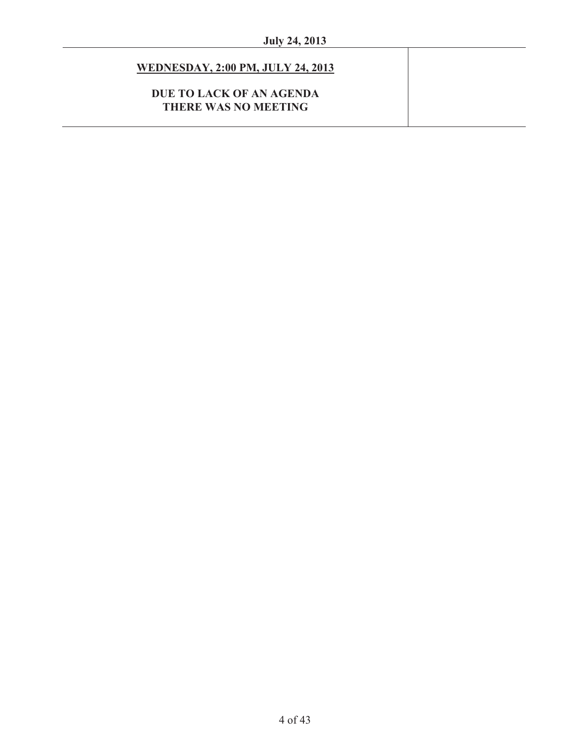**<u>WEDNESDAY, 2:00 PM, JULY 24, 2013</u>**

**DUE TO LACK OF AN AGENDA**
**THERE WAS NO MEETING**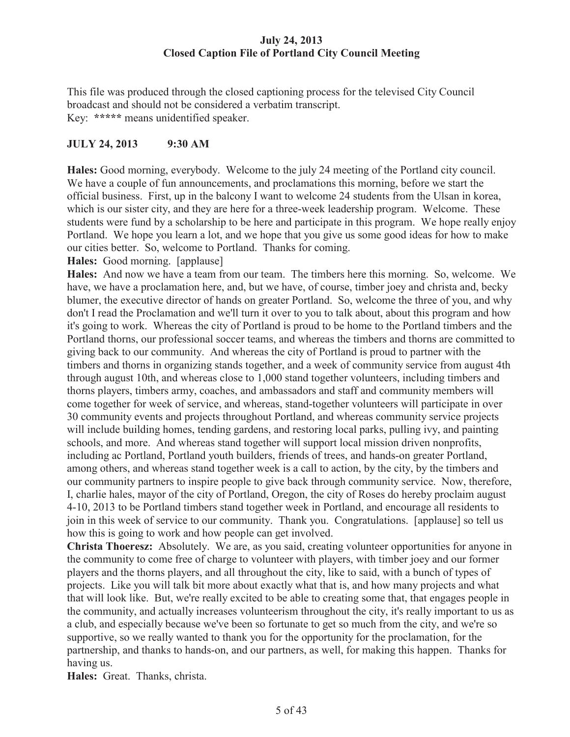**July 24, 2013**
**Closed Caption File of Portland City Council Meeting**

This file was produced through the closed captioning process for the televised City Council broadcast and should not be considered a verbatim transcript.
Key: ***** means unidentified speaker.

**JULY 24, 2013 9:30 AM**

**Hales:** Good morning, everybody. Welcome to the july 24 meeting of the Portland city council. We have a couple of fun announcements, and proclamations this morning, before we start the official business. First, up in the balcony I want to welcome 24 students from the Ulsan in korea, which is our sister city, and they are here for a three-week leadership program. Welcome. These students were fund by a scholarship to be here and participate in this program. We hope really enjoy Portland. We hope you learn a lot, and we hope that you give us some good ideas for how to make our cities better. So, welcome to Portland. Thanks for coming.

**Hales:** Good morning. [applause]

**Hales:** And now we have a team from our team. The timbers here this morning. So, welcome. We have, we have a proclamation here, and, but we have, of course, timber joey and christa and, becky blumer, the executive director of hands on greater Portland. So, welcome the three of you, and why don't I read the Proclamation and we'll turn it over to you to talk about, about this program and how it's going to work. Whereas the city of Portland is proud to be home to the Portland timbers and the Portland thorns, our professional soccer teams, and whereas the timbers and thorns are committed to giving back to our community. And whereas the city of Portland is proud to partner with the timbers and thorns in organizing stands together, and a week of community service from august 4th through august 10th, and whereas close to 1,000 stand together volunteers, including timbers and thorns players, timbers army, coaches, and ambassadors and staff and community members will come together for week of service, and whereas, stand-together volunteers will participate in over 30 community events and projects throughout Portland, and whereas community service projects will include building homes, tending gardens, and restoring local parks, pulling ivy, and painting schools, and more. And whereas stand together will support local mission driven nonprofits, including ac Portland, Portland youth builders, friends of trees, and hands-on greater Portland, among others, and whereas stand together week is a call to action, by the city, by the timbers and our community partners to inspire people to give back through community service. Now, therefore, I, charlie hales, mayor of the city of Portland, Oregon, the city of Roses do hereby proclaim august 4-10, 2013 to be Portland timbers stand together week in Portland, and encourage all residents to join in this week of service to our community. Thank you. Congratulations. [applause] so tell us how this is going to work and how people can get involved.

**Christa Thoeresz:** Absolutely. We are, as you said, creating volunteer opportunities for anyone in the community to come free of charge to volunteer with players, with timber joey and our former players and the thorns players, and all throughout the city, like to said, with a bunch of types of projects. Like you will talk bit more about exactly what that is, and how many projects and what that will look like. But, we're really excited to be able to creating some that, that engages people in the community, and actually increases volunteerism throughout the city, it's really important to us as a club, and especially because we've been so fortunate to get so much from the city, and we're so supportive, so we really wanted to thank you for the opportunity for the proclamation, for the partnership, and thanks to hands-on, and our partners, as well, for making this happen. Thanks for having us.

**Hales:** Great. Thanks, christa.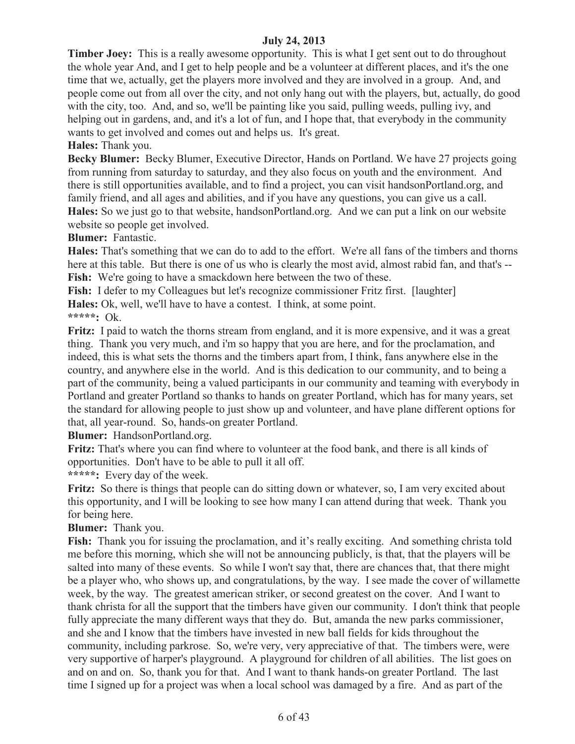**Timber Joey:** This is a really awesome opportunity. This is what I get sent out to do throughout the whole year And, and I get to help people and be a volunteer at different places, and it's the one time that we, actually, get the players more involved and they are involved in a group. And, and people come out from all over the city, and not only hang out with the players, but, actually, do good with the city, too. And, and so, we'll be painting like you said, pulling weeds, pulling ivy, and helping out in gardens, and, and it's a lot of fun, and I hope that, that everybody in the community wants to get involved and comes out and helps us. It's great.

**Hales:** Thank you.

**Becky Blumer:** Becky Blumer, Executive Director, Hands on Portland. We have 27 projects going from running from saturday to saturday, and they also focus on youth and the environment. And there is still opportunities available, and to find a project, you can visit handsonPortland.org, and family friend, and all ages and abilities, and if you have any questions, you can give us a call.

**Hales:** So we just go to that website, handsonPortland.org. And we can put a link on our website website so people get involved.

**Blumer:** Fantastic.

**Hales:** That's something that we can do to add to the effort. We're all fans of the timbers and thorns here at this table. But there is one of us who is clearly the most avid, almost rabid fan, and that's --

**Fish:** We're going to have a smackdown here between the two of these.

**Fish:** I defer to my Colleagues but let's recognize commissioner Fritz first. [laughter]

**Hales:** Ok, well, we'll have to have a contest. I think, at some point.

**\*\*\*\*\*:** Ok.

**Fritz:** I paid to watch the thorns stream from england, and it is more expensive, and it was a great thing. Thank you very much, and i'm so happy that you are here, and for the proclamation, and indeed, this is what sets the thorns and the timbers apart from, I think, fans anywhere else in the country, and anywhere else in the world. And is this dedication to our community, and to being a part of the community, being a valued participants in our community and teaming with everybody in Portland and greater Portland so thanks to hands on greater Portland, which has for many years, set the standard for allowing people to just show up and volunteer, and have plane different options for that, all year-round. So, hands-on greater Portland.

**Blumer:** HandsonPortland.org.

**Fritz:** That's where you can find where to volunteer at the food bank, and there is all kinds of opportunities. Don't have to be able to pull it all off.

**\*\*\*\*\*:** Every day of the week.

**Fritz:** So there is things that people can do sitting down or whatever, so, I am very excited about this opportunity, and I will be looking to see how many I can attend during that week. Thank you for being here.

**Blumer:** Thank you.

**Fish:** Thank you for issuing the proclamation, and it's really exciting. And something christa told me before this morning, which she will not be announcing publicly, is that, that the players will be salted into many of these events. So while I won't say that, there are chances that, that there might be a player who, who shows up, and congratulations, by the way. I see made the cover of willamette week, by the way. The greatest american striker, or second greatest on the cover. And I want to thank christa for all the support that the timbers have given our community. I don't think that people fully appreciate the many different ways that they do. But, amanda the new parks commissioner, and she and I know that the timbers have invested in new ball fields for kids throughout the community, including parkrose. So, we're very, very appreciative of that. The timbers were, were very supportive of harper's playground. A playground for children of all abilities. The list goes on and on and on. So, thank you for that. And I want to thank hands-on greater Portland. The last time I signed up for a project was when a local school was damaged by a fire. And as part of the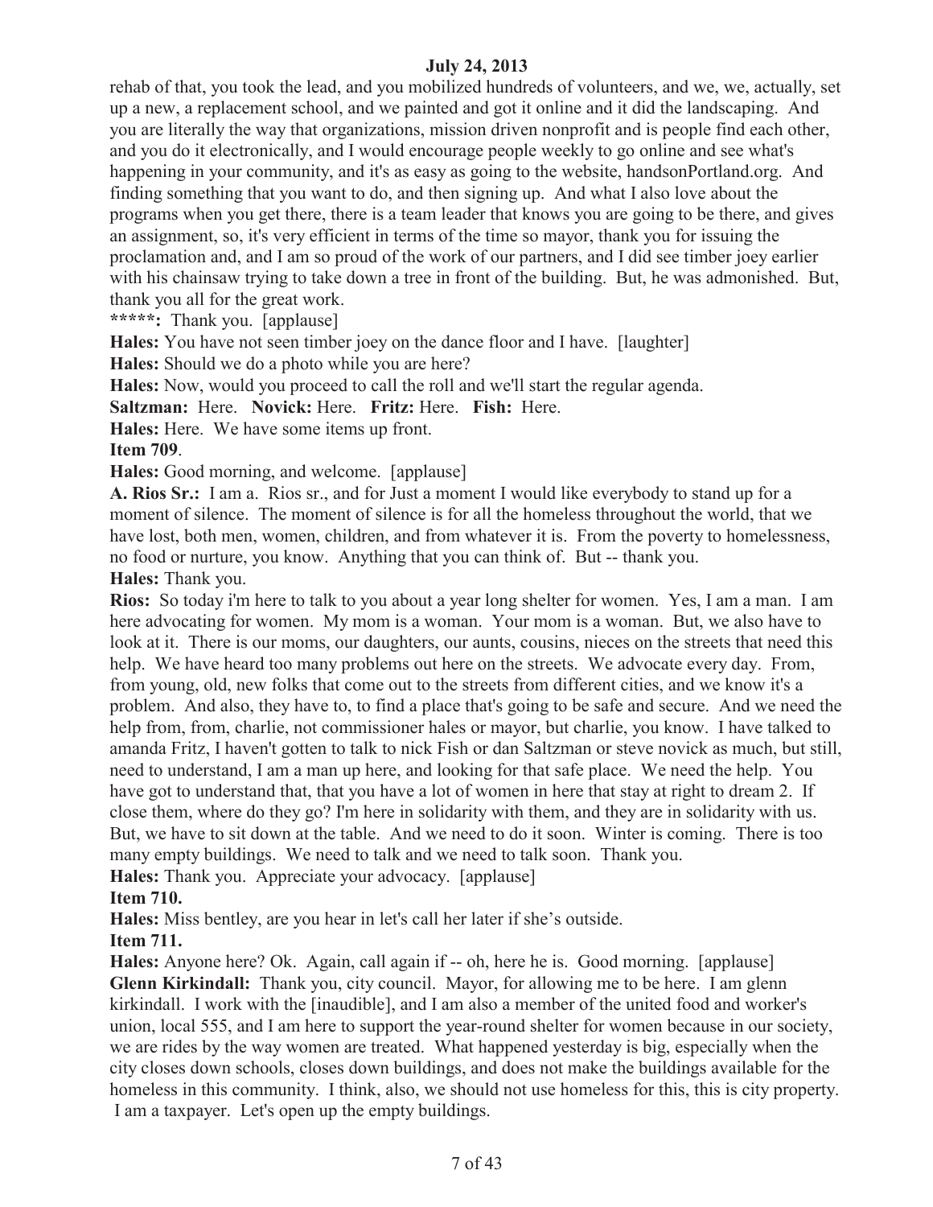rehab of that, you took the lead, and you mobilized hundreds of volunteers, and we, we, actually, set up a new, a replacement school, and we painted and got it online and it did the landscaping. And you are literally the way that organizations, mission driven nonprofit and is people find each other, and you do it electronically, and I would encourage people weekly to go online and see what's happening in your community, and it's as easy as going to the website, handsonPortland.org. And finding something that you want to do, and then signing up. And what I also love about the programs when you get there, there is a team leader that knows you are going to be there, and gives an assignment, so, it's very efficient in terms of the time so mayor, thank you for issuing the proclamation and, and I am so proud of the work of our partners, and I did see timber joey earlier with his chainsaw trying to take down a tree in front of the building. But, he was admonished. But, thank you all for the great work.

**\*\*\*\*\*:** Thank you. [applause]

**Hales:** You have not seen timber joey on the dance floor and I have. [laughter]

**Hales:** Should we do a photo while you are here?

**Hales:** Now, would you proceed to call the roll and we'll start the regular agenda.

**Saltzman:** Here. **Novick:** Here. **Fritz:** Here. **Fish:** Here.

**Hales:** Here. We have some items up front.

**Item 709**.

**Hales:** Good morning, and welcome. [applause]

**A. Rios Sr.:** I am a. Rios sr., and for Just a moment I would like everybody to stand up for a moment of silence. The moment of silence is for all the homeless throughout the world, that we have lost, both men, women, children, and from whatever it is. From the poverty to homelessness, no food or nurture, you know. Anything that you can think of. But -- thank you.

**Hales:** Thank you.

**Rios:** So today i'm here to talk to you about a year long shelter for women. Yes, I am a man. I am here advocating for women. My mom is a woman. Your mom is a woman. But, we also have to look at it. There is our moms, our daughters, our aunts, cousins, nieces on the streets that need this help. We have heard too many problems out here on the streets. We advocate every day. From, from young, old, new folks that come out to the streets from different cities, and we know it's a problem. And also, they have to, to find a place that's going to be safe and secure. And we need the help from, from, charlie, not commissioner hales or mayor, but charlie, you know. I have talked to amanda Fritz, I haven't gotten to talk to nick Fish or dan Saltzman or steve novick as much, but still, need to understand, I am a man up here, and looking for that safe place. We need the help. You have got to understand that, that you have a lot of women in here that stay at right to dream 2. If close them, where do they go? I'm here in solidarity with them, and they are in solidarity with us. But, we have to sit down at the table. And we need to do it soon. Winter is coming. There is too many empty buildings. We need to talk and we need to talk soon. Thank you.

**Hales:** Thank you. Appreciate your advocacy. [applause]

**Item 710.**

**Hales:** Miss bentley, are you hear in let's call her later if she's outside.

**Item 711.**

**Hales:** Anyone here? Ok. Again, call again if -- oh, here he is. Good morning. [applause]

**Glenn Kirkindall:** Thank you, city council. Mayor, for allowing me to be here. I am glenn kirkindall. I work with the [inaudible], and I am also a member of the united food and worker's union, local 555, and I am here to support the year-round shelter for women because in our society, we are rides by the way women are treated. What happened yesterday is big, especially when the city closes down schools, closes down buildings, and does not make the buildings available for the homeless in this community. I think, also, we should not use homeless for this, this is city property. I am a taxpayer. Let's open up the empty buildings.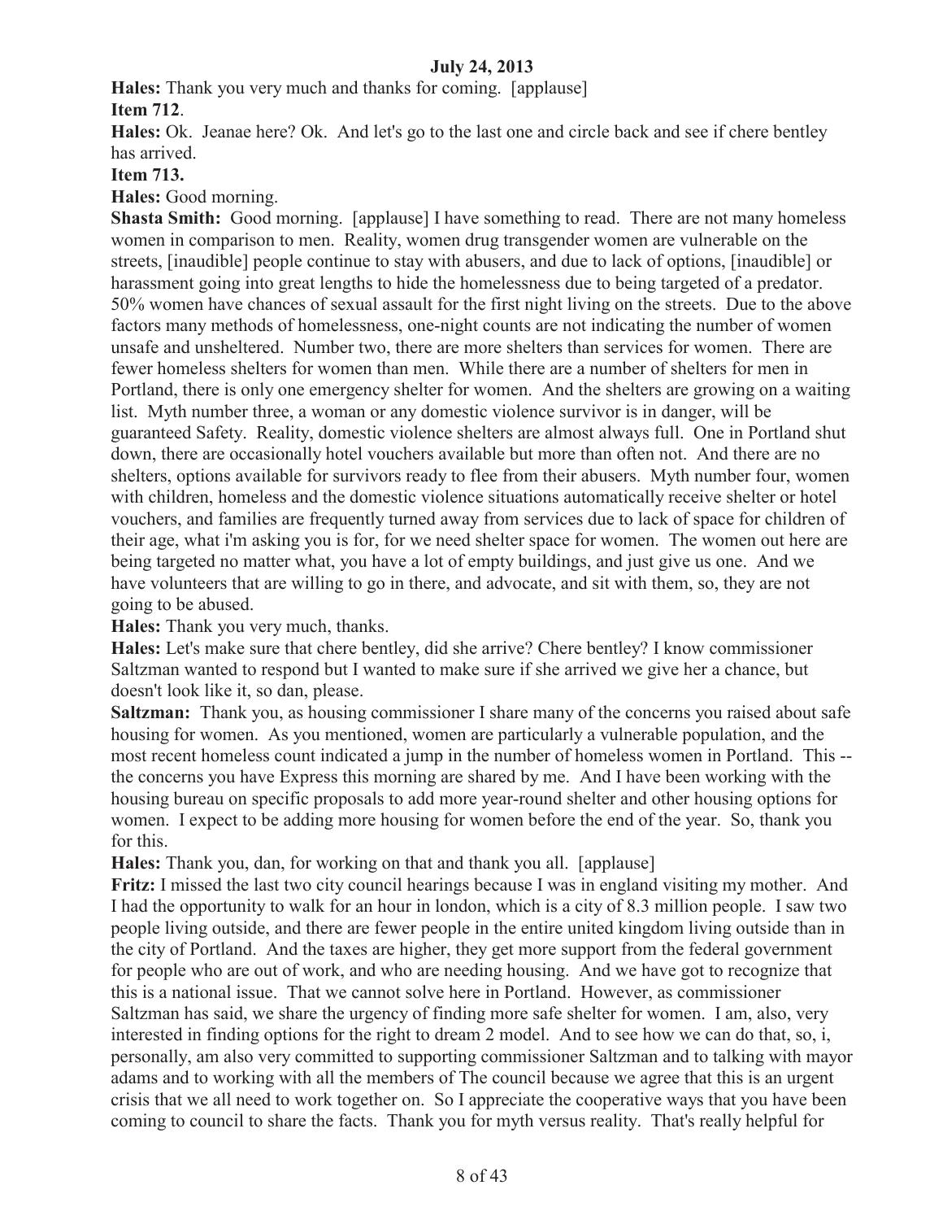**July 24, 2013**

**Hales:** Thank you very much and thanks for coming. [applause]

**Item 712**.

**Hales:** Ok. Jeanae here? Ok. And let's go to the last one and circle back and see if chere bentley has arrived.

**Item 713.**

**Hales:** Good morning.

**Shasta Smith:** Good morning. [applause] I have something to read. There are not many homeless women in comparison to men. Reality, women drug transgender women are vulnerable on the streets, [inaudible] people continue to stay with abusers, and due to lack of options, [inaudible] or harassment going into great lengths to hide the homelessness due to being targeted of a predator. 50% women have chances of sexual assault for the first night living on the streets. Due to the above factors many methods of homelessness, one-night counts are not indicating the number of women unsafe and unsheltered. Number two, there are more shelters than services for women. There are fewer homeless shelters for women than men. While there are a number of shelters for men in Portland, there is only one emergency shelter for women. And the shelters are growing on a waiting list. Myth number three, a woman or any domestic violence survivor is in danger, will be guaranteed Safety. Reality, domestic violence shelters are almost always full. One in Portland shut down, there are occasionally hotel vouchers available but more than often not. And there are no shelters, options available for survivors ready to flee from their abusers. Myth number four, women with children, homeless and the domestic violence situations automatically receive shelter or hotel vouchers, and families are frequently turned away from services due to lack of space for children of their age, what i'm asking you is for, for we need shelter space for women. The women out here are being targeted no matter what, you have a lot of empty buildings, and just give us one. And we have volunteers that are willing to go in there, and advocate, and sit with them, so, they are not going to be abused.

**Hales:** Thank you very much, thanks.

**Hales:** Let's make sure that chere bentley, did she arrive? Chere bentley? I know commissioner Saltzman wanted to respond but I wanted to make sure if she arrived we give her a chance, but doesn't look like it, so dan, please.

**Saltzman:** Thank you, as housing commissioner I share many of the concerns you raised about safe housing for women. As you mentioned, women are particularly a vulnerable population, and the most recent homeless count indicated a jump in the number of homeless women in Portland. This -- the concerns you have Express this morning are shared by me. And I have been working with the housing bureau on specific proposals to add more year-round shelter and other housing options for women. I expect to be adding more housing for women before the end of the year. So, thank you for this.

**Hales:** Thank you, dan, for working on that and thank you all. [applause]

**Fritz:** I missed the last two city council hearings because I was in england visiting my mother. And I had the opportunity to walk for an hour in london, which is a city of 8.3 million people. I saw two people living outside, and there are fewer people in the entire united kingdom living outside than in the city of Portland. And the taxes are higher, they get more support from the federal government for people who are out of work, and who are needing housing. And we have got to recognize that this is a national issue. That we cannot solve here in Portland. However, as commissioner Saltzman has said, we share the urgency of finding more safe shelter for women. I am, also, very interested in finding options for the right to dream 2 model. And to see how we can do that, so, i, personally, am also very committed to supporting commissioner Saltzman and to talking with mayor adams and to working with all the members of The council because we agree that this is an urgent crisis that we all need to work together on. So I appreciate the cooperative ways that you have been coming to council to share the facts. Thank you for myth versus reality. That's really helpful for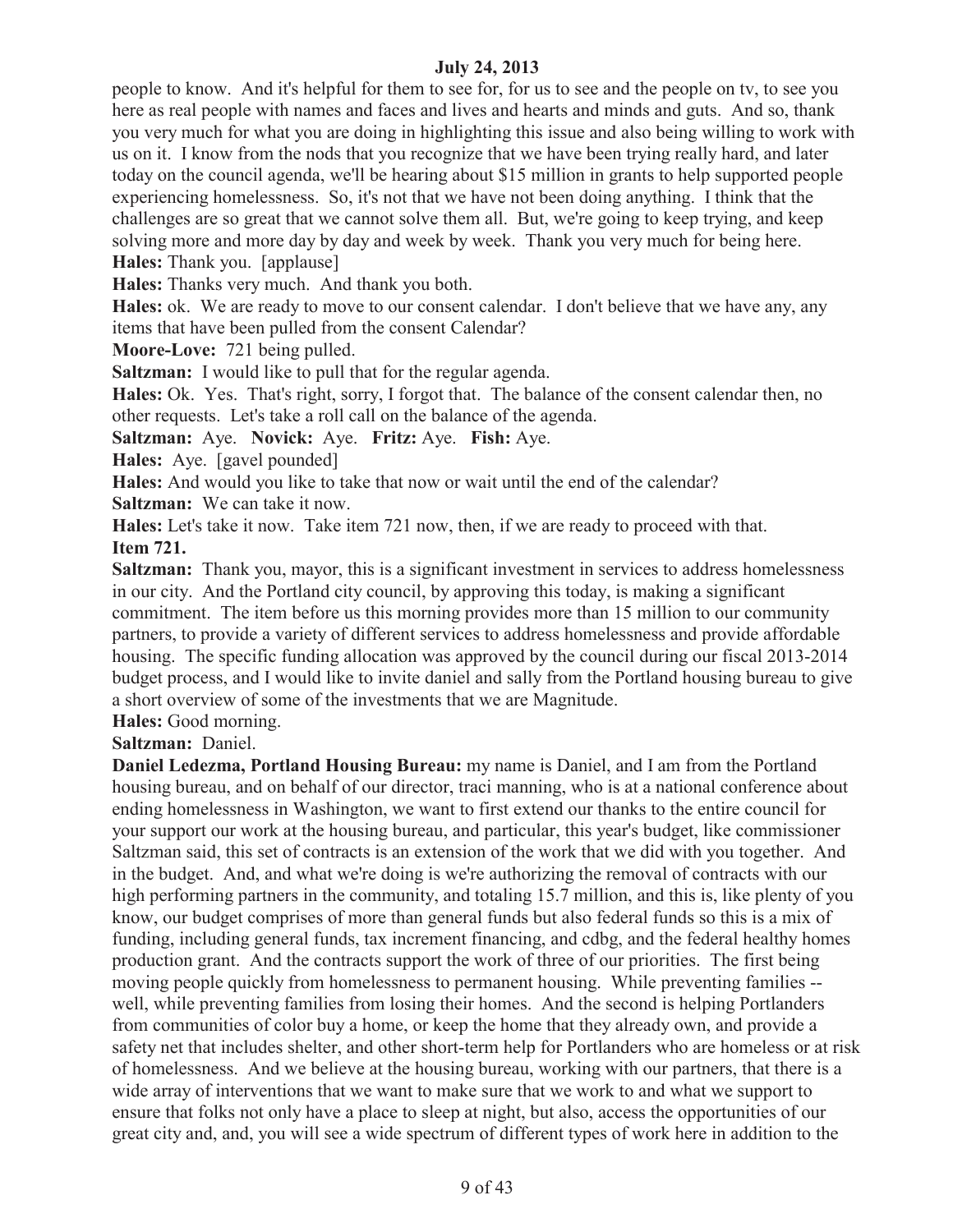people to know. And it's helpful for them to see for, for us to see and the people on tv, to see you here as real people with names and faces and lives and hearts and minds and guts. And so, thank you very much for what you are doing in highlighting this issue and also being willing to work with us on it. I know from the nods that you recognize that we have been trying really hard, and later today on the council agenda, we'll be hearing about $15 million in grants to help supported people experiencing homelessness. So, it's not that we have not been doing anything. I think that the challenges are so great that we cannot solve them all. But, we're going to keep trying, and keep solving more and more day by day and week by week. Thank you very much for being here.

**Hales:** Thank you. [applause]

**Hales:** Thanks very much. And thank you both.

**Hales:** ok. We are ready to move to our consent calendar. I don't believe that we have any, any items that have been pulled from the consent Calendar?

**Moore-Love:** 721 being pulled.

**Saltzman:** I would like to pull that for the regular agenda.

**Hales:** Ok. Yes. That's right, sorry, I forgot that. The balance of the consent calendar then, no other requests. Let's take a roll call on the balance of the agenda.

**Saltzman:** Aye. **Novick:** Aye. **Fritz:** Aye. **Fish:** Aye.

**Hales:** Aye. [gavel pounded]

**Hales:** And would you like to take that now or wait until the end of the calendar?

**Saltzman:** We can take it now.

**Hales:** Let's take it now. Take item 721 now, then, if we are ready to proceed with that.

**Item 721.**

**Saltzman:** Thank you, mayor, this is a significant investment in services to address homelessness in our city. And the Portland city council, by approving this today, is making a significant commitment. The item before us this morning provides more than 15 million to our community partners, to provide a variety of different services to address homelessness and provide affordable housing. The specific funding allocation was approved by the council during our fiscal 2013-2014 budget process, and I would like to invite daniel and sally from the Portland housing bureau to give a short overview of some of the investments that we are Magnitude.

**Hales:** Good morning.

**Saltzman:** Daniel.

**Daniel Ledezma, Portland Housing Bureau:** my name is Daniel, and I am from the Portland housing bureau, and on behalf of our director, traci manning, who is at a national conference about ending homelessness in Washington, we want to first extend our thanks to the entire council for your support our work at the housing bureau, and particular, this year's budget, like commissioner Saltzman said, this set of contracts is an extension of the work that we did with you together. And in the budget. And, and what we're doing is we're authorizing the removal of contracts with our high performing partners in the community, and totaling 15.7 million, and this is, like plenty of you know, our budget comprises of more than general funds but also federal funds so this is a mix of funding, including general funds, tax increment financing, and cdbg, and the federal healthy homes production grant. And the contracts support the work of three of our priorities. The first being moving people quickly from homelessness to permanent housing. While preventing families -- well, while preventing families from losing their homes. And the second is helping Portlanders from communities of color buy a home, or keep the home that they already own, and provide a safety net that includes shelter, and other short-term help for Portlanders who are homeless or at risk of homelessness. And we believe at the housing bureau, working with our partners, that there is a wide array of interventions that we want to make sure that we work to and what we support to ensure that folks not only have a place to sleep at night, but also, access the opportunities of our great city and, and, you will see a wide spectrum of different types of work here in addition to the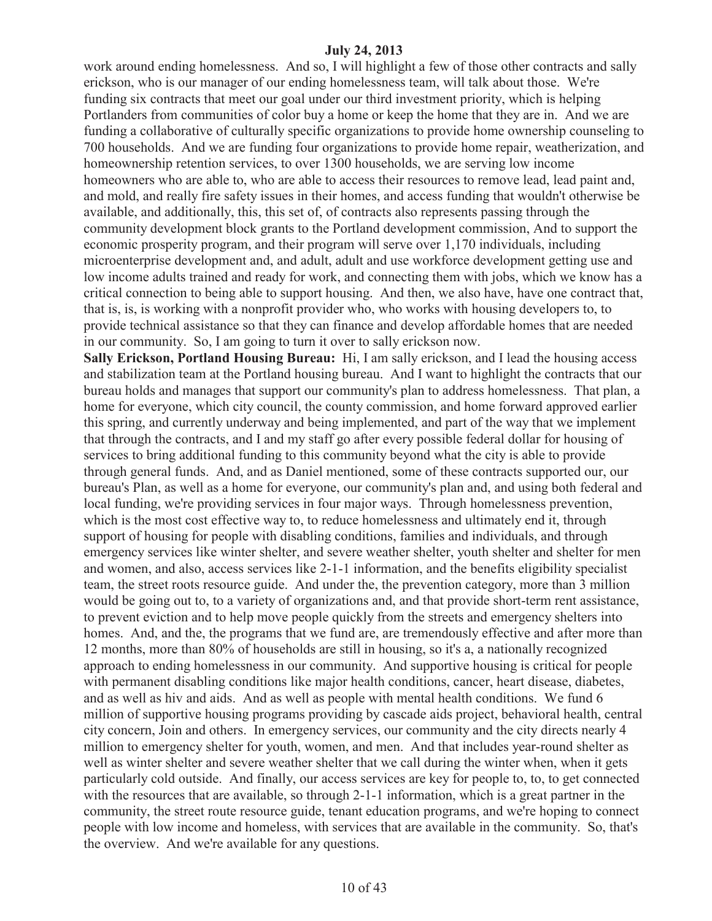work around ending homelessness. And so, I will highlight a few of those other contracts and sally erickson, who is our manager of our ending homelessness team, will talk about those. We're funding six contracts that meet our goal under our third investment priority, which is helping Portlanders from communities of color buy a home or keep the home that they are in. And we are funding a collaborative of culturally specific organizations to provide home ownership counseling to 700 households. And we are funding four organizations to provide home repair, weatherization, and homeownership retention services, to over 1300 households, we are serving low income homeowners who are able to, who are able to access their resources to remove lead, lead paint and, and mold, and really fire safety issues in their homes, and access funding that wouldn't otherwise be available, and additionally, this, this set of, of contracts also represents passing through the community development block grants to the Portland development commission, And to support the economic prosperity program, and their program will serve over 1,170 individuals, including microenterprise development and, and adult, adult and use workforce development getting use and low income adults trained and ready for work, and connecting them with jobs, which we know has a critical connection to being able to support housing. And then, we also have, have one contract that, that is, is, is working with a nonprofit provider who, who works with housing developers to, to provide technical assistance so that they can finance and develop affordable homes that are needed in our community. So, I am going to turn it over to sally erickson now.

**Sally Erickson, Portland Housing Bureau:** Hi, I am sally erickson, and I lead the housing access and stabilization team at the Portland housing bureau. And I want to highlight the contracts that our bureau holds and manages that support our community's plan to address homelessness. That plan, a home for everyone, which city council, the county commission, and home forward approved earlier this spring, and currently underway and being implemented, and part of the way that we implement that through the contracts, and I and my staff go after every possible federal dollar for housing of services to bring additional funding to this community beyond what the city is able to provide through general funds. And, and as Daniel mentioned, some of these contracts supported our, our bureau's Plan, as well as a home for everyone, our community's plan and, and using both federal and local funding, we're providing services in four major ways. Through homelessness prevention, which is the most cost effective way to, to reduce homelessness and ultimately end it, through support of housing for people with disabling conditions, families and individuals, and through emergency services like winter shelter, and severe weather shelter, youth shelter and shelter for men and women, and also, access services like 2-1-1 information, and the benefits eligibility specialist team, the street roots resource guide. And under the, the prevention category, more than 3 million would be going out to, to a variety of organizations and, and that provide short-term rent assistance, to prevent eviction and to help move people quickly from the streets and emergency shelters into homes. And, and the, the programs that we fund are, are tremendously effective and after more than 12 months, more than 80% of households are still in housing, so it's a, a nationally recognized approach to ending homelessness in our community. And supportive housing is critical for people with permanent disabling conditions like major health conditions, cancer, heart disease, diabetes, and as well as hiv and aids. And as well as people with mental health conditions. We fund 6 million of supportive housing programs providing by cascade aids project, behavioral health, central city concern, Join and others. In emergency services, our community and the city directs nearly 4 million to emergency shelter for youth, women, and men. And that includes year-round shelter as well as winter shelter and severe weather shelter that we call during the winter when, when it gets particularly cold outside. And finally, our access services are key for people to, to, to get connected with the resources that are available, so through 2-1-1 information, which is a great partner in the community, the street route resource guide, tenant education programs, and we're hoping to connect people with low income and homeless, with services that are available in the community. So, that's the overview. And we're available for any questions.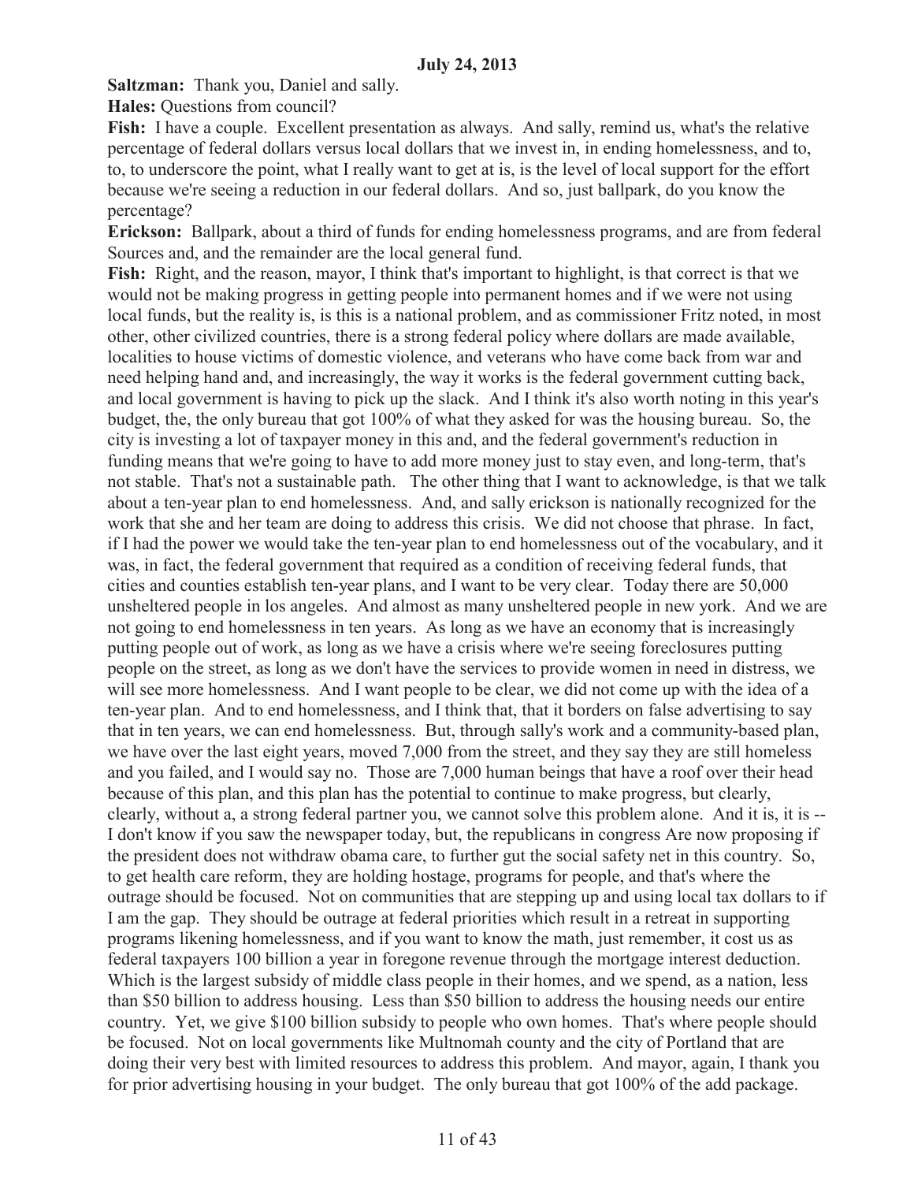**July 24, 2013**

**Saltzman:** Thank you, Daniel and sally.

**Hales:** Questions from council?

**Fish:** I have a couple. Excellent presentation as always. And sally, remind us, what's the relative percentage of federal dollars versus local dollars that we invest in, in ending homelessness, and to, to, to underscore the point, what I really want to get at is, is the level of local support for the effort because we're seeing a reduction in our federal dollars. And so, just ballpark, do you know the percentage?

**Erickson:** Ballpark, about a third of funds for ending homelessness programs, and are from federal Sources and, and the remainder are the local general fund.

**Fish:** Right, and the reason, mayor, I think that's important to highlight, is that correct is that we would not be making progress in getting people into permanent homes and if we were not using local funds, but the reality is, is this is a national problem, and as commissioner Fritz noted, in most other, other civilized countries, there is a strong federal policy where dollars are made available, localities to house victims of domestic violence, and veterans who have come back from war and need helping hand and, and increasingly, the way it works is the federal government cutting back, and local government is having to pick up the slack. And I think it's also worth noting in this year's budget, the, the only bureau that got 100% of what they asked for was the housing bureau. So, the city is investing a lot of taxpayer money in this and, and the federal government's reduction in funding means that we're going to have to add more money just to stay even, and long-term, that's not stable. That's not a sustainable path. The other thing that I want to acknowledge, is that we talk about a ten-year plan to end homelessness. And, and sally erickson is nationally recognized for the work that she and her team are doing to address this crisis. We did not choose that phrase. In fact, if I had the power we would take the ten-year plan to end homelessness out of the vocabulary, and it was, in fact, the federal government that required as a condition of receiving federal funds, that cities and counties establish ten-year plans, and I want to be very clear. Today there are 50,000 unsheltered people in los angeles. And almost as many unsheltered people in new york. And we are not going to end homelessness in ten years. As long as we have an economy that is increasingly putting people out of work, as long as we have a crisis where we're seeing foreclosures putting people on the street, as long as we don't have the services to provide women in need in distress, we will see more homelessness. And I want people to be clear, we did not come up with the idea of a ten-year plan. And to end homelessness, and I think that, that it borders on false advertising to say that in ten years, we can end homelessness. But, through sally's work and a community-based plan, we have over the last eight years, moved 7,000 from the street, and they say they are still homeless and you failed, and I would say no. Those are 7,000 human beings that have a roof over their head because of this plan, and this plan has the potential to continue to make progress, but clearly, clearly, without a, a strong federal partner you, we cannot solve this problem alone. And it is, it is -- I don't know if you saw the newspaper today, but, the republicans in congress Are now proposing if the president does not withdraw obama care, to further gut the social safety net in this country. So, to get health care reform, they are holding hostage, programs for people, and that's where the outrage should be focused. Not on communities that are stepping up and using local tax dollars to if I am the gap. They should be outrage at federal priorities which result in a retreat in supporting programs likening homelessness, and if you want to know the math, just remember, it cost us as federal taxpayers 100 billion a year in foregone revenue through the mortgage interest deduction. Which is the largest subsidy of middle class people in their homes, and we spend, as a nation, less than $50 billion to address housing. Less than $50 billion to address the housing needs our entire country. Yet, we give $100 billion subsidy to people who own homes. That's where people should be focused. Not on local governments like Multnomah county and the city of Portland that are doing their very best with limited resources to address this problem. And mayor, again, I thank you for prior advertising housing in your budget. The only bureau that got 100% of the add package.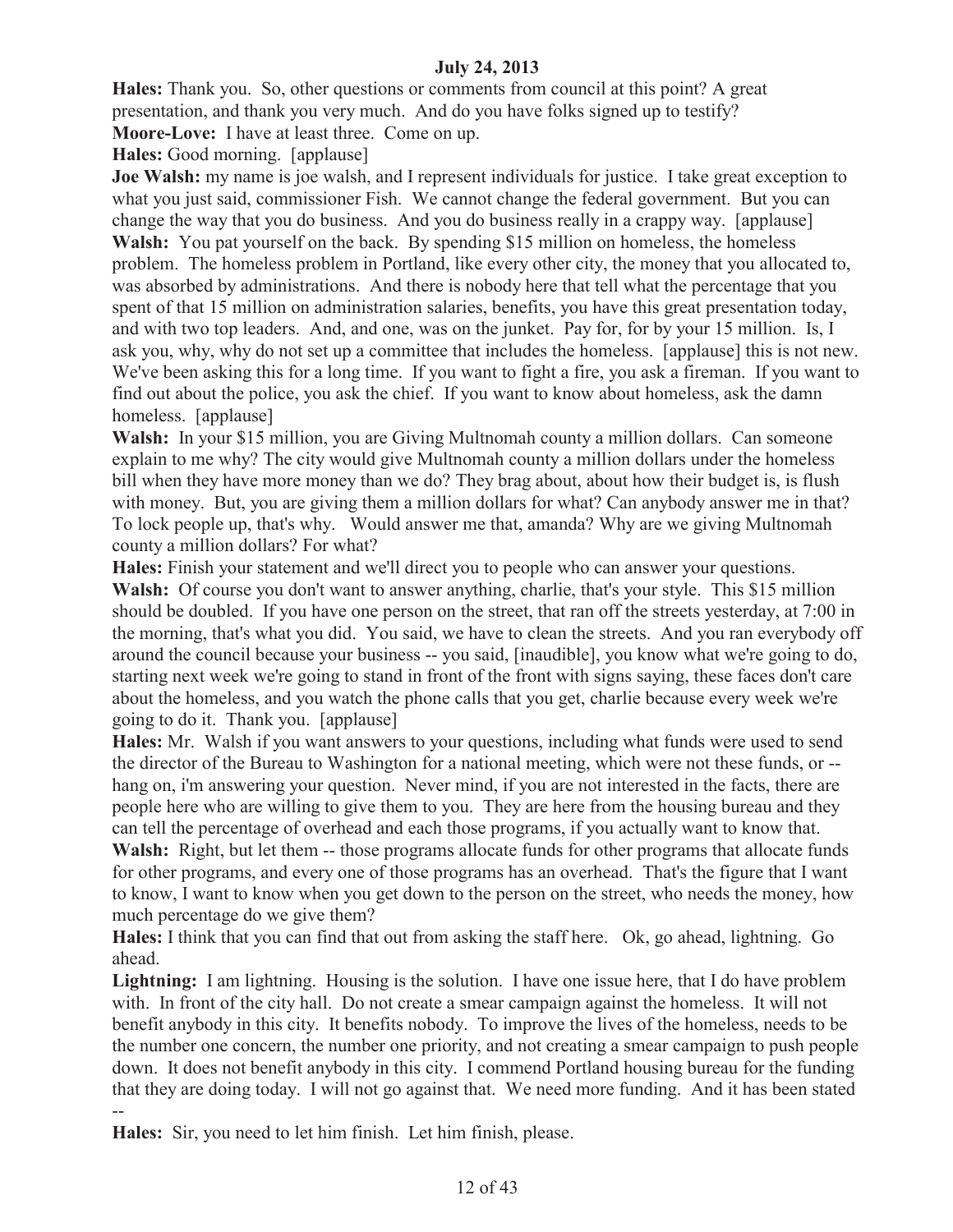**Hales:** Thank you. So, other questions or comments from council at this point? A great presentation, and thank you very much. And do you have folks signed up to testify?

**Moore-Love:** I have at least three. Come on up.

**Hales:** Good morning. [applause]

**Joe Walsh:** my name is joe walsh, and I represent individuals for justice. I take great exception to what you just said, commissioner Fish. We cannot change the federal government. But you can change the way that you do business. And you do business really in a crappy way. [applause]

**Walsh:** You pat yourself on the back. By spending $15 million on homeless, the homeless problem. The homeless problem in Portland, like every other city, the money that you allocated to, was absorbed by administrations. And there is nobody here that tell what the percentage that you spent of that 15 million on administration salaries, benefits, you have this great presentation today, and with two top leaders. And, and one, was on the junket. Pay for, for by your 15 million. Is, I ask you, why, why do not set up a committee that includes the homeless. [applause] this is not new. We've been asking this for a long time. If you want to fight a fire, you ask a fireman. If you want to find out about the police, you ask the chief. If you want to know about homeless, ask the damn homeless. [applause]

**Walsh:** In your $15 million, you are Giving Multnomah county a million dollars. Can someone explain to me why? The city would give Multnomah county a million dollars under the homeless bill when they have more money than we do? They brag about, about how their budget is, is flush with money. But, you are giving them a million dollars for what? Can anybody answer me in that? To lock people up, that's why. Would answer me that, amanda? Why are we giving Multnomah county a million dollars? For what?

**Hales:** Finish your statement and we'll direct you to people who can answer your questions.

**Walsh:** Of course you don't want to answer anything, charlie, that's your style. This $15 million should be doubled. If you have one person on the street, that ran off the streets yesterday, at 7:00 in the morning, that's what you did. You said, we have to clean the streets. And you ran everybody off around the council because your business -- you said, [inaudible], you know what we're going to do, starting next week we're going to stand in front of the front with signs saying, these faces don't care about the homeless, and you watch the phone calls that you get, charlie because every week we're going to do it. Thank you. [applause]

**Hales:** Mr. Walsh if you want answers to your questions, including what funds were used to send the director of the Bureau to Washington for a national meeting, which were not these funds, or -- hang on, i'm answering your question. Never mind, if you are not interested in the facts, there are people here who are willing to give them to you. They are here from the housing bureau and they can tell the percentage of overhead and each those programs, if you actually want to know that.

**Walsh:** Right, but let them -- those programs allocate funds for other programs that allocate funds for other programs, and every one of those programs has an overhead. That's the figure that I want to know, I want to know when you get down to the person on the street, who needs the money, how much percentage do we give them?

**Hales:** I think that you can find that out from asking the staff here. Ok, go ahead, lightning. Go ahead.

**Lightning:** I am lightning. Housing is the solution. I have one issue here, that I do have problem with. In front of the city hall. Do not create a smear campaign against the homeless. It will not benefit anybody in this city. It benefits nobody. To improve the lives of the homeless, needs to be the number one concern, the number one priority, and not creating a smear campaign to push people down. It does not benefit anybody in this city. I commend Portland housing bureau for the funding that they are doing today. I will not go against that. We need more funding. And it has been stated --

**Hales:** Sir, you need to let him finish. Let him finish, please.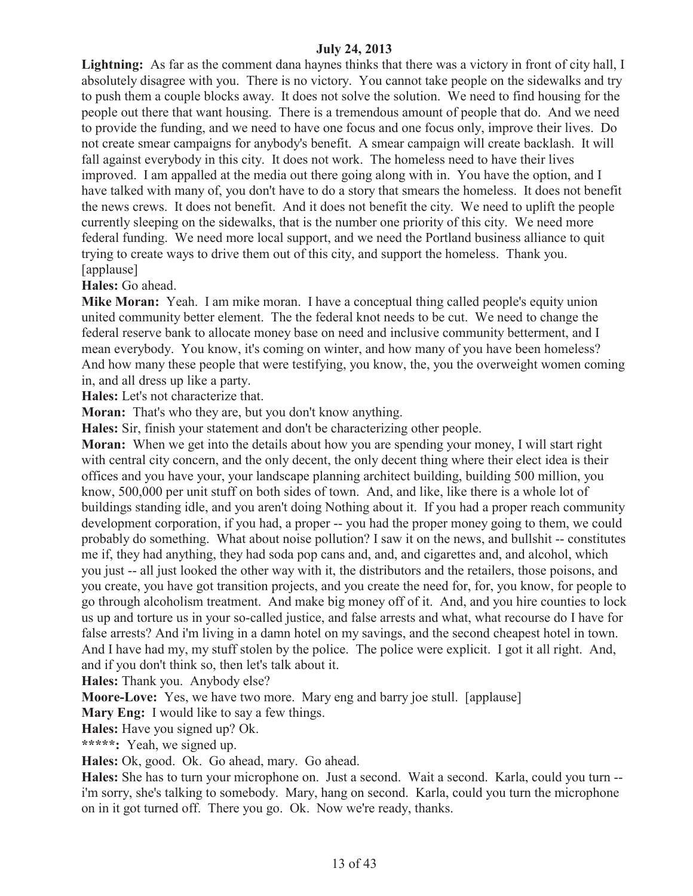**Lightning:** As far as the comment dana haynes thinks that there was a victory in front of city hall, I absolutely disagree with you. There is no victory. You cannot take people on the sidewalks and try to push them a couple blocks away. It does not solve the solution. We need to find housing for the people out there that want housing. There is a tremendous amount of people that do. And we need to provide the funding, and we need to have one focus and one focus only, improve their lives. Do not create smear campaigns for anybody's benefit. A smear campaign will create backlash. It will fall against everybody in this city. It does not work. The homeless need to have their lives improved. I am appalled at the media out there going along with in. You have the option, and I have talked with many of, you don't have to do a story that smears the homeless. It does not benefit the news crews. It does not benefit. And it does not benefit the city. We need to uplift the people currently sleeping on the sidewalks, that is the number one priority of this city. We need more federal funding. We need more local support, and we need the Portland business alliance to quit trying to create ways to drive them out of this city, and support the homeless. Thank you. [applause]

**Hales:** Go ahead.

**Mike Moran:** Yeah. I am mike moran. I have a conceptual thing called people's equity union united community better element. The the federal knot needs to be cut. We need to change the federal reserve bank to allocate money base on need and inclusive community betterment, and I mean everybody. You know, it's coming on winter, and how many of you have been homeless? And how many these people that were testifying, you know, the, you the overweight women coming in, and all dress up like a party.

**Hales:** Let's not characterize that.

**Moran:** That's who they are, but you don't know anything.

**Hales:** Sir, finish your statement and don't be characterizing other people.

**Moran:** When we get into the details about how you are spending your money, I will start right with central city concern, and the only decent, the only decent thing where their elect idea is their offices and you have your, your landscape planning architect building, building 500 million, you know, 500,000 per unit stuff on both sides of town. And, and like, like there is a whole lot of buildings standing idle, and you aren't doing Nothing about it. If you had a proper reach community development corporation, if you had, a proper -- you had the proper money going to them, we could probably do something. What about noise pollution? I saw it on the news, and bullshit -- constitutes me if, they had anything, they had soda pop cans and, and, and cigarettes and, and alcohol, which you just -- all just looked the other way with it, the distributors and the retailers, those poisons, and you create, you have got transition projects, and you create the need for, for, you know, for people to go through alcoholism treatment. And make big money off of it. And, and you hire counties to lock us up and torture us in your so-called justice, and false arrests and what, what recourse do I have for false arrests? And i'm living in a damn hotel on my savings, and the second cheapest hotel in town. And I have had my, my stuff stolen by the police. The police were explicit. I got it all right. And, and if you don't think so, then let's talk about it.

**Hales:** Thank you. Anybody else?

**Moore-Love:** Yes, we have two more. Mary eng and barry joe stull. [applause]

**Mary Eng:** I would like to say a few things.

**Hales:** Have you signed up? Ok.

**\*\*\*\*\*:** Yeah, we signed up.

**Hales:** Ok, good. Ok. Go ahead, mary. Go ahead.

**Hales:** She has to turn your microphone on. Just a second. Wait a second. Karla, could you turn -- i'm sorry, she's talking to somebody. Mary, hang on second. Karla, could you turn the microphone on in it got turned off. There you go. Ok. Now we're ready, thanks.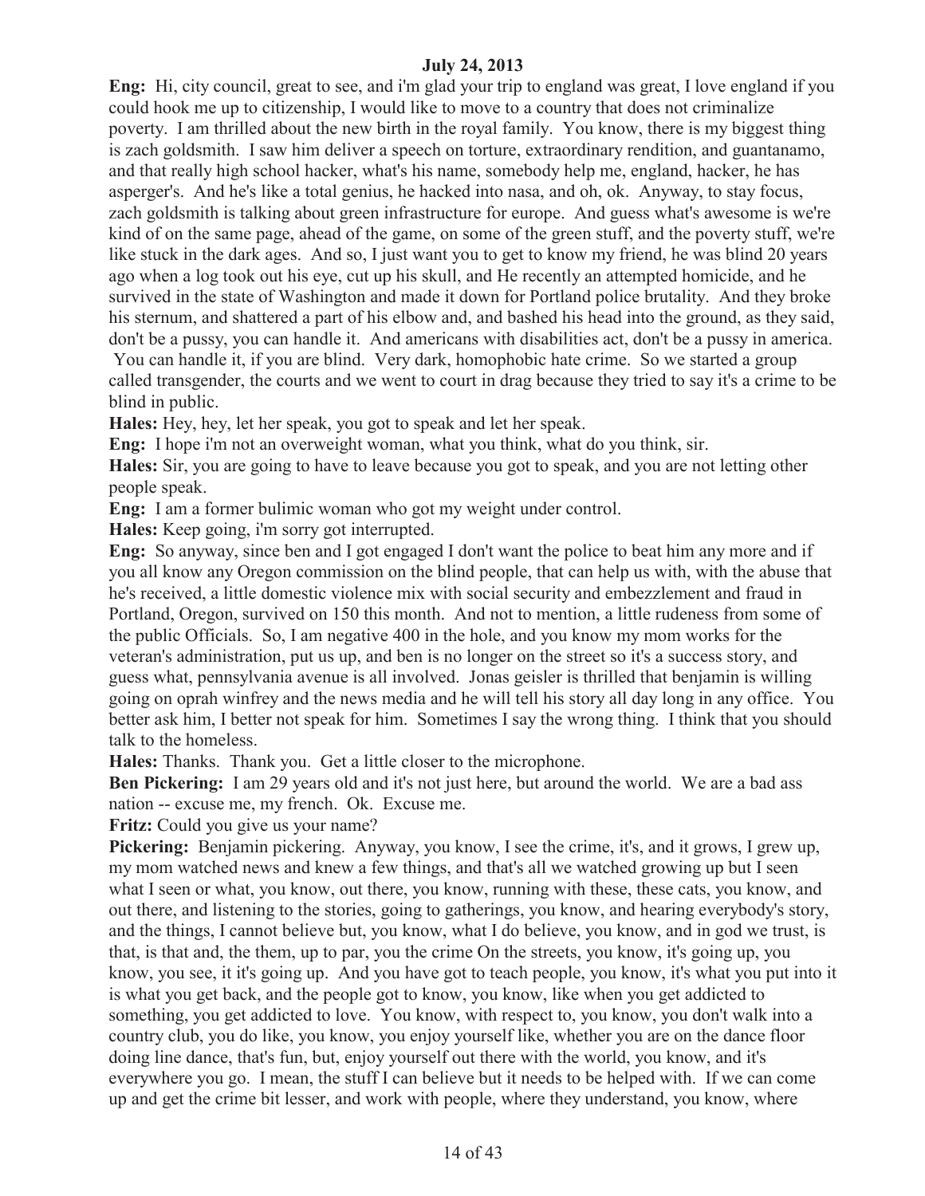**July 24, 2013**

**Eng:** Hi, city council, great to see, and i'm glad your trip to england was great, I love england if you could hook me up to citizenship, I would like to move to a country that does not criminalize poverty. I am thrilled about the new birth in the royal family. You know, there is my biggest thing is zach goldsmith. I saw him deliver a speech on torture, extraordinary rendition, and guantanamo, and that really high school hacker, what's his name, somebody help me, england, hacker, he has asperger's. And he's like a total genius, he hacked into nasa, and oh, ok. Anyway, to stay focus, zach goldsmith is talking about green infrastructure for europe. And guess what's awesome is we're kind of on the same page, ahead of the game, on some of the green stuff, and the poverty stuff, we're like stuck in the dark ages. And so, I just want you to get to know my friend, he was blind 20 years ago when a log took out his eye, cut up his skull, and He recently an attempted homicide, and he survived in the state of Washington and made it down for Portland police brutality. And they broke his sternum, and shattered a part of his elbow and, and bashed his head into the ground, as they said, don't be a pussy, you can handle it. And americans with disabilities act, don't be a pussy in america. You can handle it, if you are blind. Very dark, homophobic hate crime. So we started a group called transgender, the courts and we went to court in drag because they tried to say it's a crime to be blind in public.

**Hales:** Hey, hey, let her speak, you got to speak and let her speak.

**Eng:** I hope i'm not an overweight woman, what you think, what do you think, sir.

**Hales:** Sir, you are going to have to leave because you got to speak, and you are not letting other people speak.

**Eng:** I am a former bulimic woman who got my weight under control.

**Hales:** Keep going, i'm sorry got interrupted.

**Eng:** So anyway, since ben and I got engaged I don't want the police to beat him any more and if you all know any Oregon commission on the blind people, that can help us with, with the abuse that he's received, a little domestic violence mix with social security and embezzlement and fraud in Portland, Oregon, survived on 150 this month. And not to mention, a little rudeness from some of the public Officials. So, I am negative 400 in the hole, and you know my mom works for the veteran's administration, put us up, and ben is no longer on the street so it's a success story, and guess what, pennsylvania avenue is all involved. Jonas geisler is thrilled that benjamin is willing going on oprah winfrey and the news media and he will tell his story all day long in any office. You better ask him, I better not speak for him. Sometimes I say the wrong thing. I think that you should talk to the homeless.

**Hales:** Thanks. Thank you. Get a little closer to the microphone.

**Ben Pickering:** I am 29 years old and it's not just here, but around the world. We are a bad ass nation -- excuse me, my french. Ok. Excuse me.

**Fritz:** Could you give us your name?

**Pickering:** Benjamin pickering. Anyway, you know, I see the crime, it's, and it grows, I grew up, my mom watched news and knew a few things, and that's all we watched growing up but I seen what I seen or what, you know, out there, you know, running with these, these cats, you know, and out there, and listening to the stories, going to gatherings, you know, and hearing everybody's story, and the things, I cannot believe but, you know, what I do believe, you know, and in god we trust, is that, is that and, the them, up to par, you the crime On the streets, you know, it's going up, you know, you see, it it's going up. And you have got to teach people, you know, it's what you put into it is what you get back, and the people got to know, you know, like when you get addicted to something, you get addicted to love. You know, with respect to, you know, you don't walk into a country club, you do like, you know, you enjoy yourself like, whether you are on the dance floor doing line dance, that's fun, but, enjoy yourself out there with the world, you know, and it's everywhere you go. I mean, the stuff I can believe but it needs to be helped with. If we can come up and get the crime bit lesser, and work with people, where they understand, you know, where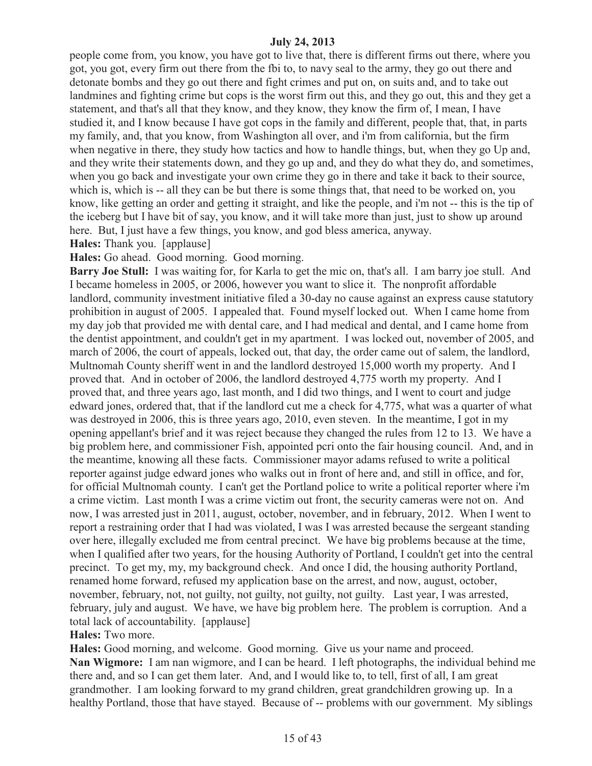people come from, you know, you have got to live that, there is different firms out there, where you got, you got, every firm out there from the fbi to, to navy seal to the army, they go out there and detonate bombs and they go out there and fight crimes and put on, on suits and, and to take out landmines and fighting crime but cops is the worst firm out this, and they go out, this and they get a statement, and that's all that they know, and they know, they know the firm of, I mean, I have studied it, and I know because I have got cops in the family and different, people that, that, in parts my family, and, that you know, from Washington all over, and i'm from california, but the firm when negative in there, they study how tactics and how to handle things, but, when they go Up and, and they write their statements down, and they go up and, and they do what they do, and sometimes, when you go back and investigate your own crime they go in there and take it back to their source, which is, which is -- all they can be but there is some things that, that need to be worked on, you know, like getting an order and getting it straight, and like the people, and i'm not -- this is the tip of the iceberg but I have bit of say, you know, and it will take more than just, just to show up around here. But, I just have a few things, you know, and god bless america, anyway.

**Hales:** Thank you. [applause]

**Hales:** Go ahead. Good morning. Good morning.

**Barry Joe Stull:** I was waiting for, for Karla to get the mic on, that's all. I am barry joe stull. And I became homeless in 2005, or 2006, however you want to slice it. The nonprofit affordable landlord, community investment initiative filed a 30-day no cause against an express cause statutory prohibition in august of 2005. I appealed that. Found myself locked out. When I came home from my day job that provided me with dental care, and I had medical and dental, and I came home from the dentist appointment, and couldn't get in my apartment. I was locked out, november of 2005, and march of 2006, the court of appeals, locked out, that day, the order came out of salem, the landlord, Multnomah County sheriff went in and the landlord destroyed 15,000 worth my property. And I proved that. And in october of 2006, the landlord destroyed 4,775 worth my property. And I proved that, and three years ago, last month, and I did two things, and I went to court and judge edward jones, ordered that, that if the landlord cut me a check for 4,775, what was a quarter of what was destroyed in 2006, this is three years ago, 2010, even steven. In the meantime, I got in my opening appellant's brief and it was reject because they changed the rules from 12 to 13. We have a big problem here, and commissioner Fish, appointed pcri onto the fair housing council. And, and in the meantime, knowing all these facts. Commissioner mayor adams refused to write a political reporter against judge edward jones who walks out in front of here and, and still in office, and for, for official Multnomah county. I can't get the Portland police to write a political reporter where i'm a crime victim. Last month I was a crime victim out front, the security cameras were not on. And now, I was arrested just in 2011, august, october, november, and in february, 2012. When I went to report a restraining order that I had was violated, I was I was arrested because the sergeant standing over here, illegally excluded me from central precinct. We have big problems because at the time, when I qualified after two years, for the housing Authority of Portland, I couldn't get into the central precinct. To get my, my, my background check. And once I did, the housing authority Portland, renamed home forward, refused my application base on the arrest, and now, august, october, november, february, not, not guilty, not guilty, not guilty, not guilty. Last year, I was arrested, february, july and august. We have, we have big problem here. The problem is corruption. And a total lack of accountability. [applause]

**Hales:** Two more.

**Hales:** Good morning, and welcome. Good morning. Give us your name and proceed.

**Nan Wigmore:** I am nan wigmore, and I can be heard. I left photographs, the individual behind me there and, and so I can get them later. And, and I would like to, to tell, first of all, I am great grandmother. I am looking forward to my grand children, great grandchildren growing up. In a healthy Portland, those that have stayed. Because of -- problems with our government. My siblings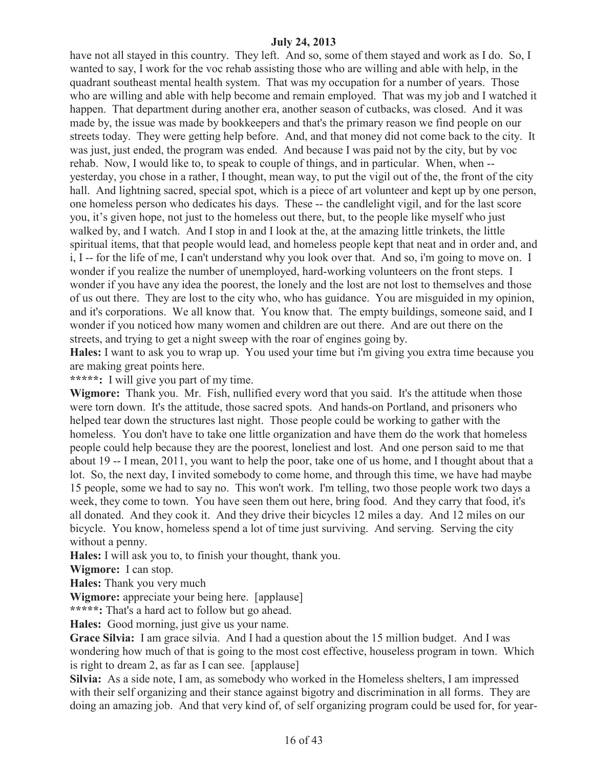have not all stayed in this country. They left. And so, some of them stayed and work as I do. So, I wanted to say, I work for the voc rehab assisting those who are willing and able with help, in the quadrant southeast mental health system. That was my occupation for a number of years. Those who are willing and able with help become and remain employed. That was my job and I watched it happen. That department during another era, another season of cutbacks, was closed. And it was made by, the issue was made by bookkeepers and that's the primary reason we find people on our streets today. They were getting help before. And, and that money did not come back to the city. It was just, just ended, the program was ended. And because I was paid not by the city, but by voc rehab. Now, I would like to, to speak to couple of things, and in particular. When, when -- yesterday, you chose in a rather, I thought, mean way, to put the vigil out of the, the front of the city hall. And lightning sacred, special spot, which is a piece of art volunteer and kept up by one person, one homeless person who dedicates his days. These -- the candlelight vigil, and for the last score you, it's given hope, not just to the homeless out there, but, to the people like myself who just walked by, and I watch. And I stop in and I look at the, at the amazing little trinkets, the little spiritual items, that that people would lead, and homeless people kept that neat and in order and, and i, I -- for the life of me, I can't understand why you look over that. And so, i'm going to move on. I wonder if you realize the number of unemployed, hard-working volunteers on the front steps. I wonder if you have any idea the poorest, the lonely and the lost are not lost to themselves and those of us out there. They are lost to the city who, who has guidance. You are misguided in my opinion, and it's corporations. We all know that. You know that. The empty buildings, someone said, and I wonder if you noticed how many women and children are out there. And are out there on the streets, and trying to get a night sweep with the roar of engines going by.

**Hales:** I want to ask you to wrap up. You used your time but i'm giving you extra time because you are making great points here.

**\*\*\*\*\*:** I will give you part of my time.

**Wigmore:** Thank you. Mr. Fish, nullified every word that you said. It's the attitude when those were torn down. It's the attitude, those sacred spots. And hands-on Portland, and prisoners who helped tear down the structures last night. Those people could be working to gather with the homeless. You don't have to take one little organization and have them do the work that homeless people could help because they are the poorest, loneliest and lost. And one person said to me that about 19 -- I mean, 2011, you want to help the poor, take one of us home, and I thought about that a lot. So, the next day, I invited somebody to come home, and through this time, we have had maybe 15 people, some we had to say no. This won't work. I'm telling, two those people work two days a week, they come to town. You have seen them out here, bring food. And they carry that food, it's all donated. And they cook it. And they drive their bicycles 12 miles a day. And 12 miles on our bicycle. You know, homeless spend a lot of time just surviving. And serving. Serving the city without a penny.

**Hales:** I will ask you to, to finish your thought, thank you.

**Wigmore:** I can stop.

**Hales:** Thank you very much

**Wigmore:** appreciate your being here. [applause]

**\*\*\*\*\*:** That's a hard act to follow but go ahead.

**Hales:** Good morning, just give us your name.

**Grace Silvia:** I am grace silvia. And I had a question about the 15 million budget. And I was wondering how much of that is going to the most cost effective, houseless program in town. Which is right to dream 2, as far as I can see. [applause]

**Silvia:** As a side note, I am, as somebody who worked in the Homeless shelters, I am impressed with their self organizing and their stance against bigotry and discrimination in all forms. They are doing an amazing job. And that very kind of, of self organizing program could be used for, for year-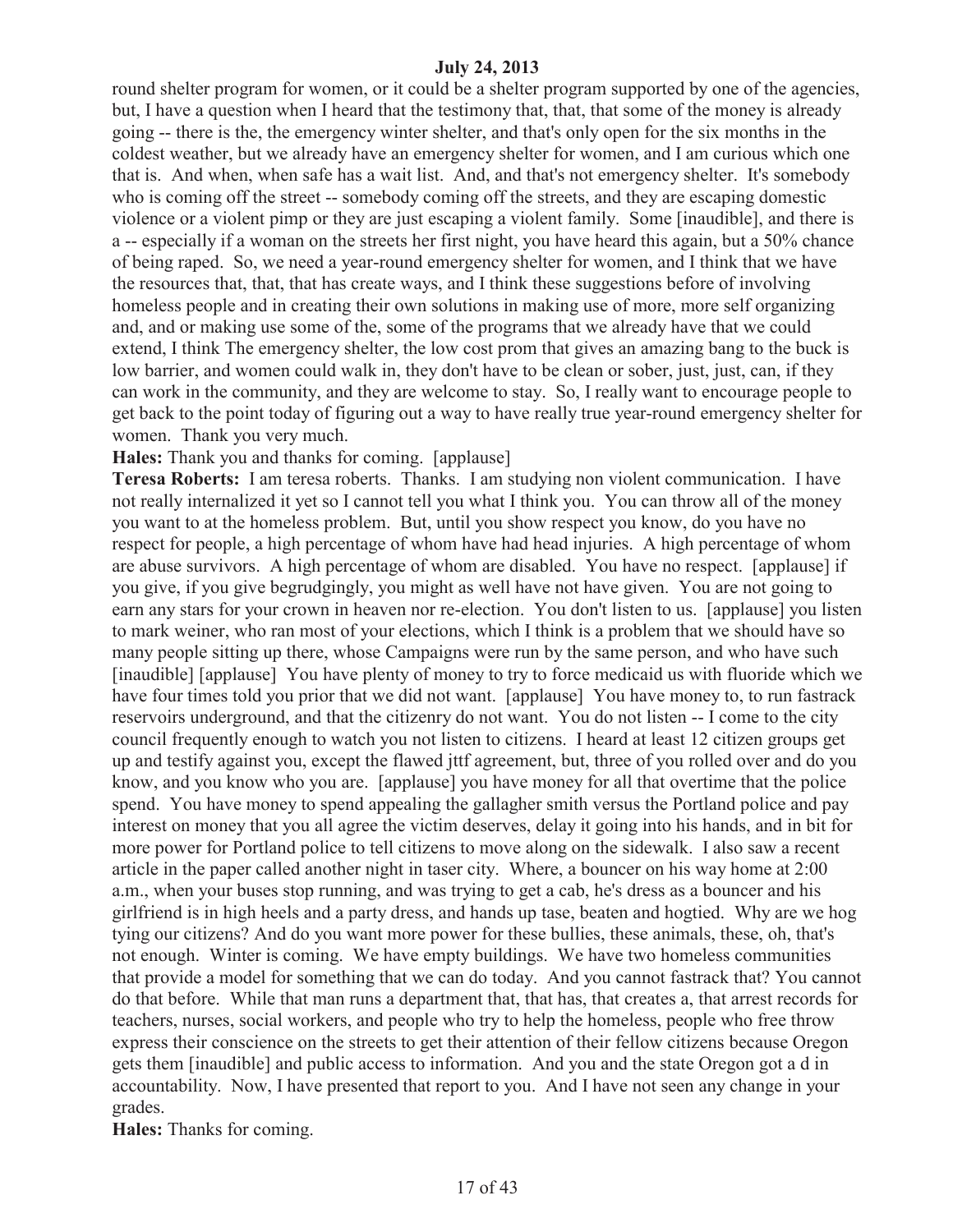round shelter program for women, or it could be a shelter program supported by one of the agencies, but, I have a question when I heard that the testimony that, that, that some of the money is already going -- there is the, the emergency winter shelter, and that's only open for the six months in the coldest weather, but we already have an emergency shelter for women, and I am curious which one that is. And when, when safe has a wait list. And, and that's not emergency shelter. It's somebody who is coming off the street -- somebody coming off the streets, and they are escaping domestic violence or a violent pimp or they are just escaping a violent family. Some [inaudible], and there is a -- especially if a woman on the streets her first night, you have heard this again, but a 50% chance of being raped. So, we need a year-round emergency shelter for women, and I think that we have the resources that, that, that has create ways, and I think these suggestions before of involving homeless people and in creating their own solutions in making use of more, more self organizing and, and or making use some of the, some of the programs that we already have that we could extend, I think The emergency shelter, the low cost prom that gives an amazing bang to the buck is low barrier, and women could walk in, they don't have to be clean or sober, just, just, can, if they can work in the community, and they are welcome to stay. So, I really want to encourage people to get back to the point today of figuring out a way to have really true year-round emergency shelter for women. Thank you very much.

**Hales:** Thank you and thanks for coming. [applause]

**Teresa Roberts:** I am teresa roberts. Thanks. I am studying non violent communication. I have not really internalized it yet so I cannot tell you what I think you. You can throw all of the money you want to at the homeless problem. But, until you show respect you know, do you have no respect for people, a high percentage of whom have had head injuries. A high percentage of whom are abuse survivors. A high percentage of whom are disabled. You have no respect. [applause] if you give, if you give begrudgingly, you might as well have not have given. You are not going to earn any stars for your crown in heaven nor re-election. You don't listen to us. [applause] you listen to mark weiner, who ran most of your elections, which I think is a problem that we should have so many people sitting up there, whose Campaigns were run by the same person, and who have such [inaudible] [applause] You have plenty of money to try to force medicaid us with fluoride which we have four times told you prior that we did not want. [applause] You have money to, to run fastrack reservoirs underground, and that the citizenry do not want. You do not listen -- I come to the city council frequently enough to watch you not listen to citizens. I heard at least 12 citizen groups get up and testify against you, except the flawed jttf agreement, but, three of you rolled over and do you know, and you know who you are. [applause] you have money for all that overtime that the police spend. You have money to spend appealing the gallagher smith versus the Portland police and pay interest on money that you all agree the victim deserves, delay it going into his hands, and in bit for more power for Portland police to tell citizens to move along on the sidewalk. I also saw a recent article in the paper called another night in taser city. Where, a bouncer on his way home at 2:00 a.m., when your buses stop running, and was trying to get a cab, he's dress as a bouncer and his girlfriend is in high heels and a party dress, and hands up tase, beaten and hogtied. Why are we hog tying our citizens? And do you want more power for these bullies, these animals, these, oh, that's not enough. Winter is coming. We have empty buildings. We have two homeless communities that provide a model for something that we can do today. And you cannot fastrack that? You cannot do that before. While that man runs a department that, that has, that creates a, that arrest records for teachers, nurses, social workers, and people who try to help the homeless, people who free throw express their conscience on the streets to get their attention of their fellow citizens because Oregon gets them [inaudible] and public access to information. And you and the state Oregon got a d in accountability. Now, I have presented that report to you. And I have not seen any change in your grades.

**Hales:** Thanks for coming.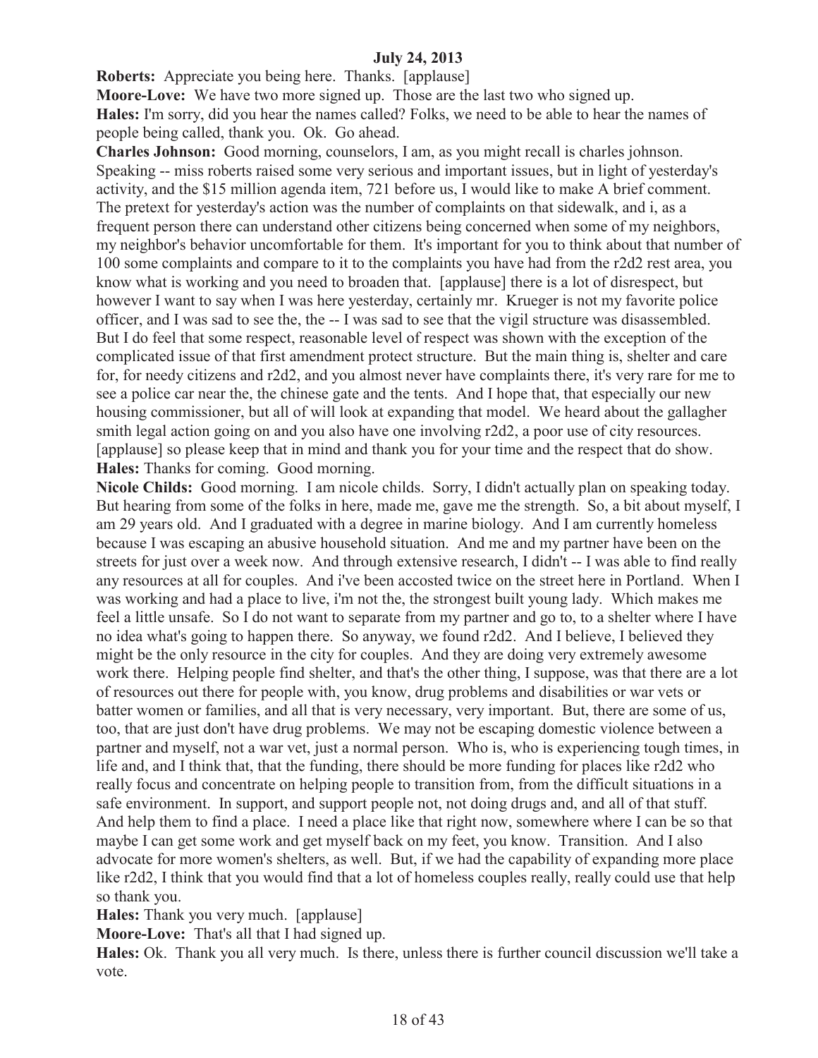**July 24, 2013**

**Roberts:** Appreciate you being here. Thanks. [applause]

**Moore-Love:** We have two more signed up. Those are the last two who signed up.

**Hales:** I'm sorry, did you hear the names called? Folks, we need to be able to hear the names of people being called, thank you. Ok. Go ahead.

**Charles Johnson:** Good morning, counselors, I am, as you might recall is charles johnson. Speaking -- miss roberts raised some very serious and important issues, but in light of yesterday's activity, and the $15 million agenda item, 721 before us, I would like to make A brief comment. The pretext for yesterday's action was the number of complaints on that sidewalk, and i, as a frequent person there can understand other citizens being concerned when some of my neighbors, my neighbor's behavior uncomfortable for them. It's important for you to think about that number of 100 some complaints and compare to it to the complaints you have had from the r2d2 rest area, you know what is working and you need to broaden that. [applause] there is a lot of disrespect, but however I want to say when I was here yesterday, certainly mr. Krueger is not my favorite police officer, and I was sad to see the, the -- I was sad to see that the vigil structure was disassembled. But I do feel that some respect, reasonable level of respect was shown with the exception of the complicated issue of that first amendment protect structure. But the main thing is, shelter and care for, for needy citizens and r2d2, and you almost never have complaints there, it's very rare for me to see a police car near the, the chinese gate and the tents. And I hope that, that especially our new housing commissioner, but all of will look at expanding that model. We heard about the gallagher smith legal action going on and you also have one involving r2d2, a poor use of city resources. [applause] so please keep that in mind and thank you for your time and the respect that do show.

**Hales:** Thanks for coming. Good morning.

**Nicole Childs:** Good morning. I am nicole childs. Sorry, I didn't actually plan on speaking today. But hearing from some of the folks in here, made me, gave me the strength. So, a bit about myself, I am 29 years old. And I graduated with a degree in marine biology. And I am currently homeless because I was escaping an abusive household situation. And me and my partner have been on the streets for just over a week now. And through extensive research, I didn't -- I was able to find really any resources at all for couples. And i've been accosted twice on the street here in Portland. When I was working and had a place to live, i'm not the, the strongest built young lady. Which makes me feel a little unsafe. So I do not want to separate from my partner and go to, to a shelter where I have no idea what's going to happen there. So anyway, we found r2d2. And I believe, I believed they might be the only resource in the city for couples. And they are doing very extremely awesome work there. Helping people find shelter, and that's the other thing, I suppose, was that there are a lot of resources out there for people with, you know, drug problems and disabilities or war vets or batter women or families, and all that is very necessary, very important. But, there are some of us, too, that are just don't have drug problems. We may not be escaping domestic violence between a partner and myself, not a war vet, just a normal person. Who is, who is experiencing tough times, in life and, and I think that, that the funding, there should be more funding for places like r2d2 who really focus and concentrate on helping people to transition from, from the difficult situations in a safe environment. In support, and support people not, not doing drugs and, and all of that stuff. And help them to find a place. I need a place like that right now, somewhere where I can be so that maybe I can get some work and get myself back on my feet, you know. Transition. And I also advocate for more women's shelters, as well. But, if we had the capability of expanding more place like r2d2, I think that you would find that a lot of homeless couples really, really could use that help so thank you.

**Hales:** Thank you very much. [applause]

**Moore-Love:** That's all that I had signed up.

**Hales:** Ok. Thank you all very much. Is there, unless there is further council discussion we'll take a vote.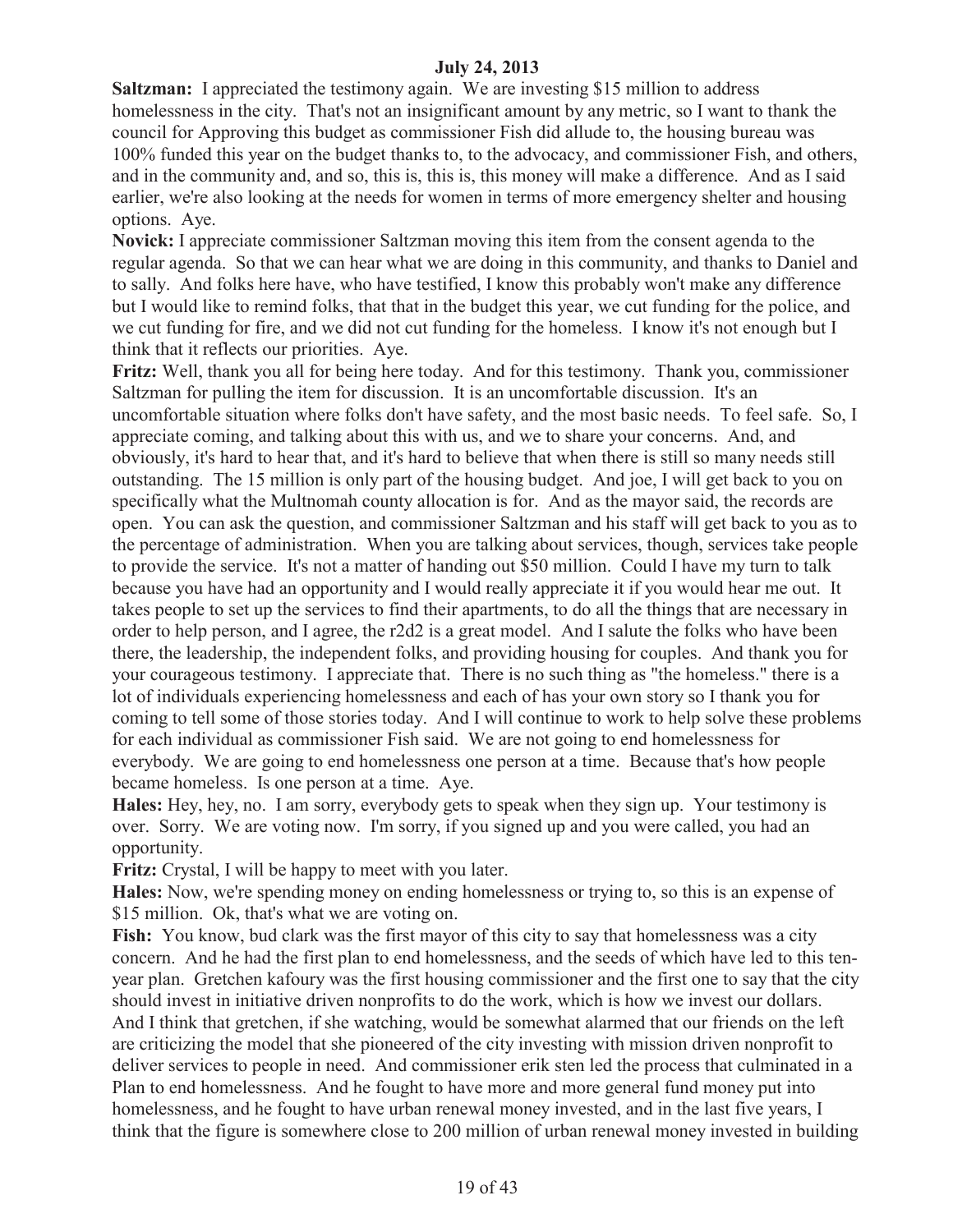**July 24, 2013**

**Saltzman:** I appreciated the testimony again. We are investing $15 million to address homelessness in the city. That's not an insignificant amount by any metric, so I want to thank the council for Approving this budget as commissioner Fish did allude to, the housing bureau was 100% funded this year on the budget thanks to, to the advocacy, and commissioner Fish, and others, and in the community and, and so, this is, this is, this money will make a difference. And as I said earlier, we're also looking at the needs for women in terms of more emergency shelter and housing options. Aye.

**Novick:** I appreciate commissioner Saltzman moving this item from the consent agenda to the regular agenda. So that we can hear what we are doing in this community, and thanks to Daniel and to sally. And folks here have, who have testified, I know this probably won't make any difference but I would like to remind folks, that that in the budget this year, we cut funding for the police, and we cut funding for fire, and we did not cut funding for the homeless. I know it's not enough but I think that it reflects our priorities. Aye.

**Fritz:** Well, thank you all for being here today. And for this testimony. Thank you, commissioner Saltzman for pulling the item for discussion. It is an uncomfortable discussion. It's an uncomfortable situation where folks don't have safety, and the most basic needs. To feel safe. So, I appreciate coming, and talking about this with us, and we to share your concerns. And, and obviously, it's hard to hear that, and it's hard to believe that when there is still so many needs still outstanding. The 15 million is only part of the housing budget. And joe, I will get back to you on specifically what the Multnomah county allocation is for. And as the mayor said, the records are open. You can ask the question, and commissioner Saltzman and his staff will get back to you as to the percentage of administration. When you are talking about services, though, services take people to provide the service. It's not a matter of handing out $50 million. Could I have my turn to talk because you have had an opportunity and I would really appreciate it if you would hear me out. It takes people to set up the services to find their apartments, to do all the things that are necessary in order to help person, and I agree, the r2d2 is a great model. And I salute the folks who have been there, the leadership, the independent folks, and providing housing for couples. And thank you for your courageous testimony. I appreciate that. There is no such thing as "the homeless." there is a lot of individuals experiencing homelessness and each of has your own story so I thank you for coming to tell some of those stories today. And I will continue to work to help solve these problems for each individual as commissioner Fish said. We are not going to end homelessness for everybody. We are going to end homelessness one person at a time. Because that's how people became homeless. Is one person at a time. Aye.

**Hales:** Hey, hey, no. I am sorry, everybody gets to speak when they sign up. Your testimony is over. Sorry. We are voting now. I'm sorry, if you signed up and you were called, you had an opportunity.

**Fritz:** Crystal, I will be happy to meet with you later.

**Hales:** Now, we're spending money on ending homelessness or trying to, so this is an expense of $15 million. Ok, that's what we are voting on.

**Fish:** You know, bud clark was the first mayor of this city to say that homelessness was a city concern. And he had the first plan to end homelessness, and the seeds of which have led to this ten-year plan. Gretchen kafoury was the first housing commissioner and the first one to say that the city should invest in initiative driven nonprofits to do the work, which is how we invest our dollars. And I think that gretchen, if she watching, would be somewhat alarmed that our friends on the left are criticizing the model that she pioneered of the city investing with mission driven nonprofit to deliver services to people in need. And commissioner erik sten led the process that culminated in a Plan to end homelessness. And he fought to have more and more general fund money put into homelessness, and he fought to have urban renewal money invested, and in the last five years, I think that the figure is somewhere close to 200 million of urban renewal money invested in building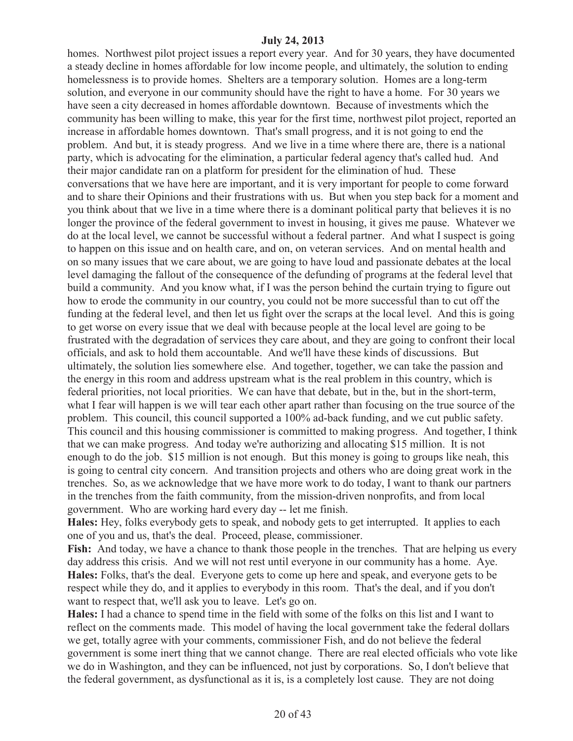homes. Northwest pilot project issues a report every year. And for 30 years, they have documented a steady decline in homes affordable for low income people, and ultimately, the solution to ending homelessness is to provide homes. Shelters are a temporary solution. Homes are a long-term solution, and everyone in our community should have the right to have a home. For 30 years we have seen a city decreased in homes affordable downtown. Because of investments which the community has been willing to make, this year for the first time, northwest pilot project, reported an increase in affordable homes downtown. That's small progress, and it is not going to end the problem. And but, it is steady progress. And we live in a time where there are, there is a national party, which is advocating for the elimination, a particular federal agency that's called hud. And their major candidate ran on a platform for president for the elimination of hud. These conversations that we have here are important, and it is very important for people to come forward and to share their Opinions and their frustrations with us. But when you step back for a moment and you think about that we live in a time where there is a dominant political party that believes it is no longer the province of the federal government to invest in housing, it gives me pause. Whatever we do at the local level, we cannot be successful without a federal partner. And what I suspect is going to happen on this issue and on health care, and on, on veteran services. And on mental health and on so many issues that we care about, we are going to have loud and passionate debates at the local level damaging the fallout of the consequence of the defunding of programs at the federal level that build a community. And you know what, if I was the person behind the curtain trying to figure out how to erode the community in our country, you could not be more successful than to cut off the funding at the federal level, and then let us fight over the scraps at the local level. And this is going to get worse on every issue that we deal with because people at the local level are going to be frustrated with the degradation of services they care about, and they are going to confront their local officials, and ask to hold them accountable. And we'll have these kinds of discussions. But ultimately, the solution lies somewhere else. And together, together, we can take the passion and the energy in this room and address upstream what is the real problem in this country, which is federal priorities, not local priorities. We can have that debate, but in the, but in the short-term, what I fear will happen is we will tear each other apart rather than focusing on the true source of the problem. This council, this council supported a 100% ad-back funding, and we cut public safety. This council and this housing commissioner is committed to making progress. And together, I think that we can make progress. And today we're authorizing and allocating $15 million. It is not enough to do the job. $15 million is not enough. But this money is going to groups like neah, this is going to central city concern. And transition projects and others who are doing great work in the trenches. So, as we acknowledge that we have more work to do today, I want to thank our partners in the trenches from the faith community, from the mission-driven nonprofits, and from local government. Who are working hard every day -- let me finish.

**Hales:** Hey, folks everybody gets to speak, and nobody gets to get interrupted. It applies to each one of you and us, that's the deal. Proceed, please, commissioner.

**Fish:** And today, we have a chance to thank those people in the trenches. That are helping us every day address this crisis. And we will not rest until everyone in our community has a home. Aye.

**Hales:** Folks, that's the deal. Everyone gets to come up here and speak, and everyone gets to be respect while they do, and it applies to everybody in this room. That's the deal, and if you don't want to respect that, we'll ask you to leave. Let's go on.

**Hales:** I had a chance to spend time in the field with some of the folks on this list and I want to reflect on the comments made. This model of having the local government take the federal dollars we get, totally agree with your comments, commissioner Fish, and do not believe the federal government is some inert thing that we cannot change. There are real elected officials who vote like we do in Washington, and they can be influenced, not just by corporations. So, I don't believe that the federal government, as dysfunctional as it is, is a completely lost cause. They are not doing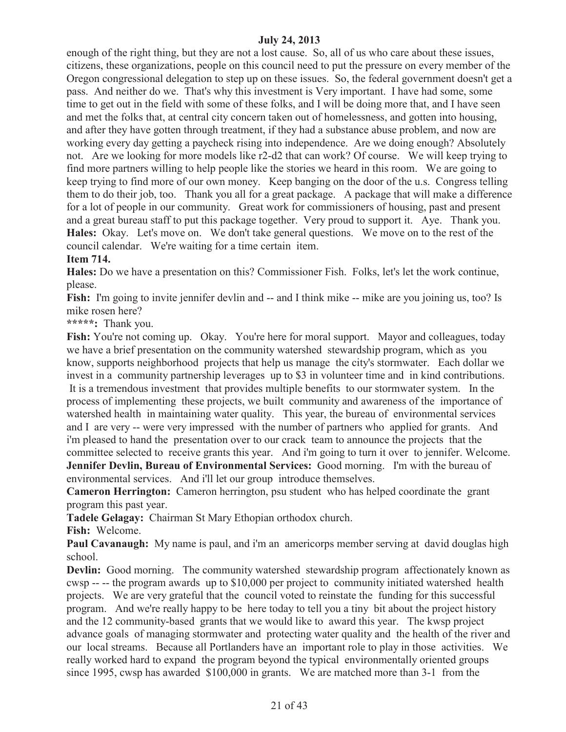**July 24, 2013**

enough of the right thing, but they are not a lost cause. So, all of us who care about these issues, citizens, these organizations, people on this council need to put the pressure on every member of the Oregon congressional delegation to step up on these issues. So, the federal government doesn't get a pass. And neither do we. That's why this investment is Very important. I have had some, some time to get out in the field with some of these folks, and I will be doing more that, and I have seen and met the folks that, at central city concern taken out of homelessness, and gotten into housing, and after they have gotten through treatment, if they had a substance abuse problem, and now are working every day getting a paycheck rising into independence. Are we doing enough? Absolutely not. Are we looking for more models like r2-d2 that can work? Of course. We will keep trying to find more partners willing to help people like the stories we heard in this room. We are going to keep trying to find more of our own money. Keep banging on the door of the u.s. Congress telling them to do their job, too. Thank you all for a great package. A package that will make a difference for a lot of people in our community. Great work for commissioners of housing, past and present and a great bureau staff to put this package together. Very proud to support it. Aye. Thank you.

**Hales:** Okay. Let's move on. We don't take general questions. We move on to the rest of the council calendar. We're waiting for a time certain item.

**Item 714.**

**Hales:** Do we have a presentation on this? Commissioner Fish. Folks, let's let the work continue, please.

**Fish:** I'm going to invite jennifer devlin and -- and I think mike -- mike are you joining us, too? Is mike rosen here?

**\*\*\*\*\*:** Thank you.

**Fish:** You're not coming up. Okay. You're here for moral support. Mayor and colleagues, today we have a brief presentation on the community watershed stewardship program, which as you know, supports neighborhood projects that help us manage the city's stormwater. Each dollar we invest in a community partnership leverages up to $3 in volunteer time and in kind contributions. It is a tremendous investment that provides multiple benefits to our stormwater system. In the process of implementing these projects, we built community and awareness of the importance of watershed health in maintaining water quality. This year, the bureau of environmental services and I are very -- were very impressed with the number of partners who applied for grants. And i'm pleased to hand the presentation over to our crack team to announce the projects that the committee selected to receive grants this year. And i'm going to turn it over to jennifer. Welcome.

**Jennifer Devlin, Bureau of Environmental Services:** Good morning. I'm with the bureau of environmental services. And i'll let our group introduce themselves.

**Cameron Herrington:** Cameron herrington, psu student who has helped coordinate the grant program this past year.

**Tadele Gelagay:** Chairman St Mary Ethopian orthodox church.

**Fish:** Welcome.

**Paul Cavanaugh:** My name is paul, and i'm an americorps member serving at david douglas high school.

**Devlin:** Good morning. The community watershed stewardship program affectionately known as cwsp -- -- the program awards up to $10,000 per project to community initiated watershed health projects. We are very grateful that the council voted to reinstate the funding for this successful program. And we're really happy to be here today to tell you a tiny bit about the project history and the 12 community-based grants that we would like to award this year. The kwsp project advance goals of managing stormwater and protecting water quality and the health of the river and our local streams. Because all Portlanders have an important role to play in those activities. We really worked hard to expand the program beyond the typical environmentally oriented groups since 1995, cwsp has awarded $100,000 in grants. We are matched more than 3-1 from the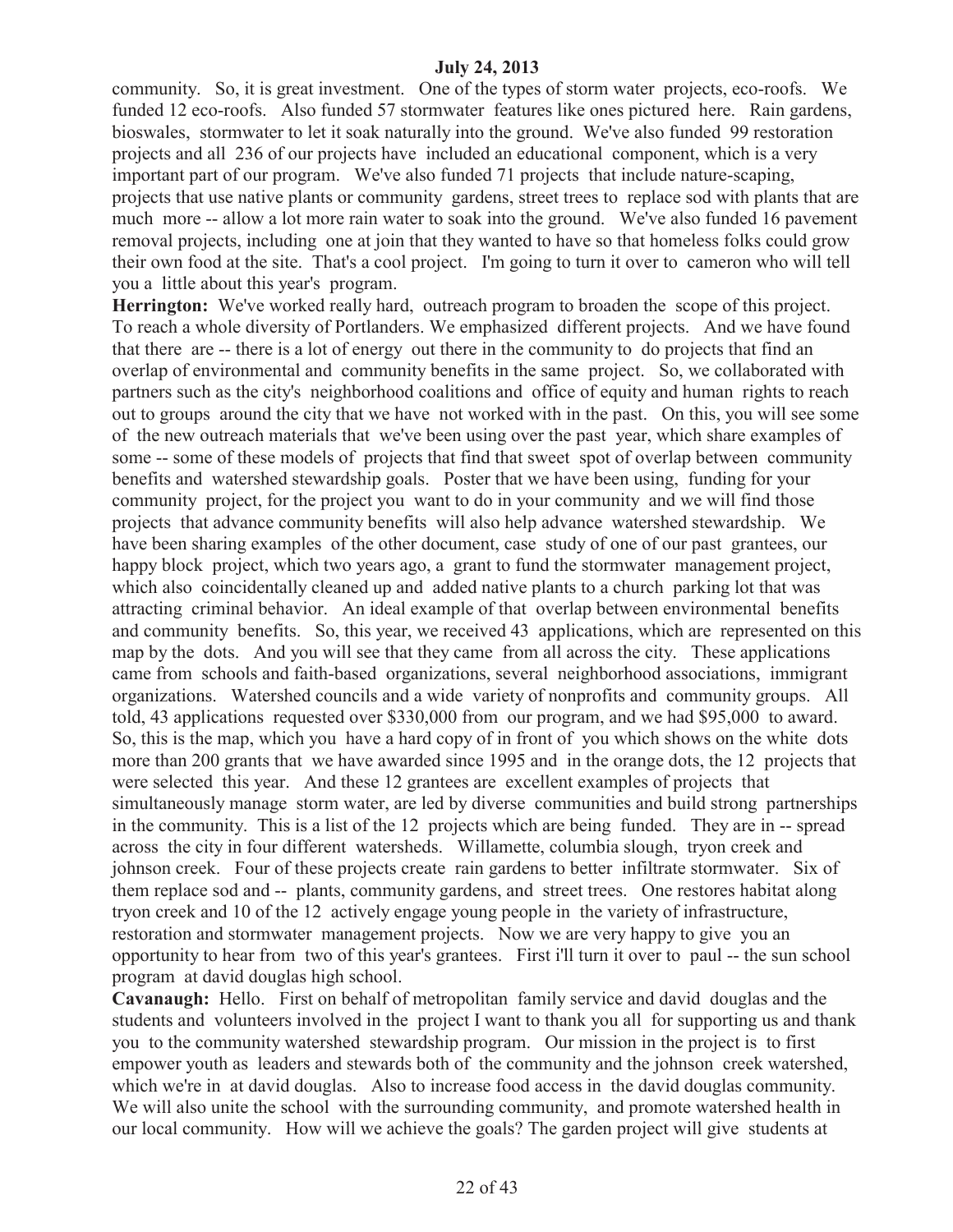community. So, it is great investment. One of the types of storm water projects, eco-roofs. We funded 12 eco-roofs. Also funded 57 stormwater features like ones pictured here. Rain gardens, bioswales, stormwater to let it soak naturally into the ground. We've also funded 99 restoration projects and all 236 of our projects have included an educational component, which is a very important part of our program. We've also funded 71 projects that include nature-scaping, projects that use native plants or community gardens, street trees to replace sod with plants that are much more -- allow a lot more rain water to soak into the ground. We've also funded 16 pavement removal projects, including one at join that they wanted to have so that homeless folks could grow their own food at the site. That's a cool project. I'm going to turn it over to cameron who will tell you a little about this year's program.

**Herrington:** We've worked really hard, outreach program to broaden the scope of this project. To reach a whole diversity of Portlanders. We emphasized different projects. And we have found that there are -- there is a lot of energy out there in the community to do projects that find an overlap of environmental and community benefits in the same project. So, we collaborated with partners such as the city's neighborhood coalitions and office of equity and human rights to reach out to groups around the city that we have not worked with in the past. On this, you will see some of the new outreach materials that we've been using over the past year, which share examples of some -- some of these models of projects that find that sweet spot of overlap between community benefits and watershed stewardship goals. Poster that we have been using, funding for your community project, for the project you want to do in your community and we will find those projects that advance community benefits will also help advance watershed stewardship. We have been sharing examples of the other document, case study of one of our past grantees, our happy block project, which two years ago, a grant to fund the stormwater management project, which also coincidentally cleaned up and added native plants to a church parking lot that was attracting criminal behavior. An ideal example of that overlap between environmental benefits and community benefits. So, this year, we received 43 applications, which are represented on this map by the dots. And you will see that they came from all across the city. These applications came from schools and faith-based organizations, several neighborhood associations, immigrant organizations. Watershed councils and a wide variety of nonprofits and community groups. All told, 43 applications requested over $330,000 from our program, and we had $95,000 to award. So, this is the map, which you have a hard copy of in front of you which shows on the white dots more than 200 grants that we have awarded since 1995 and in the orange dots, the 12 projects that were selected this year. And these 12 grantees are excellent examples of projects that simultaneously manage storm water, are led by diverse communities and build strong partnerships in the community. This is a list of the 12 projects which are being funded. They are in -- spread across the city in four different watersheds. Willamette, columbia slough, tryon creek and johnson creek. Four of these projects create rain gardens to better infiltrate stormwater. Six of them replace sod and -- plants, community gardens, and street trees. One restores habitat along tryon creek and 10 of the 12 actively engage young people in the variety of infrastructure, restoration and stormwater management projects. Now we are very happy to give you an opportunity to hear from two of this year's grantees. First i'll turn it over to paul -- the sun school program at david douglas high school.

**Cavanaugh:** Hello. First on behalf of metropolitan family service and david douglas and the students and volunteers involved in the project I want to thank you all for supporting us and thank you to the community watershed stewardship program. Our mission in the project is to first empower youth as leaders and stewards both of the community and the johnson creek watershed, which we're in at david douglas. Also to increase food access in the david douglas community. We will also unite the school with the surrounding community, and promote watershed health in our local community. How will we achieve the goals? The garden project will give students at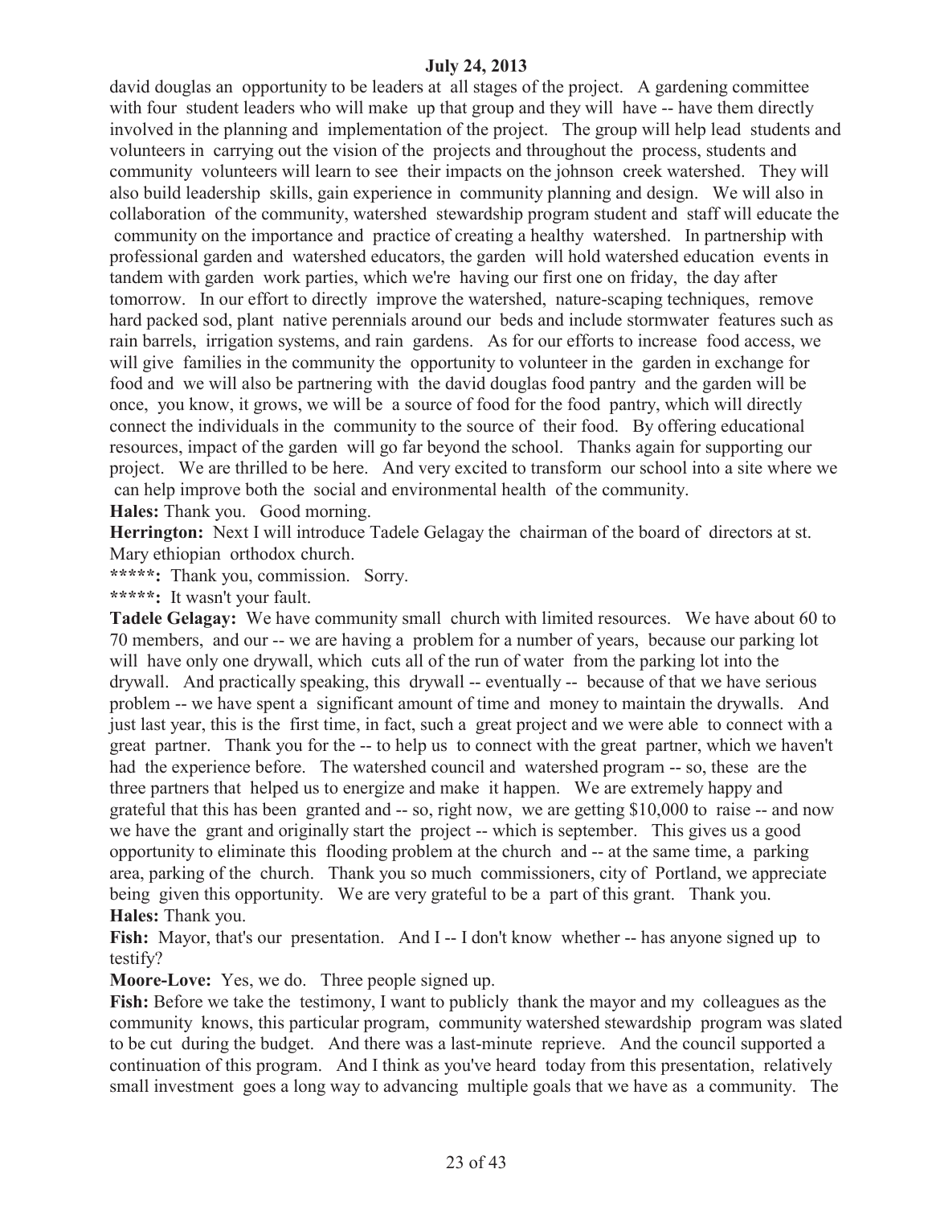david douglas an opportunity to be leaders at all stages of the project. A gardening committee with four student leaders who will make up that group and they will have -- have them directly involved in the planning and implementation of the project. The group will help lead students and volunteers in carrying out the vision of the projects and throughout the process, students and community volunteers will learn to see their impacts on the johnson creek watershed. They will also build leadership skills, gain experience in community planning and design. We will also in collaboration of the community, watershed stewardship program student and staff will educate the community on the importance and practice of creating a healthy watershed. In partnership with professional garden and watershed educators, the garden will hold watershed education events in tandem with garden work parties, which we're having our first one on friday, the day after tomorrow. In our effort to directly improve the watershed, nature-scaping techniques, remove hard packed sod, plant native perennials around our beds and include stormwater features such as rain barrels, irrigation systems, and rain gardens. As for our efforts to increase food access, we will give families in the community the opportunity to volunteer in the garden in exchange for food and we will also be partnering with the david douglas food pantry and the garden will be once, you know, it grows, we will be a source of food for the food pantry, which will directly connect the individuals in the community to the source of their food. By offering educational resources, impact of the garden will go far beyond the school. Thanks again for supporting our project. We are thrilled to be here. And very excited to transform our school into a site where we can help improve both the social and environmental health of the community.

**Hales:** Thank you. Good morning.

**Herrington:** Next I will introduce Tadele Gelagay the chairman of the board of directors at st. Mary ethiopian orthodox church.

**\*\*\*\*\*:** Thank you, commission. Sorry.

**\*\*\*\*\*:** It wasn't your fault.

**Tadele Gelagay:** We have community small church with limited resources. We have about 60 to 70 members, and our -- we are having a problem for a number of years, because our parking lot will have only one drywall, which cuts all of the run of water from the parking lot into the drywall. And practically speaking, this drywall -- eventually -- because of that we have serious problem -- we have spent a significant amount of time and money to maintain the drywalls. And just last year, this is the first time, in fact, such a great project and we were able to connect with a great partner. Thank you for the -- to help us to connect with the great partner, which we haven't had the experience before. The watershed council and watershed program -- so, these are the three partners that helped us to energize and make it happen. We are extremely happy and grateful that this has been granted and -- so, right now, we are getting $10,000 to raise -- and now we have the grant and originally start the project -- which is september. This gives us a good opportunity to eliminate this flooding problem at the church and -- at the same time, a parking area, parking of the church. Thank you so much commissioners, city of Portland, we appreciate being given this opportunity. We are very grateful to be a part of this grant. Thank you.

**Hales:** Thank you.

**Fish:** Mayor, that's our presentation. And I -- I don't know whether -- has anyone signed up to testify?

**Moore-Love:** Yes, we do. Three people signed up.

**Fish:** Before we take the testimony, I want to publicly thank the mayor and my colleagues as the community knows, this particular program, community watershed stewardship program was slated to be cut during the budget. And there was a last-minute reprieve. And the council supported a continuation of this program. And I think as you've heard today from this presentation, relatively small investment goes a long way to advancing multiple goals that we have as a community. The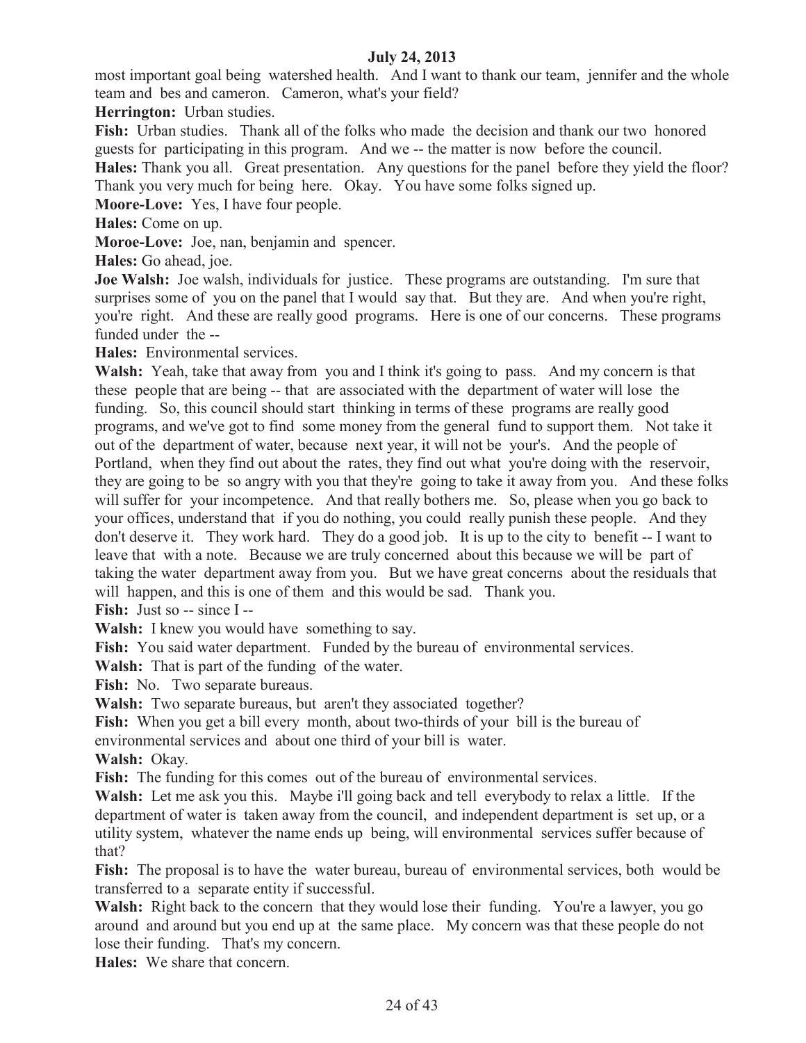most important goal being watershed health. And I want to thank our team, jennifer and the whole team and bes and cameron. Cameron, what's your field?

**Herrington:** Urban studies.

**Fish:** Urban studies. Thank all of the folks who made the decision and thank our two honored guests for participating in this program. And we -- the matter is now before the council.

**Hales:** Thank you all. Great presentation. Any questions for the panel before they yield the floor? Thank you very much for being here. Okay. You have some folks signed up.

**Moore-Love:** Yes, I have four people.

**Hales:** Come on up.

**Moroe-Love:** Joe, nan, benjamin and spencer.

**Hales:** Go ahead, joe.

**Joe Walsh:** Joe walsh, individuals for justice. These programs are outstanding. I'm sure that surprises some of you on the panel that I would say that. But they are. And when you're right, you're right. And these are really good programs. Here is one of our concerns. These programs funded under the --

**Hales:** Environmental services.

**Walsh:** Yeah, take that away from you and I think it's going to pass. And my concern is that these people that are being -- that are associated with the department of water will lose the funding. So, this council should start thinking in terms of these programs are really good programs, and we've got to find some money from the general fund to support them. Not take it out of the department of water, because next year, it will not be your's. And the people of Portland, when they find out about the rates, they find out what you're doing with the reservoir, they are going to be so angry with you that they're going to take it away from you. And these folks will suffer for your incompetence. And that really bothers me. So, please when you go back to your offices, understand that if you do nothing, you could really punish these people. And they don't deserve it. They work hard. They do a good job. It is up to the city to benefit -- I want to leave that with a note. Because we are truly concerned about this because we will be part of taking the water department away from you. But we have great concerns about the residuals that will happen, and this is one of them and this would be sad. Thank you.

**Fish:** Just so -- since I --

**Walsh:** I knew you would have something to say.

**Fish:** You said water department. Funded by the bureau of environmental services.

**Walsh:** That is part of the funding of the water.

**Fish:** No. Two separate bureaus.

**Walsh:** Two separate bureaus, but aren't they associated together?

**Fish:** When you get a bill every month, about two-thirds of your bill is the bureau of environmental services and about one third of your bill is water.

**Walsh:** Okay.

**Fish:** The funding for this comes out of the bureau of environmental services.

**Walsh:** Let me ask you this. Maybe i'll going back and tell everybody to relax a little. If the department of water is taken away from the council, and independent department is set up, or a utility system, whatever the name ends up being, will environmental services suffer because of that?

**Fish:** The proposal is to have the water bureau, bureau of environmental services, both would be transferred to a separate entity if successful.

**Walsh:** Right back to the concern that they would lose their funding. You're a lawyer, you go around and around but you end up at the same place. My concern was that these people do not lose their funding. That's my concern.

**Hales:** We share that concern.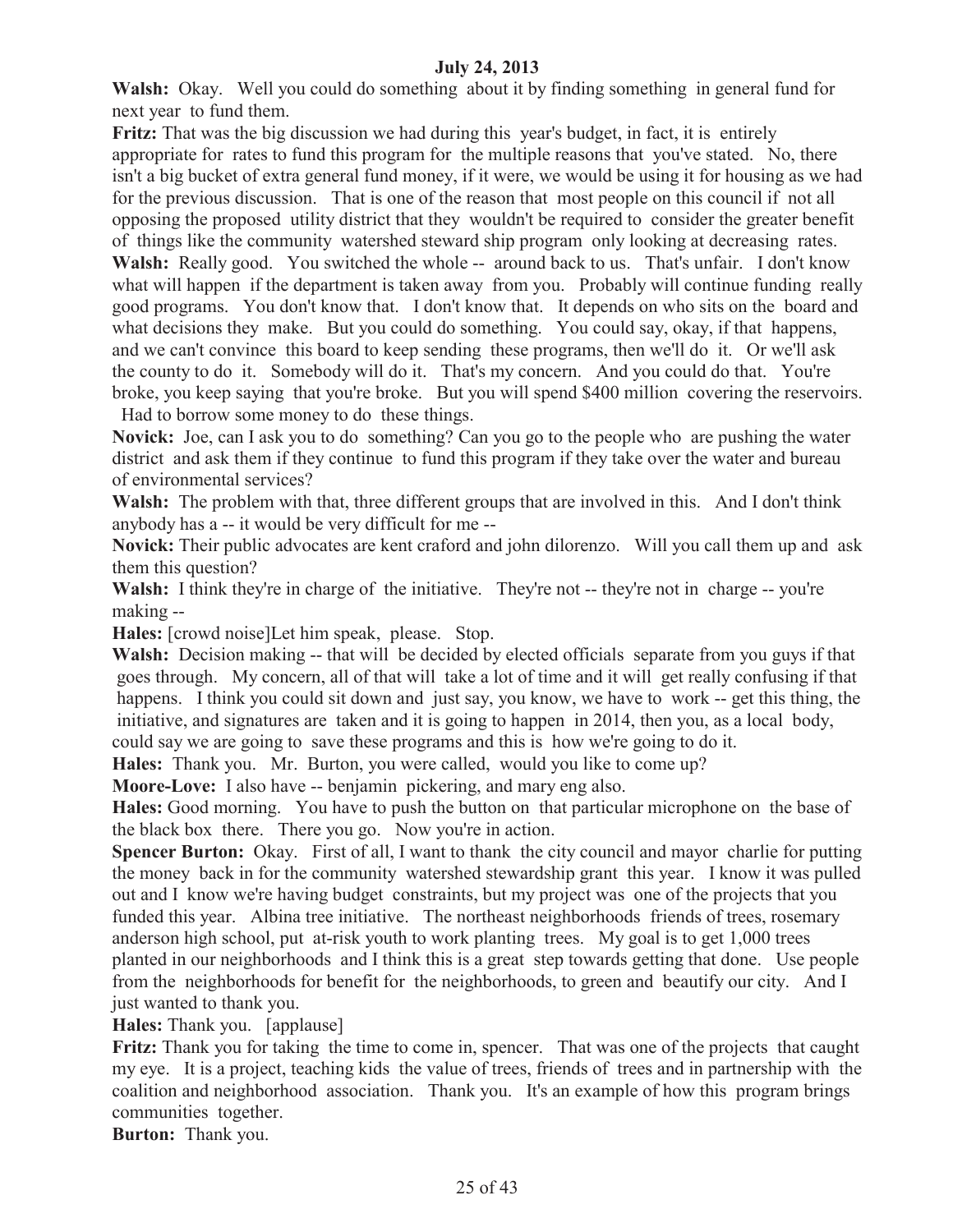**July 24, 2013**

**Walsh:** Okay. Well you could do something about it by finding something in general fund for next year to fund them.

**Fritz:** That was the big discussion we had during this year's budget, in fact, it is entirely appropriate for rates to fund this program for the multiple reasons that you've stated. No, there isn't a big bucket of extra general fund money, if it were, we would be using it for housing as we had for the previous discussion. That is one of the reason that most people on this council if not all opposing the proposed utility district that they wouldn't be required to consider the greater benefit of things like the community watershed steward ship program only looking at decreasing rates.

**Walsh:** Really good. You switched the whole -- around back to us. That's unfair. I don't know what will happen if the department is taken away from you. Probably will continue funding really good programs. You don't know that. I don't know that. It depends on who sits on the board and what decisions they make. But you could do something. You could say, okay, if that happens, and we can't convince this board to keep sending these programs, then we'll do it. Or we'll ask the county to do it. Somebody will do it. That's my concern. And you could do that. You're broke, you keep saying that you're broke. But you will spend $400 million covering the reservoirs. Had to borrow some money to do these things.

**Novick:** Joe, can I ask you to do something? Can you go to the people who are pushing the water district and ask them if they continue to fund this program if they take over the water and bureau of environmental services?

**Walsh:** The problem with that, three different groups that are involved in this. And I don't think anybody has a -- it would be very difficult for me --

**Novick:** Their public advocates are kent craford and john dilorenzo. Will you call them up and ask them this question?

**Walsh:** I think they're in charge of the initiative. They're not -- they're not in charge -- you're making --

**Hales:** [crowd noise]Let him speak, please. Stop.

**Walsh:** Decision making -- that will be decided by elected officials separate from you guys if that goes through. My concern, all of that will take a lot of time and it will get really confusing if that happens. I think you could sit down and just say, you know, we have to work -- get this thing, the initiative, and signatures are taken and it is going to happen in 2014, then you, as a local body, could say we are going to save these programs and this is how we're going to do it.

**Hales:** Thank you. Mr. Burton, you were called, would you like to come up?

**Moore-Love:** I also have -- benjamin pickering, and mary eng also.

**Hales:** Good morning. You have to push the button on that particular microphone on the base of the black box there. There you go. Now you're in action.

**Spencer Burton:** Okay. First of all, I want to thank the city council and mayor charlie for putting the money back in for the community watershed stewardship grant this year. I know it was pulled out and I know we're having budget constraints, but my project was one of the projects that you funded this year. Albina tree initiative. The northeast neighborhoods friends of trees, rosemary anderson high school, put at-risk youth to work planting trees. My goal is to get 1,000 trees planted in our neighborhoods and I think this is a great step towards getting that done. Use people from the neighborhoods for benefit for the neighborhoods, to green and beautify our city. And I just wanted to thank you.

**Hales:** Thank you. [applause]

**Fritz:** Thank you for taking the time to come in, spencer. That was one of the projects that caught my eye. It is a project, teaching kids the value of trees, friends of trees and in partnership with the coalition and neighborhood association. Thank you. It's an example of how this program brings communities together.

**Burton:** Thank you.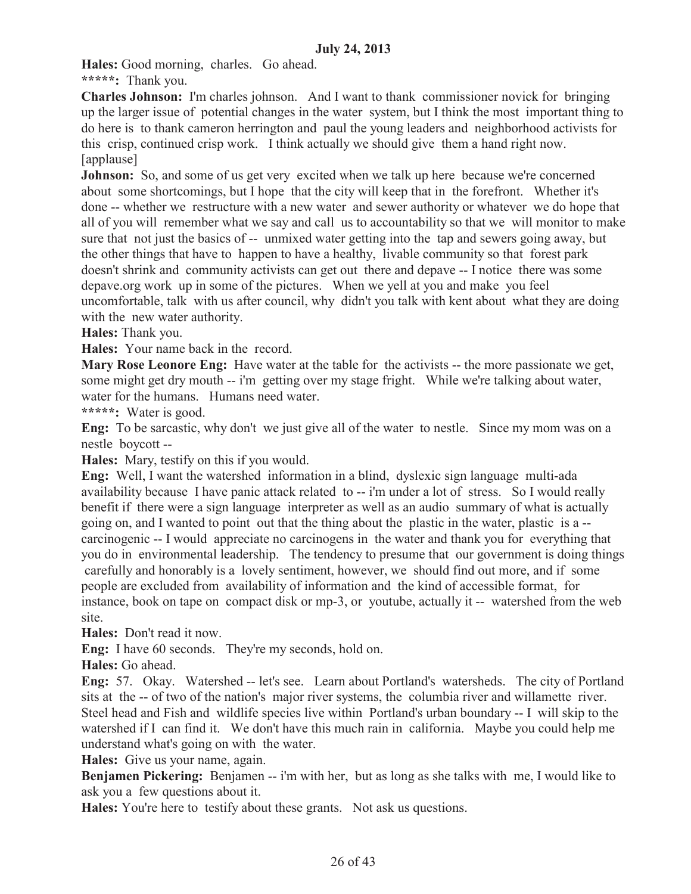**July 24, 2013**

**Hales:** Good morning, charles. Go ahead.

*****:** Thank you.

**Charles Johnson:** I'm charles johnson. And I want to thank commissioner novick for bringing up the larger issue of potential changes in the water system, but I think the most important thing to do here is to thank cameron herrington and paul the young leaders and neighborhood activists for this crisp, continued crisp work. I think actually we should give them a hand right now. [applause]

**Johnson:** So, and some of us get very excited when we talk up here because we're concerned about some shortcomings, but I hope that the city will keep that in the forefront. Whether it's done -- whether we restructure with a new water and sewer authority or whatever we do hope that all of you will remember what we say and call us to accountability so that we will monitor to make sure that not just the basics of -- unmixed water getting into the tap and sewers going away, but the other things that have to happen to have a healthy, livable community so that forest park doesn't shrink and community activists can get out there and depave -- I notice there was some depave.org work up in some of the pictures. When we yell at you and make you feel uncomfortable, talk with us after council, why didn't you talk with kent about what they are doing with the new water authority.

**Hales:** Thank you.

**Hales:** Your name back in the record.

**Mary Rose Leonore Eng:** Have water at the table for the activists -- the more passionate we get, some might get dry mouth -- i'm getting over my stage fright. While we're talking about water, water for the humans. Humans need water.

*****:** Water is good.

**Eng:** To be sarcastic, why don't we just give all of the water to nestle. Since my mom was on a nestle boycott --

**Hales:** Mary, testify on this if you would.

**Eng:** Well, I want the watershed information in a blind, dyslexic sign language multi-ada availability because I have panic attack related to -- i'm under a lot of stress. So I would really benefit if there were a sign language interpreter as well as an audio summary of what is actually going on, and I wanted to point out that the thing about the plastic in the water, plastic is a -- carcinogenic -- I would appreciate no carcinogens in the water and thank you for everything that you do in environmental leadership. The tendency to presume that our government is doing things carefully and honorably is a lovely sentiment, however, we should find out more, and if some people are excluded from availability of information and the kind of accessible format, for instance, book on tape on compact disk or mp-3, or youtube, actually it -- watershed from the web site.

**Hales:** Don't read it now.

**Eng:** I have 60 seconds. They're my seconds, hold on.

**Hales:** Go ahead.

**Eng:** 57. Okay. Watershed -- let's see. Learn about Portland's watersheds. The city of Portland sits at the -- of two of the nation's major river systems, the columbia river and willamette river. Steel head and Fish and wildlife species live within Portland's urban boundary -- I will skip to the watershed if I can find it. We don't have this much rain in california. Maybe you could help me understand what's going on with the water.

**Hales:** Give us your name, again.

**Benjamen Pickering:** Benjamen -- i'm with her, but as long as she talks with me, I would like to ask you a few questions about it.

**Hales:** You're here to testify about these grants. Not ask us questions.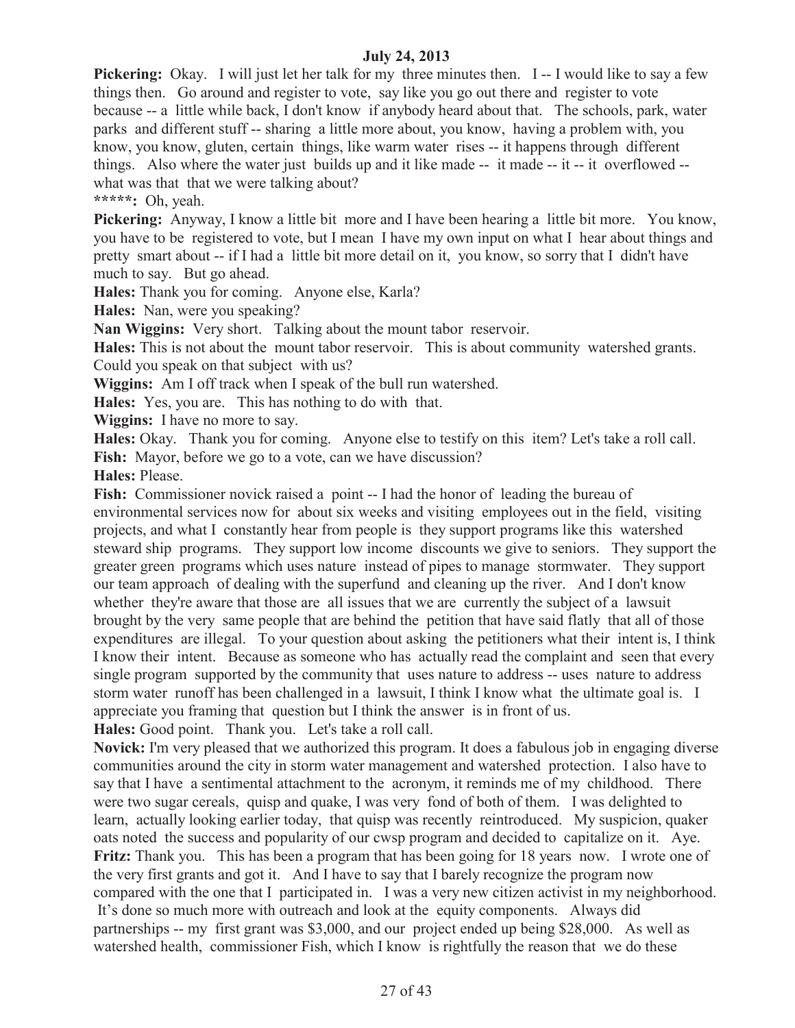**Pickering:** Okay. I will just let her talk for my three minutes then. I -- I would like to say a few things then. Go around and register to vote, say like you go out there and register to vote because -- a little while back, I don't know if anybody heard about that. The schools, park, water parks and different stuff -- sharing a little more about, you know, having a problem with, you know, you know, gluten, certain things, like warm water rises -- it happens through different things. Also where the water just builds up and it like made -- it made -- it -- it overflowed -- what was that that we were talking about?

**\*\*\*\*\*:** Oh, yeah.

**Pickering:** Anyway, I know a little bit more and I have been hearing a little bit more. You know, you have to be registered to vote, but I mean I have my own input on what I hear about things and pretty smart about -- if I had a little bit more detail on it, you know, so sorry that I didn't have much to say. But go ahead.

**Hales:** Thank you for coming. Anyone else, Karla?

**Hales:** Nan, were you speaking?

**Nan Wiggins:** Very short. Talking about the mount tabor reservoir.

**Hales:** This is not about the mount tabor reservoir. This is about community watershed grants. Could you speak on that subject with us?

**Wiggins:** Am I off track when I speak of the bull run watershed.

**Hales:** Yes, you are. This has nothing to do with that.

**Wiggins:** I have no more to say.

**Hales:** Okay. Thank you for coming. Anyone else to testify on this item? Let's take a roll call.

**Fish:** Mayor, before we go to a vote, can we have discussion?

**Hales:** Please.

**Fish:** Commissioner novick raised a point -- I had the honor of leading the bureau of environmental services now for about six weeks and visiting employees out in the field, visiting projects, and what I constantly hear from people is they support programs like this watershed steward ship programs. They support low income discounts we give to seniors. They support the greater green programs which uses nature instead of pipes to manage stormwater. They support our team approach of dealing with the superfund and cleaning up the river. And I don't know whether they're aware that those are all issues that we are currently the subject of a lawsuit brought by the very same people that are behind the petition that have said flatly that all of those expenditures are illegal. To your question about asking the petitioners what their intent is, I think I know their intent. Because as someone who has actually read the complaint and seen that every single program supported by the community that uses nature to address -- uses nature to address storm water runoff has been challenged in a lawsuit, I think I know what the ultimate goal is. I appreciate you framing that question but I think the answer is in front of us.

**Hales:** Good point. Thank you. Let's take a roll call.

**Novick:** I'm very pleased that we authorized this program. It does a fabulous job in engaging diverse communities around the city in storm water management and watershed protection. I also have to say that I have a sentimental attachment to the acronym, it reminds me of my childhood. There were two sugar cereals, quisp and quake, I was very fond of both of them. I was delighted to learn, actually looking earlier today, that quisp was recently reintroduced. My suspicion, quaker oats noted the success and popularity of our cwsp program and decided to capitalize on it. Aye.

**Fritz:** Thank you. This has been a program that has been going for 18 years now. I wrote one of the very first grants and got it. And I have to say that I barely recognize the program now compared with the one that I participated in. I was a very new citizen activist in my neighborhood. It's done so much more with outreach and look at the equity components. Always did partnerships -- my first grant was $3,000, and our project ended up being $28,000. As well as watershed health, commissioner Fish, which I know is rightfully the reason that we do these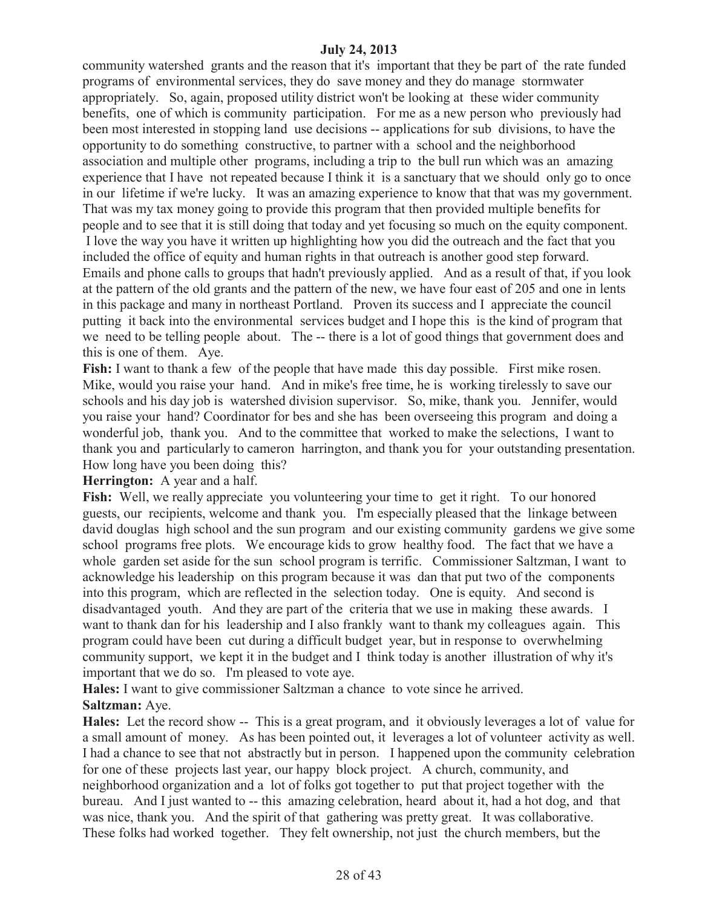community watershed grants and the reason that it's important that they be part of the rate funded programs of environmental services, they do save money and they do manage stormwater appropriately. So, again, proposed utility district won't be looking at these wider community benefits, one of which is community participation. For me as a new person who previously had been most interested in stopping land use decisions -- applications for sub divisions, to have the opportunity to do something constructive, to partner with a school and the neighborhood association and multiple other programs, including a trip to the bull run which was an amazing experience that I have not repeated because I think it is a sanctuary that we should only go to once in our lifetime if we're lucky. It was an amazing experience to know that that was my government. That was my tax money going to provide this program that then provided multiple benefits for people and to see that it is still doing that today and yet focusing so much on the equity component. I love the way you have it written up highlighting how you did the outreach and the fact that you included the office of equity and human rights in that outreach is another good step forward. Emails and phone calls to groups that hadn't previously applied. And as a result of that, if you look at the pattern of the old grants and the pattern of the new, we have four east of 205 and one in lents in this package and many in northeast Portland. Proven its success and I appreciate the council putting it back into the environmental services budget and I hope this is the kind of program that we need to be telling people about. The -- there is a lot of good things that government does and this is one of them. Aye.

**Fish:** I want to thank a few of the people that have made this day possible. First mike rosen. Mike, would you raise your hand. And in mike's free time, he is working tirelessly to save our schools and his day job is watershed division supervisor. So, mike, thank you. Jennifer, would you raise your hand? Coordinator for bes and she has been overseeing this program and doing a wonderful job, thank you. And to the committee that worked to make the selections, I want to thank you and particularly to cameron harrington, and thank you for your outstanding presentation. How long have you been doing this?

**Herrington:** A year and a half.

**Fish:** Well, we really appreciate you volunteering your time to get it right. To our honored guests, our recipients, welcome and thank you. I'm especially pleased that the linkage between david douglas high school and the sun program and our existing community gardens we give some school programs free plots. We encourage kids to grow healthy food. The fact that we have a whole garden set aside for the sun school program is terrific. Commissioner Saltzman, I want to acknowledge his leadership on this program because it was dan that put two of the components into this program, which are reflected in the selection today. One is equity. And second is disadvantaged youth. And they are part of the criteria that we use in making these awards. I want to thank dan for his leadership and I also frankly want to thank my colleagues again. This program could have been cut during a difficult budget year, but in response to overwhelming community support, we kept it in the budget and I think today is another illustration of why it's important that we do so. I'm pleased to vote aye.

**Hales:** I want to give commissioner Saltzman a chance to vote since he arrived.

**Saltzman:** Aye.

**Hales:** Let the record show -- This is a great program, and it obviously leverages a lot of value for a small amount of money. As has been pointed out, it leverages a lot of volunteer activity as well. I had a chance to see that not abstractly but in person. I happened upon the community celebration for one of these projects last year, our happy block project. A church, community, and neighborhood organization and a lot of folks got together to put that project together with the bureau. And I just wanted to -- this amazing celebration, heard about it, had a hot dog, and that was nice, thank you. And the spirit of that gathering was pretty great. It was collaborative. These folks had worked together. They felt ownership, not just the church members, but the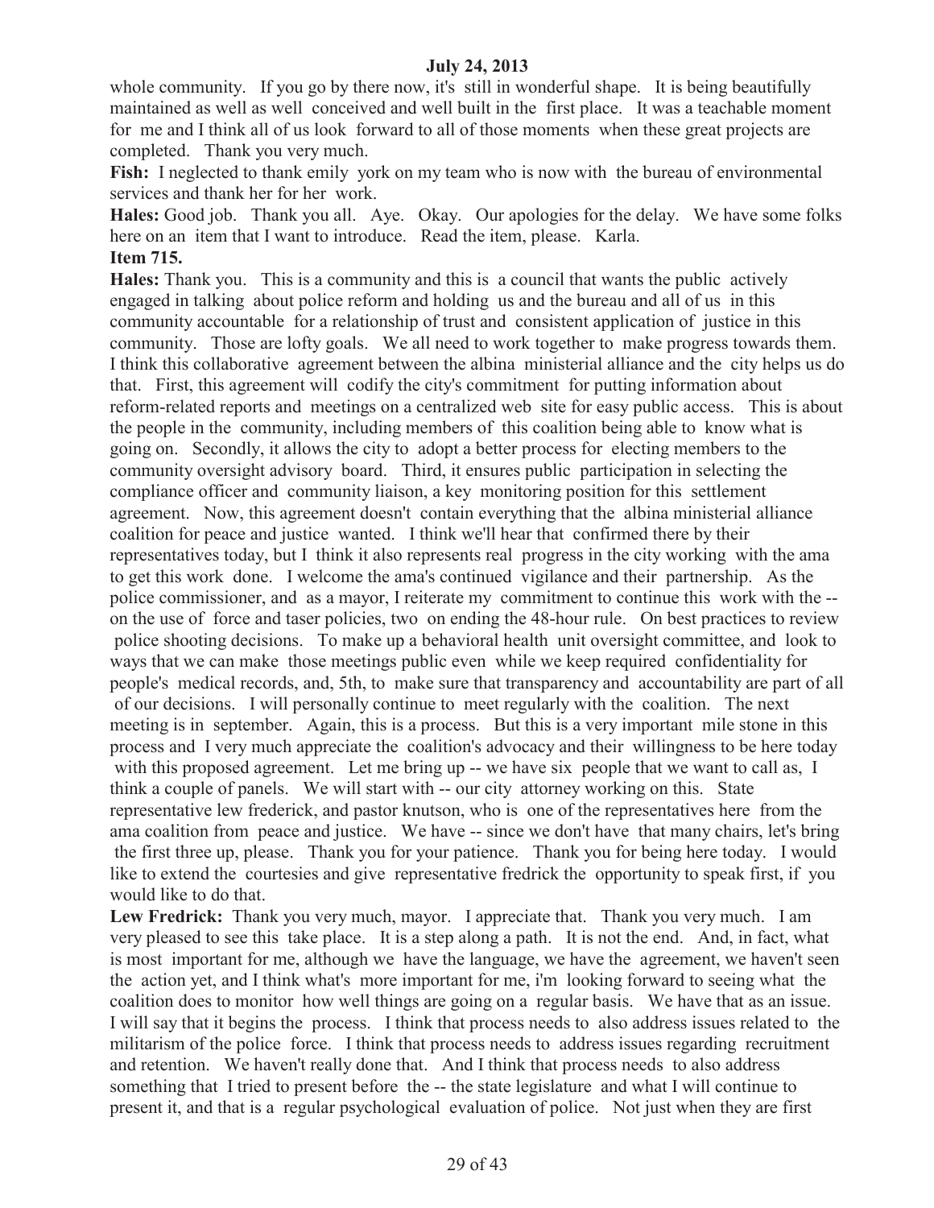whole community. If you go by there now, it's still in wonderful shape. It is being beautifully maintained as well as well conceived and well built in the first place. It was a teachable moment for me and I think all of us look forward to all of those moments when these great projects are completed. Thank you very much.

**Fish:** I neglected to thank emily york on my team who is now with the bureau of environmental services and thank her for her work.

**Hales:** Good job. Thank you all. Aye. Okay. Our apologies for the delay. We have some folks here on an item that I want to introduce. Read the item, please. Karla.

**Item 715.**

**Hales:** Thank you. This is a community and this is a council that wants the public actively engaged in talking about police reform and holding us and the bureau and all of us in this community accountable for a relationship of trust and consistent application of justice in this community. Those are lofty goals. We all need to work together to make progress towards them. I think this collaborative agreement between the albina ministerial alliance and the city helps us do that. First, this agreement will codify the city's commitment for putting information about reform-related reports and meetings on a centralized web site for easy public access. This is about the people in the community, including members of this coalition being able to know what is going on. Secondly, it allows the city to adopt a better process for electing members to the community oversight advisory board. Third, it ensures public participation in selecting the compliance officer and community liaison, a key monitoring position for this settlement agreement. Now, this agreement doesn't contain everything that the albina ministerial alliance coalition for peace and justice wanted. I think we'll hear that confirmed there by their representatives today, but I think it also represents real progress in the city working with the ama to get this work done. I welcome the ama's continued vigilance and their partnership. As the police commissioner, and as a mayor, I reiterate my commitment to continue this work with the -- on the use of force and taser policies, two on ending the 48-hour rule. On best practices to review police shooting decisions. To make up a behavioral health unit oversight committee, and look to ways that we can make those meetings public even while we keep required confidentiality for people's medical records, and, 5th, to make sure that transparency and accountability are part of all of our decisions. I will personally continue to meet regularly with the coalition. The next meeting is in september. Again, this is a process. But this is a very important mile stone in this process and I very much appreciate the coalition's advocacy and their willingness to be here today with this proposed agreement. Let me bring up -- we have six people that we want to call as, I think a couple of panels. We will start with -- our city attorney working on this. State representative lew frederick, and pastor knutson, who is one of the representatives here from the ama coalition from peace and justice. We have -- since we don't have that many chairs, let's bring the first three up, please. Thank you for your patience. Thank you for being here today. I would like to extend the courtesies and give representative fredrick the opportunity to speak first, if you would like to do that.

**Lew Fredrick:** Thank you very much, mayor. I appreciate that. Thank you very much. I am very pleased to see this take place. It is a step along a path. It is not the end. And, in fact, what is most important for me, although we have the language, we have the agreement, we haven't seen the action yet, and I think what's more important for me, i'm looking forward to seeing what the coalition does to monitor how well things are going on a regular basis. We have that as an issue. I will say that it begins the process. I think that process needs to also address issues related to the militarism of the police force. I think that process needs to address issues regarding recruitment and retention. We haven't really done that. And I think that process needs to also address something that I tried to present before the -- the state legislature and what I will continue to present it, and that is a regular psychological evaluation of police. Not just when they are first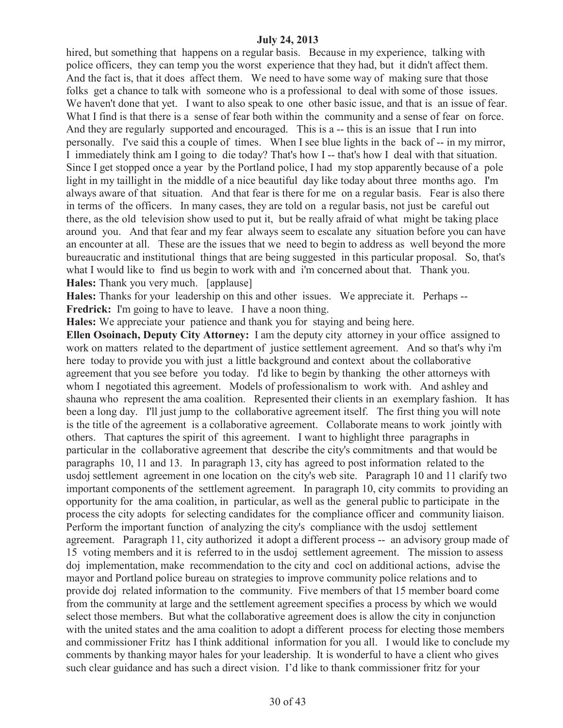hired, but something that happens on a regular basis. Because in my experience, talking with police officers, they can temp you the worst experience that they had, but it didn't affect them. And the fact is, that it does affect them. We need to have some way of making sure that those folks get a chance to talk with someone who is a professional to deal with some of those issues. We haven't done that yet. I want to also speak to one other basic issue, and that is an issue of fear. What I find is that there is a sense of fear both within the community and a sense of fear on force. And they are regularly supported and encouraged. This is a -- this is an issue that I run into personally. I've said this a couple of times. When I see blue lights in the back of -- in my mirror, I immediately think am I going to die today? That's how I -- that's how I deal with that situation. Since I get stopped once a year by the Portland police, I had my stop apparently because of a pole light in my taillight in the middle of a nice beautiful day like today about three months ago. I'm always aware of that situation. And that fear is there for me on a regular basis. Fear is also there in terms of the officers. In many cases, they are told on a regular basis, not just be careful out there, as the old television show used to put it, but be really afraid of what might be taking place around you. And that fear and my fear always seem to escalate any situation before you can have an encounter at all. These are the issues that we need to begin to address as well beyond the more bureaucratic and institutional things that are being suggested in this particular proposal. So, that's what I would like to find us begin to work with and i'm concerned about that. Thank you.

**Hales:** Thank you very much. [applause]

**Hales:** Thanks for your leadership on this and other issues. We appreciate it. Perhaps --

**Fredrick:** I'm going to have to leave. I have a noon thing.

**Hales:** We appreciate your patience and thank you for staying and being here.

**Ellen Osoinach, Deputy City Attorney:** I am the deputy city attorney in your office assigned to work on matters related to the department of justice settlement agreement. And so that's why i'm here today to provide you with just a little background and context about the collaborative agreement that you see before you today. I'd like to begin by thanking the other attorneys with whom I negotiated this agreement. Models of professionalism to work with. And ashley and shauna who represent the ama coalition. Represented their clients in an exemplary fashion. It has been a long day. I'll just jump to the collaborative agreement itself. The first thing you will note is the title of the agreement is a collaborative agreement. Collaborate means to work jointly with others. That captures the spirit of this agreement. I want to highlight three paragraphs in particular in the collaborative agreement that describe the city's commitments and that would be paragraphs 10, 11 and 13. In paragraph 13, city has agreed to post information related to the usdoj settlement agreement in one location on the city's web site. Paragraph 10 and 11 clarify two important components of the settlement agreement. In paragraph 10, city commits to providing an opportunity for the ama coalition, in particular, as well as the general public to participate in the process the city adopts for selecting candidates for the compliance officer and community liaison. Perform the important function of analyzing the city's compliance with the usdoj settlement agreement. Paragraph 11, city authorized it adopt a different process -- an advisory group made of 15 voting members and it is referred to in the usdoj settlement agreement. The mission to assess doj implementation, make recommendation to the city and cocl on additional actions, advise the mayor and Portland police bureau on strategies to improve community police relations and to provide doj related information to the community. Five members of that 15 member board come from the community at large and the settlement agreement specifies a process by which we would select those members. But what the collaborative agreement does is allow the city in conjunction with the united states and the ama coalition to adopt a different process for electing those members and commissioner Fritz has I think additional information for you all. I would like to conclude my comments by thanking mayor hales for your leadership. It is wonderful to have a client who gives such clear guidance and has such a direct vision. I'd like to thank commissioner fritz for your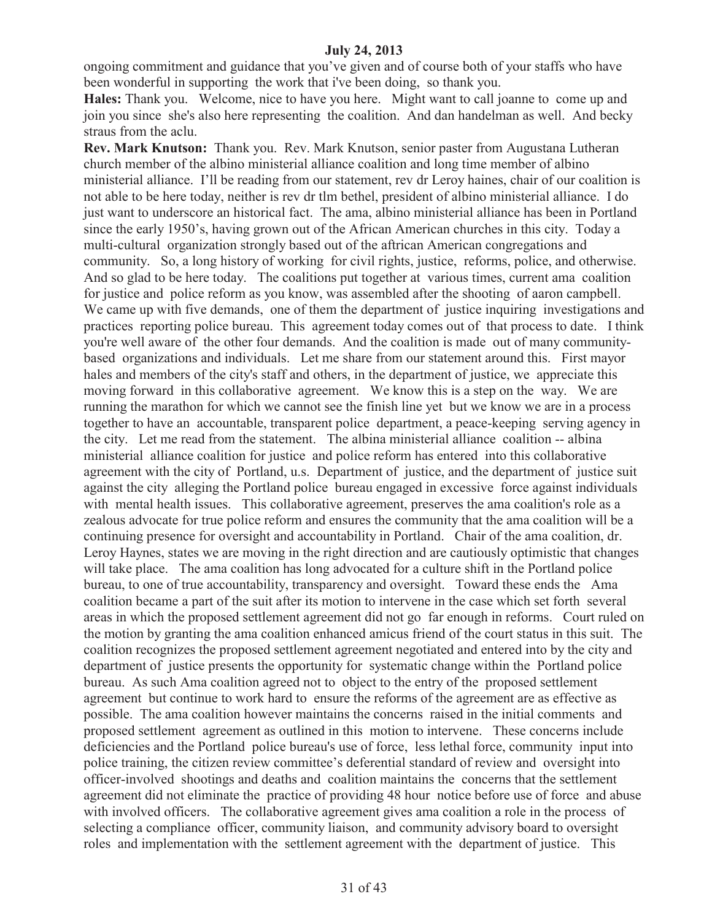ongoing commitment and guidance that you've given and of course both of your staffs who have been wonderful in supporting the work that i've been doing, so thank you.

**Hales:** Thank you. Welcome, nice to have you here. Might want to call joanne to come up and join you since she's also here representing the coalition. And dan handelman as well. And becky straus from the aclu.

**Rev. Mark Knutson:** Thank you. Rev. Mark Knutson, senior paster from Augustana Lutheran church member of the albino ministerial alliance coalition and long time member of albino ministerial alliance. I'll be reading from our statement, rev dr Leroy haines, chair of our coalition is not able to be here today, neither is rev dr tlm bethel, president of albino ministerial alliance. I do just want to underscore an historical fact. The ama, albino ministerial alliance has been in Portland since the early 1950's, having grown out of the African American churches in this city. Today a multi-cultural organization strongly based out of the aftrican American congregations and community. So, a long history of working for civil rights, justice, reforms, police, and otherwise. And so glad to be here today. The coalitions put together at various times, current ama coalition for justice and police reform as you know, was assembled after the shooting of aaron campbell. We came up with five demands, one of them the department of justice inquiring investigations and practices reporting police bureau. This agreement today comes out of that process to date. I think you're well aware of the other four demands. And the coalition is made out of many community-based organizations and individuals. Let me share from our statement around this. First mayor hales and members of the city's staff and others, in the department of justice, we appreciate this moving forward in this collaborative agreement. We know this is a step on the way. We are running the marathon for which we cannot see the finish line yet but we know we are in a process together to have an accountable, transparent police department, a peace-keeping serving agency in the city. Let me read from the statement. The albina ministerial alliance coalition -- albina ministerial alliance coalition for justice and police reform has entered into this collaborative agreement with the city of Portland, u.s. Department of justice, and the department of justice suit against the city alleging the Portland police bureau engaged in excessive force against individuals with mental health issues. This collaborative agreement, preserves the ama coalition's role as a zealous advocate for true police reform and ensures the community that the ama coalition will be a continuing presence for oversight and accountability in Portland. Chair of the ama coalition, dr. Leroy Haynes, states we are moving in the right direction and are cautiously optimistic that changes will take place. The ama coalition has long advocated for a culture shift in the Portland police bureau, to one of true accountability, transparency and oversight. Toward these ends the Ama coalition became a part of the suit after its motion to intervene in the case which set forth several areas in which the proposed settlement agreement did not go far enough in reforms. Court ruled on the motion by granting the ama coalition enhanced amicus friend of the court status in this suit. The coalition recognizes the proposed settlement agreement negotiated and entered into by the city and department of justice presents the opportunity for systematic change within the Portland police bureau. As such Ama coalition agreed not to object to the entry of the proposed settlement agreement but continue to work hard to ensure the reforms of the agreement are as effective as possible. The ama coalition however maintains the concerns raised in the initial comments and proposed settlement agreement as outlined in this motion to intervene. These concerns include deficiencies and the Portland police bureau's use of force, less lethal force, community input into police training, the citizen review committee's deferential standard of review and oversight into officer-involved shootings and deaths and coalition maintains the concerns that the settlement agreement did not eliminate the practice of providing 48 hour notice before use of force and abuse with involved officers. The collaborative agreement gives ama coalition a role in the process of selecting a compliance officer, community liaison, and community advisory board to oversight roles and implementation with the settlement agreement with the department of justice. This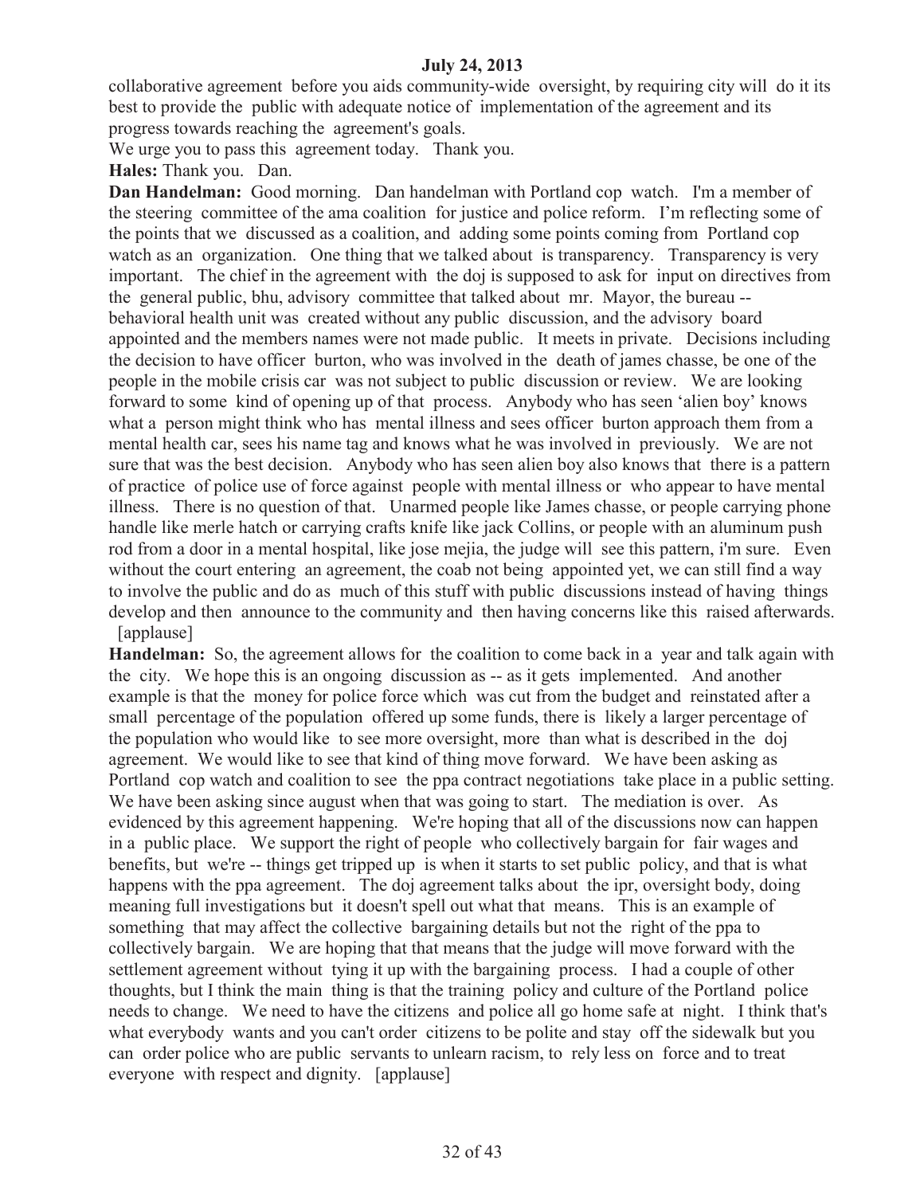collaborative agreement before you aids community-wide oversight, by requiring city will do it its best to provide the public with adequate notice of implementation of the agreement and its progress towards reaching the agreement's goals.

We urge you to pass this agreement today. Thank you.

**Hales:** Thank you. Dan.

**Dan Handelman:** Good morning. Dan handelman with Portland cop watch. I'm a member of the steering committee of the ama coalition for justice and police reform. I'm reflecting some of the points that we discussed as a coalition, and adding some points coming from Portland cop watch as an organization. One thing that we talked about is transparency. Transparency is very important. The chief in the agreement with the doj is supposed to ask for input on directives from the general public, bhu, advisory committee that talked about mr. Mayor, the bureau -- behavioral health unit was created without any public discussion, and the advisory board appointed and the members names were not made public. It meets in private. Decisions including the decision to have officer burton, who was involved in the death of james chasse, be one of the people in the mobile crisis car was not subject to public discussion or review. We are looking forward to some kind of opening up of that process. Anybody who has seen 'alien boy' knows what a person might think who has mental illness and sees officer burton approach them from a mental health car, sees his name tag and knows what he was involved in previously. We are not sure that was the best decision. Anybody who has seen alien boy also knows that there is a pattern of practice of police use of force against people with mental illness or who appear to have mental illness. There is no question of that. Unarmed people like James chasse, or people carrying phone handle like merle hatch or carrying crafts knife like jack Collins, or people with an aluminum push rod from a door in a mental hospital, like jose mejia, the judge will see this pattern, i'm sure. Even without the court entering an agreement, the coab not being appointed yet, we can still find a way to involve the public and do as much of this stuff with public discussions instead of having things develop and then announce to the community and then having concerns like this raised afterwards. [applause]

**Handelman:** So, the agreement allows for the coalition to come back in a year and talk again with the city. We hope this is an ongoing discussion as -- as it gets implemented. And another example is that the money for police force which was cut from the budget and reinstated after a small percentage of the population offered up some funds, there is likely a larger percentage of the population who would like to see more oversight, more than what is described in the doj agreement. We would like to see that kind of thing move forward. We have been asking as Portland cop watch and coalition to see the ppa contract negotiations take place in a public setting. We have been asking since august when that was going to start. The mediation is over. As evidenced by this agreement happening. We're hoping that all of the discussions now can happen in a public place. We support the right of people who collectively bargain for fair wages and benefits, but we're -- things get tripped up is when it starts to set public policy, and that is what happens with the ppa agreement. The doj agreement talks about the ipr, oversight body, doing meaning full investigations but it doesn't spell out what that means. This is an example of something that may affect the collective bargaining details but not the right of the ppa to collectively bargain. We are hoping that that means that the judge will move forward with the settlement agreement without tying it up with the bargaining process. I had a couple of other thoughts, but I think the main thing is that the training policy and culture of the Portland police needs to change. We need to have the citizens and police all go home safe at night. I think that's what everybody wants and you can't order citizens to be polite and stay off the sidewalk but you can order police who are public servants to unlearn racism, to rely less on force and to treat everyone with respect and dignity. [applause]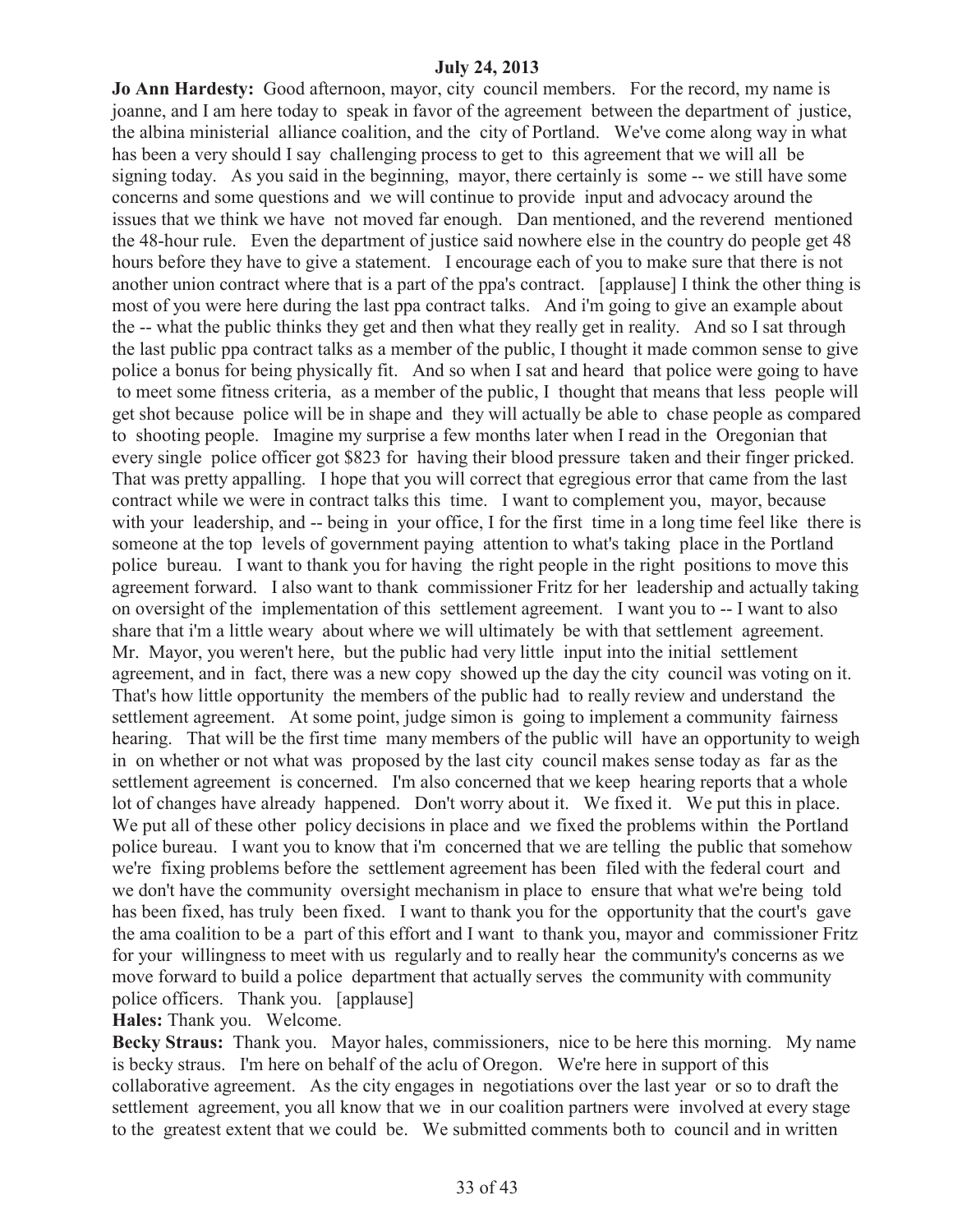**July 24, 2013**

**Jo Ann Hardesty:** Good afternoon, mayor, city council members. For the record, my name is joanne, and I am here today to speak in favor of the agreement between the department of justice, the albina ministerial alliance coalition, and the city of Portland. We've come along way in what has been a very should I say challenging process to get to this agreement that we will all be signing today. As you said in the beginning, mayor, there certainly is some -- we still have some concerns and some questions and we will continue to provide input and advocacy around the issues that we think we have not moved far enough. Dan mentioned, and the reverend mentioned the 48-hour rule. Even the department of justice said nowhere else in the country do people get 48 hours before they have to give a statement. I encourage each of you to make sure that there is not another union contract where that is a part of the ppa's contract. [applause] I think the other thing is most of you were here during the last ppa contract talks. And i'm going to give an example about the -- what the public thinks they get and then what they really get in reality. And so I sat through the last public ppa contract talks as a member of the public, I thought it made common sense to give police a bonus for being physically fit. And so when I sat and heard that police were going to have to meet some fitness criteria, as a member of the public, I thought that means that less people will get shot because police will be in shape and they will actually be able to chase people as compared to shooting people. Imagine my surprise a few months later when I read in the Oregonian that every single police officer got $823 for having their blood pressure taken and their finger pricked. That was pretty appalling. I hope that you will correct that egregious error that came from the last contract while we were in contract talks this time. I want to complement you, mayor, because with your leadership, and -- being in your office, I for the first time in a long time feel like there is someone at the top levels of government paying attention to what's taking place in the Portland police bureau. I want to thank you for having the right people in the right positions to move this agreement forward. I also want to thank commissioner Fritz for her leadership and actually taking on oversight of the implementation of this settlement agreement. I want you to -- I want to also share that i'm a little weary about where we will ultimately be with that settlement agreement. Mr. Mayor, you weren't here, but the public had very little input into the initial settlement agreement, and in fact, there was a new copy showed up the day the city council was voting on it. That's how little opportunity the members of the public had to really review and understand the settlement agreement. At some point, judge simon is going to implement a community fairness hearing. That will be the first time many members of the public will have an opportunity to weigh in on whether or not what was proposed by the last city council makes sense today as far as the settlement agreement is concerned. I'm also concerned that we keep hearing reports that a whole lot of changes have already happened. Don't worry about it. We fixed it. We put this in place. We put all of these other policy decisions in place and we fixed the problems within the Portland police bureau. I want you to know that i'm concerned that we are telling the public that somehow we're fixing problems before the settlement agreement has been filed with the federal court and we don't have the community oversight mechanism in place to ensure that what we're being told has been fixed, has truly been fixed. I want to thank you for the opportunity that the court's gave the ama coalition to be a part of this effort and I want to thank you, mayor and commissioner Fritz for your willingness to meet with us regularly and to really hear the community's concerns as we move forward to build a police department that actually serves the community with community police officers. Thank you. [applause]

**Hales:** Thank you. Welcome.

**Becky Straus:** Thank you. Mayor hales, commissioners, nice to be here this morning. My name is becky straus. I'm here on behalf of the aclu of Oregon. We're here in support of this collaborative agreement. As the city engages in negotiations over the last year or so to draft the settlement agreement, you all know that we in our coalition partners were involved at every stage to the greatest extent that we could be. We submitted comments both to council and in written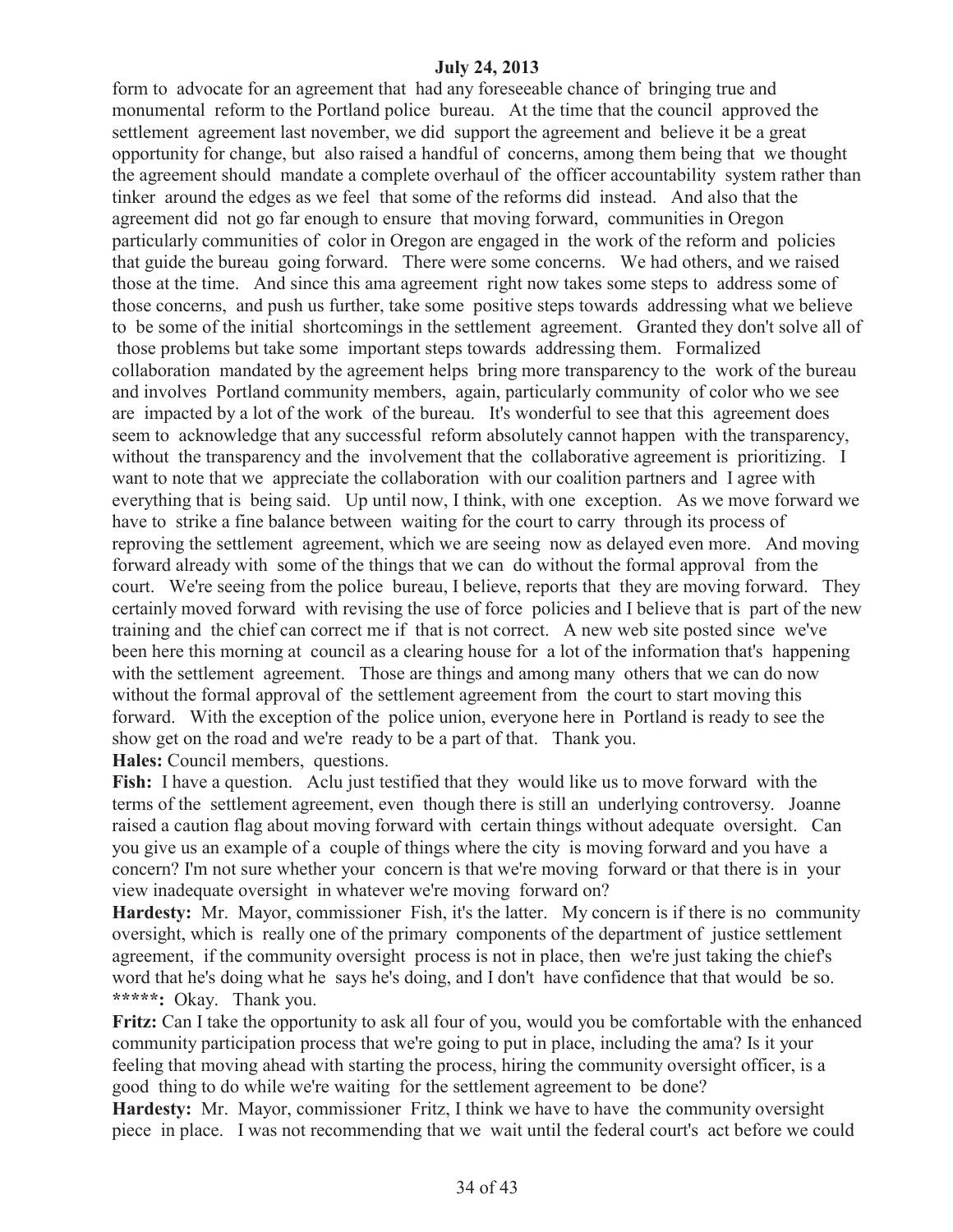form to advocate for an agreement that had any foreseeable chance of bringing true and monumental reform to the Portland police bureau. At the time that the council approved the settlement agreement last november, we did support the agreement and believe it be a great opportunity for change, but also raised a handful of concerns, among them being that we thought the agreement should mandate a complete overhaul of the officer accountability system rather than tinker around the edges as we feel that some of the reforms did instead. And also that the agreement did not go far enough to ensure that moving forward, communities in Oregon particularly communities of color in Oregon are engaged in the work of the reform and policies that guide the bureau going forward. There were some concerns. We had others, and we raised those at the time. And since this ama agreement right now takes some steps to address some of those concerns, and push us further, take some positive steps towards addressing what we believe to be some of the initial shortcomings in the settlement agreement. Granted they don't solve all of those problems but take some important steps towards addressing them. Formalized collaboration mandated by the agreement helps bring more transparency to the work of the bureau and involves Portland community members, again, particularly community of color who we see are impacted by a lot of the work of the bureau. It's wonderful to see that this agreement does seem to acknowledge that any successful reform absolutely cannot happen with the transparency, without the transparency and the involvement that the collaborative agreement is prioritizing. I want to note that we appreciate the collaboration with our coalition partners and I agree with everything that is being said. Up until now, I think, with one exception. As we move forward we have to strike a fine balance between waiting for the court to carry through its process of reproving the settlement agreement, which we are seeing now as delayed even more. And moving forward already with some of the things that we can do without the formal approval from the court. We're seeing from the police bureau, I believe, reports that they are moving forward. They certainly moved forward with revising the use of force policies and I believe that is part of the new training and the chief can correct me if that is not correct. A new web site posted since we've been here this morning at council as a clearing house for a lot of the information that's happening with the settlement agreement. Those are things and among many others that we can do now without the formal approval of the settlement agreement from the court to start moving this forward. With the exception of the police union, everyone here in Portland is ready to see the show get on the road and we're ready to be a part of that. Thank you.

**Hales:** Council members, questions.

**Fish:** I have a question. Aclu just testified that they would like us to move forward with the terms of the settlement agreement, even though there is still an underlying controversy. Joanne raised a caution flag about moving forward with certain things without adequate oversight. Can you give us an example of a couple of things where the city is moving forward and you have a concern? I'm not sure whether your concern is that we're moving forward or that there is in your view inadequate oversight in whatever we're moving forward on?

**Hardesty:** Mr. Mayor, commissioner Fish, it's the latter. My concern is if there is no community oversight, which is really one of the primary components of the department of justice settlement agreement, if the community oversight process is not in place, then we're just taking the chief's word that he's doing what he says he's doing, and I don't have confidence that that would be so.

*****:** Okay. Thank you.

**Fritz:** Can I take the opportunity to ask all four of you, would you be comfortable with the enhanced community participation process that we're going to put in place, including the ama? Is it your feeling that moving ahead with starting the process, hiring the community oversight officer, is a good thing to do while we're waiting for the settlement agreement to be done?

**Hardesty:** Mr. Mayor, commissioner Fritz, I think we have to have the community oversight piece in place. I was not recommending that we wait until the federal court's act before we could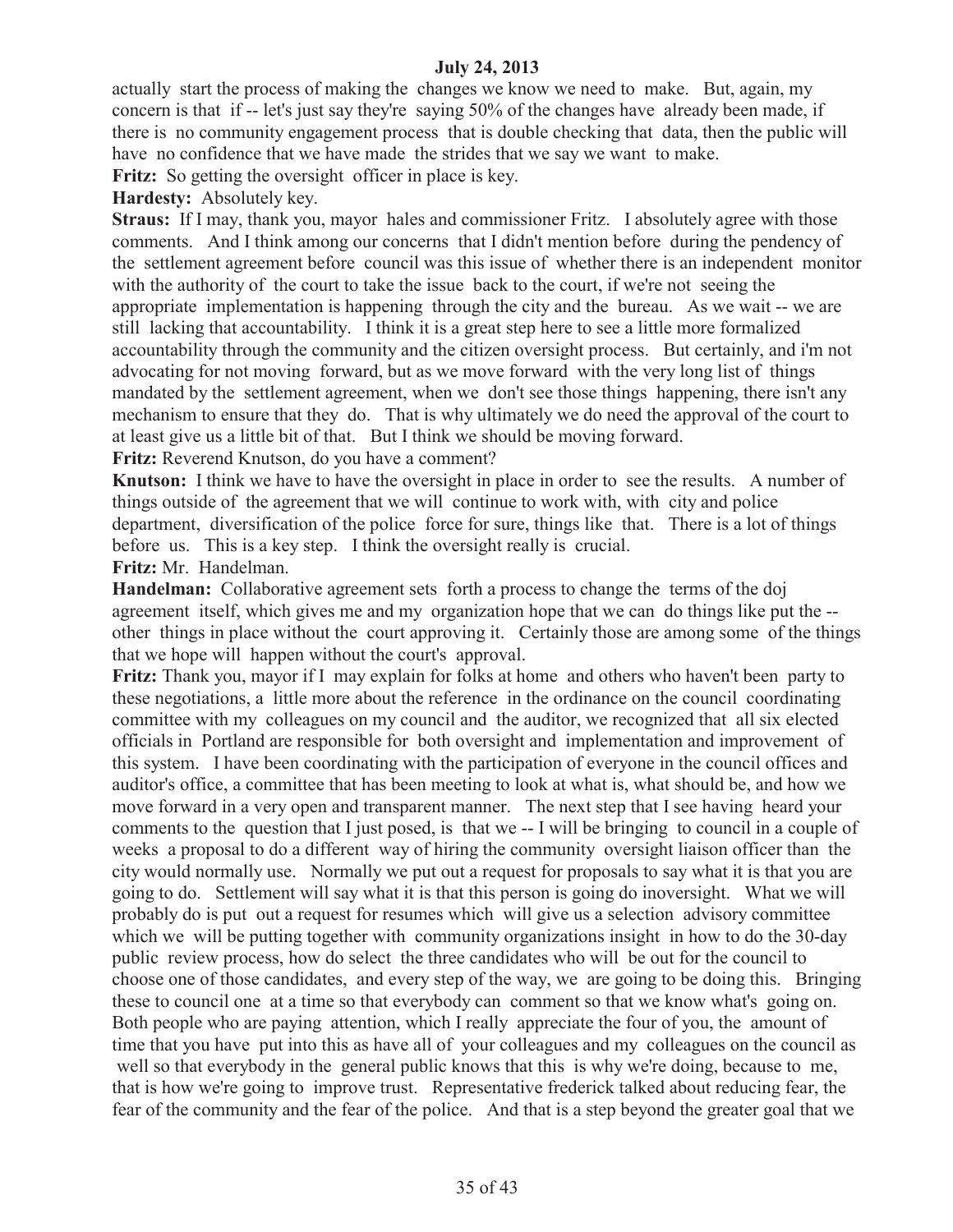actually start the process of making the changes we know we need to make. But, again, my concern is that if -- let's just say they're saying 50% of the changes have already been made, if there is no community engagement process that is double checking that data, then the public will have no confidence that we have made the strides that we say we want to make.

**Fritz:** So getting the oversight officer in place is key.

**Hardesty:** Absolutely key.

**Straus:** If I may, thank you, mayor hales and commissioner Fritz. I absolutely agree with those comments. And I think among our concerns that I didn't mention before during the pendency of the settlement agreement before council was this issue of whether there is an independent monitor with the authority of the court to take the issue back to the court, if we're not seeing the appropriate implementation is happening through the city and the bureau. As we wait -- we are still lacking that accountability. I think it is a great step here to see a little more formalized accountability through the community and the citizen oversight process. But certainly, and i'm not advocating for not moving forward, but as we move forward with the very long list of things mandated by the settlement agreement, when we don't see those things happening, there isn't any mechanism to ensure that they do. That is why ultimately we do need the approval of the court to at least give us a little bit of that. But I think we should be moving forward.

**Fritz:** Reverend Knutson, do you have a comment?

**Knutson:** I think we have to have the oversight in place in order to see the results. A number of things outside of the agreement that we will continue to work with, with city and police department, diversification of the police force for sure, things like that. There is a lot of things before us. This is a key step. I think the oversight really is crucial.

**Fritz:** Mr. Handelman.

**Handelman:** Collaborative agreement sets forth a process to change the terms of the doj agreement itself, which gives me and my organization hope that we can do things like put the -- other things in place without the court approving it. Certainly those are among some of the things that we hope will happen without the court's approval.

**Fritz:** Thank you, mayor if I may explain for folks at home and others who haven't been party to these negotiations, a little more about the reference in the ordinance on the council coordinating committee with my colleagues on my council and the auditor, we recognized that all six elected officials in Portland are responsible for both oversight and implementation and improvement of this system. I have been coordinating with the participation of everyone in the council offices and auditor's office, a committee that has been meeting to look at what is, what should be, and how we move forward in a very open and transparent manner. The next step that I see having heard your comments to the question that I just posed, is that we -- I will be bringing to council in a couple of weeks a proposal to do a different way of hiring the community oversight liaison officer than the city would normally use. Normally we put out a request for proposals to say what it is that you are going to do. Settlement will say what it is that this person is going do inoversight. What we will probably do is put out a request for resumes which will give us a selection advisory committee which we will be putting together with community organizations insight in how to do the 30-day public review process, how do select the three candidates who will be out for the council to choose one of those candidates, and every step of the way, we are going to be doing this. Bringing these to council one at a time so that everybody can comment so that we know what's going on. Both people who are paying attention, which I really appreciate the four of you, the amount of time that you have put into this as have all of your colleagues and my colleagues on the council as well so that everybody in the general public knows that this is why we're doing, because to me, that is how we're going to improve trust. Representative frederick talked about reducing fear, the fear of the community and the fear of the police. And that is a step beyond the greater goal that we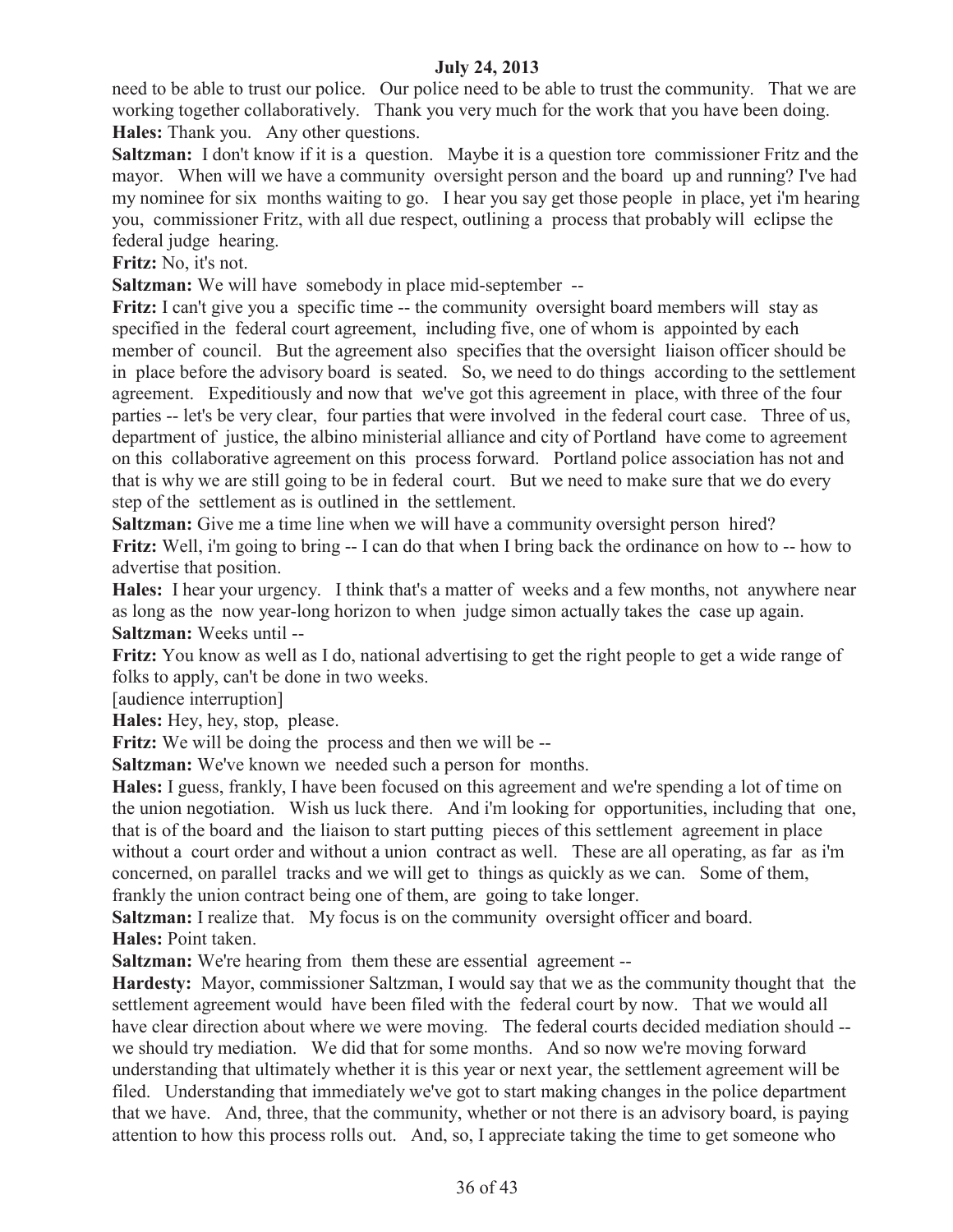need to be able to trust our police. Our police need to be able to trust the community. That we are working together collaboratively. Thank you very much for the work that you have been doing.

**Hales:** Thank you. Any other questions.

**Saltzman:** I don't know if it is a question. Maybe it is a question tore commissioner Fritz and the mayor. When will we have a community oversight person and the board up and running? I've had my nominee for six months waiting to go. I hear you say get those people in place, yet i'm hearing you, commissioner Fritz, with all due respect, outlining a process that probably will eclipse the federal judge hearing.

**Fritz:** No, it's not.

**Saltzman:** We will have somebody in place mid-september --

**Fritz:** I can't give you a specific time -- the community oversight board members will stay as specified in the federal court agreement, including five, one of whom is appointed by each member of council. But the agreement also specifies that the oversight liaison officer should be in place before the advisory board is seated. So, we need to do things according to the settlement agreement. Expeditiously and now that we've got this agreement in place, with three of the four parties -- let's be very clear, four parties that were involved in the federal court case. Three of us, department of justice, the albino ministerial alliance and city of Portland have come to agreement on this collaborative agreement on this process forward. Portland police association has not and that is why we are still going to be in federal court. But we need to make sure that we do every step of the settlement as is outlined in the settlement.

**Saltzman:** Give me a time line when we will have a community oversight person hired?

**Fritz:** Well, i'm going to bring -- I can do that when I bring back the ordinance on how to -- how to advertise that position.

**Hales:** I hear your urgency. I think that's a matter of weeks and a few months, not anywhere near as long as the now year-long horizon to when judge simon actually takes the case up again.

**Saltzman:** Weeks until --

**Fritz:** You know as well as I do, national advertising to get the right people to get a wide range of folks to apply, can't be done in two weeks.

[audience interruption]

**Hales:** Hey, hey, stop, please.

**Fritz:** We will be doing the process and then we will be --

**Saltzman:** We've known we needed such a person for months.

**Hales:** I guess, frankly, I have been focused on this agreement and we're spending a lot of time on the union negotiation. Wish us luck there. And i'm looking for opportunities, including that one, that is of the board and the liaison to start putting pieces of this settlement agreement in place without a court order and without a union contract as well. These are all operating, as far as i'm concerned, on parallel tracks and we will get to things as quickly as we can. Some of them, frankly the union contract being one of them, are going to take longer.

**Saltzman:** I realize that. My focus is on the community oversight officer and board.

**Hales:** Point taken.

**Saltzman:** We're hearing from them these are essential agreement --

**Hardesty:** Mayor, commissioner Saltzman, I would say that we as the community thought that the settlement agreement would have been filed with the federal court by now. That we would all have clear direction about where we were moving. The federal courts decided mediation should -- we should try mediation. We did that for some months. And so now we're moving forward understanding that ultimately whether it is this year or next year, the settlement agreement will be filed. Understanding that immediately we've got to start making changes in the police department that we have. And, three, that the community, whether or not there is an advisory board, is paying attention to how this process rolls out. And, so, I appreciate taking the time to get someone who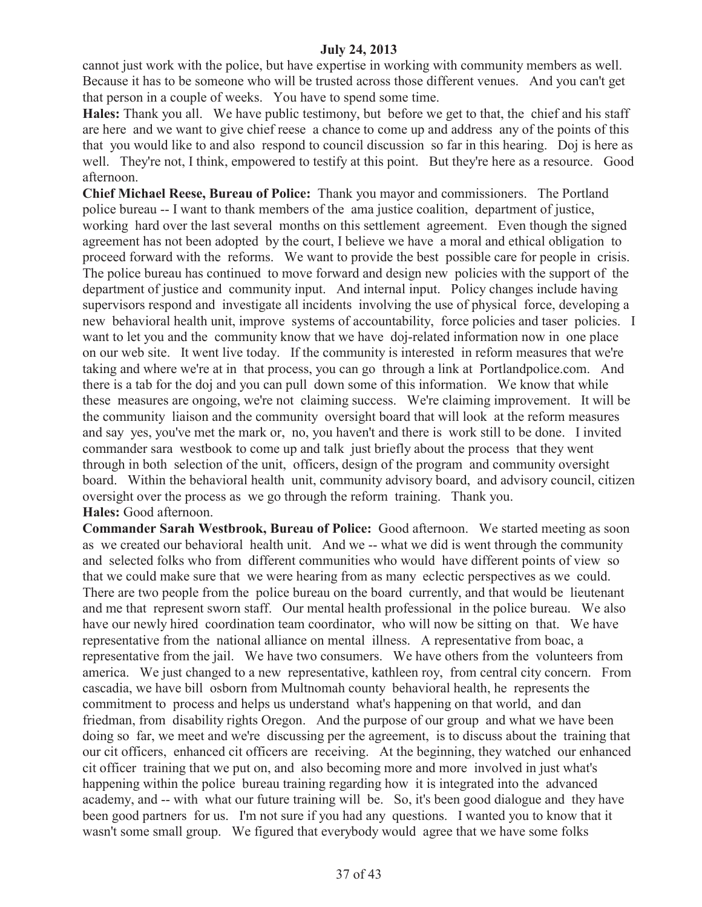cannot just work with the police, but have expertise in working with community members as well. Because it has to be someone who will be trusted across those different venues. And you can't get that person in a couple of weeks. You have to spend some time.

**Hales:** Thank you all. We have public testimony, but before we get to that, the chief and his staff are here and we want to give chief reese a chance to come up and address any of the points of this that you would like to and also respond to council discussion so far in this hearing. Doj is here as well. They're not, I think, empowered to testify at this point. But they're here as a resource. Good afternoon.

**Chief Michael Reese, Bureau of Police:** Thank you mayor and commissioners. The Portland police bureau -- I want to thank members of the ama justice coalition, department of justice, working hard over the last several months on this settlement agreement. Even though the signed agreement has not been adopted by the court, I believe we have a moral and ethical obligation to proceed forward with the reforms. We want to provide the best possible care for people in crisis. The police bureau has continued to move forward and design new policies with the support of the department of justice and community input. And internal input. Policy changes include having supervisors respond and investigate all incidents involving the use of physical force, developing a new behavioral health unit, improve systems of accountability, force policies and taser policies. I want to let you and the community know that we have doj-related information now in one place on our web site. It went live today. If the community is interested in reform measures that we're taking and where we're at in that process, you can go through a link at Portlandpolice.com. And there is a tab for the doj and you can pull down some of this information. We know that while these measures are ongoing, we're not claiming success. We're claiming improvement. It will be the community liaison and the community oversight board that will look at the reform measures and say yes, you've met the mark or, no, you haven't and there is work still to be done. I invited commander sara westbook to come up and talk just briefly about the process that they went through in both selection of the unit, officers, design of the program and community oversight board. Within the behavioral health unit, community advisory board, and advisory council, citizen oversight over the process as we go through the reform training. Thank you.

**Hales:** Good afternoon.

**Commander Sarah Westbrook, Bureau of Police:** Good afternoon. We started meeting as soon as we created our behavioral health unit. And we -- what we did is went through the community and selected folks who from different communities who would have different points of view so that we could make sure that we were hearing from as many eclectic perspectives as we could. There are two people from the police bureau on the board currently, and that would be lieutenant and me that represent sworn staff. Our mental health professional in the police bureau. We also have our newly hired coordination team coordinator, who will now be sitting on that. We have representative from the national alliance on mental illness. A representative from boac, a representative from the jail. We have two consumers. We have others from the volunteers from america. We just changed to a new representative, kathleen roy, from central city concern. From cascadia, we have bill osborn from Multnomah county behavioral health, he represents the commitment to process and helps us understand what's happening on that world, and dan friedman, from disability rights Oregon. And the purpose of our group and what we have been doing so far, we meet and we're discussing per the agreement, is to discuss about the training that our cit officers, enhanced cit officers are receiving. At the beginning, they watched our enhanced cit officer training that we put on, and also becoming more and more involved in just what's happening within the police bureau training regarding how it is integrated into the advanced academy, and -- with what our future training will be. So, it's been good dialogue and they have been good partners for us. I'm not sure if you had any questions. I wanted you to know that it wasn't some small group. We figured that everybody would agree that we have some folks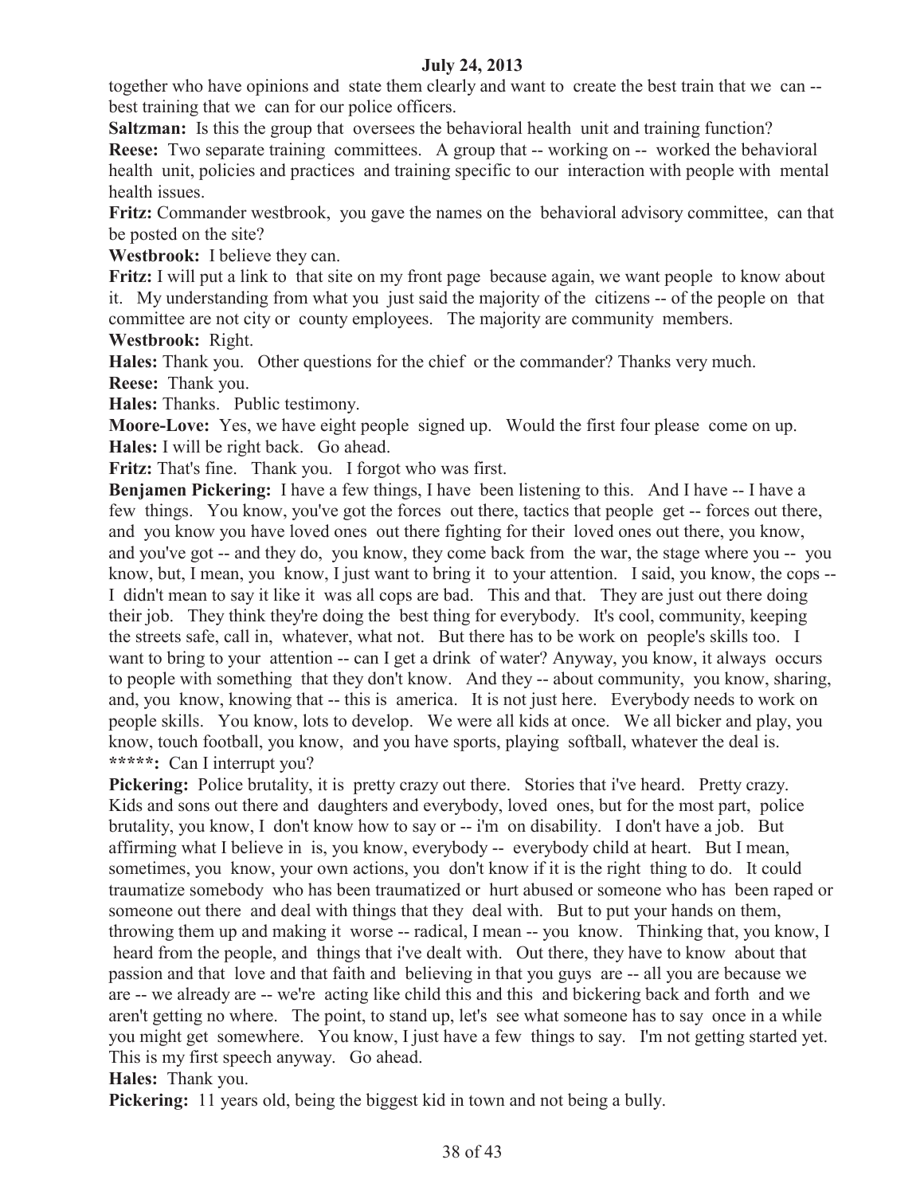together who have opinions and state them clearly and want to create the best train that we can -- best training that we can for our police officers.

**Saltzman:** Is this the group that oversees the behavioral health unit and training function?

**Reese:** Two separate training committees. A group that -- working on -- worked the behavioral health unit, policies and practices and training specific to our interaction with people with mental health issues.

**Fritz:** Commander westbrook, you gave the names on the behavioral advisory committee, can that be posted on the site?

**Westbrook:** I believe they can.

**Fritz:** I will put a link to that site on my front page because again, we want people to know about it. My understanding from what you just said the majority of the citizens -- of the people on that committee are not city or county employees. The majority are community members.

**Westbrook:** Right.

**Hales:** Thank you. Other questions for the chief or the commander? Thanks very much.

**Reese:** Thank you.

**Hales:** Thanks. Public testimony.

**Moore-Love:** Yes, we have eight people signed up. Would the first four please come on up.

**Hales:** I will be right back. Go ahead.

**Fritz:** That's fine. Thank you. I forgot who was first.

**Benjamen Pickering:** I have a few things, I have been listening to this. And I have -- I have a few things. You know, you've got the forces out there, tactics that people get -- forces out there, and you know you have loved ones out there fighting for their loved ones out there, you know, and you've got -- and they do, you know, they come back from the war, the stage where you -- you know, but, I mean, you know, I just want to bring it to your attention. I said, you know, the cops -- I didn't mean to say it like it was all cops are bad. This and that. They are just out there doing their job. They think they're doing the best thing for everybody. It's cool, community, keeping the streets safe, call in, whatever, what not. But there has to be work on people's skills too. I want to bring to your attention -- can I get a drink of water? Anyway, you know, it always occurs to people with something that they don't know. And they -- about community, you know, sharing, and, you know, knowing that -- this is america. It is not just here. Everybody needs to work on people skills. You know, lots to develop. We were all kids at once. We all bicker and play, you know, touch football, you know, and you have sports, playing softball, whatever the deal is.

**\*\*\*\*\*:** Can I interrupt you?

**Pickering:** Police brutality, it is pretty crazy out there. Stories that i've heard. Pretty crazy. Kids and sons out there and daughters and everybody, loved ones, but for the most part, police brutality, you know, I don't know how to say or -- i'm on disability. I don't have a job. But affirming what I believe in is, you know, everybody -- everybody child at heart. But I mean, sometimes, you know, your own actions, you don't know if it is the right thing to do. It could traumatize somebody who has been traumatized or hurt abused or someone who has been raped or someone out there and deal with things that they deal with. But to put your hands on them, throwing them up and making it worse -- radical, I mean -- you know. Thinking that, you know, I heard from the people, and things that i've dealt with. Out there, they have to know about that passion and that love and that faith and believing in that you guys are -- all you are because we are -- we already are -- we're acting like child this and this and bickering back and forth and we aren't getting no where. The point, to stand up, let's see what someone has to say once in a while you might get somewhere. You know, I just have a few things to say. I'm not getting started yet. This is my first speech anyway. Go ahead.

**Hales:** Thank you.

**Pickering:** 11 years old, being the biggest kid in town and not being a bully.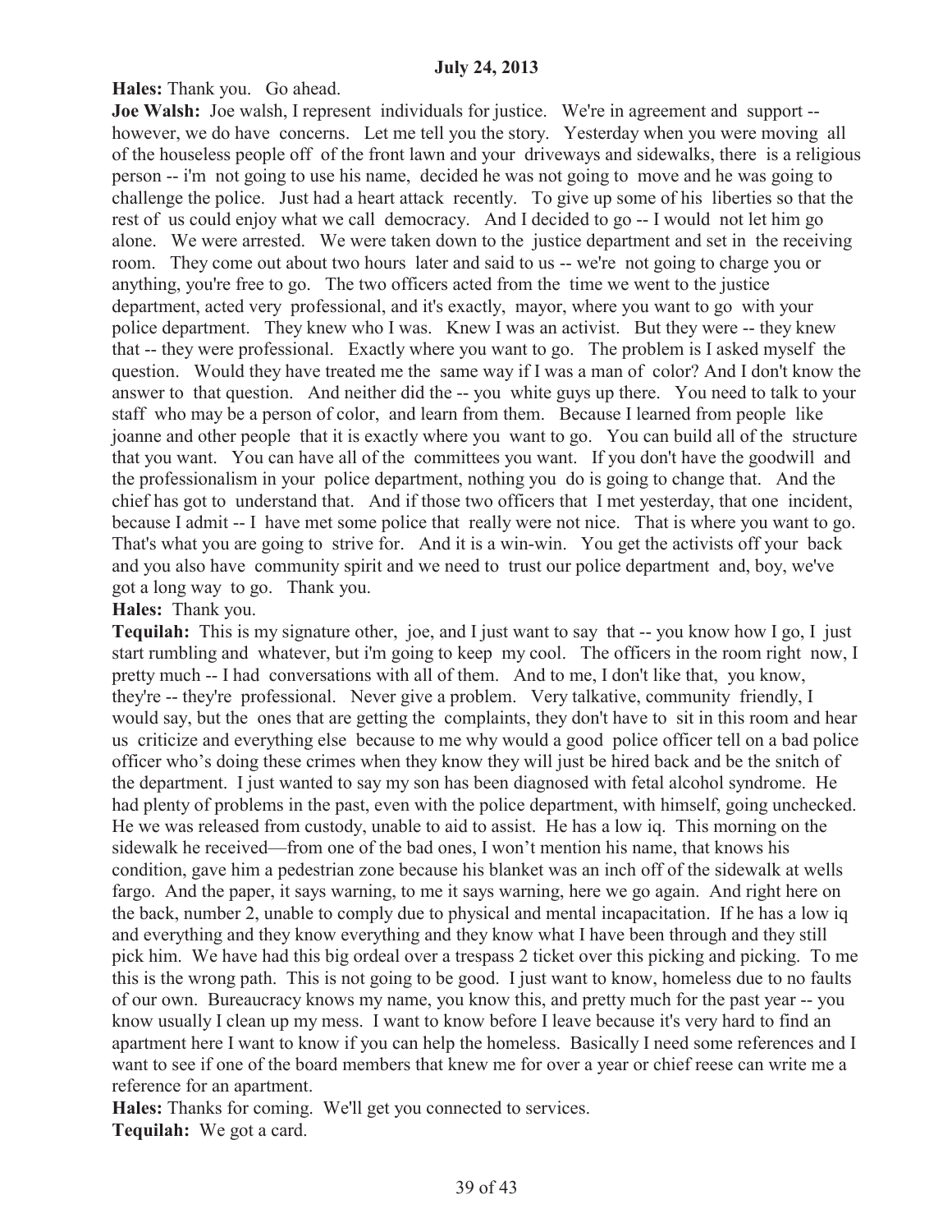**July 24, 2013**

**Hales:** Thank you. Go ahead.

**Joe Walsh:** Joe walsh, I represent individuals for justice. We're in agreement and support -- however, we do have concerns. Let me tell you the story. Yesterday when you were moving all of the houseless people off of the front lawn and your driveways and sidewalks, there is a religious person -- i'm not going to use his name, decided he was not going to move and he was going to challenge the police. Just had a heart attack recently. To give up some of his liberties so that the rest of us could enjoy what we call democracy. And I decided to go -- I would not let him go alone. We were arrested. We were taken down to the justice department and set in the receiving room. They come out about two hours later and said to us -- we're not going to charge you or anything, you're free to go. The two officers acted from the time we went to the justice department, acted very professional, and it's exactly, mayor, where you want to go with your police department. They knew who I was. Knew I was an activist. But they were -- they knew that -- they were professional. Exactly where you want to go. The problem is I asked myself the question. Would they have treated me the same way if I was a man of color? And I don't know the answer to that question. And neither did the -- you white guys up there. You need to talk to your staff who may be a person of color, and learn from them. Because I learned from people like joanne and other people that it is exactly where you want to go. You can build all of the structure that you want. You can have all of the committees you want. If you don't have the goodwill and the professionalism in your police department, nothing you do is going to change that. And the chief has got to understand that. And if those two officers that I met yesterday, that one incident, because I admit -- I have met some police that really were not nice. That is where you want to go. That's what you are going to strive for. And it is a win-win. You get the activists off your back and you also have community spirit and we need to trust our police department and, boy, we've got a long way to go. Thank you.

**Hales:** Thank you.

**Tequilah:** This is my signature other, joe, and I just want to say that -- you know how I go, I just start rumbling and whatever, but i'm going to keep my cool. The officers in the room right now, I pretty much -- I had conversations with all of them. And to me, I don't like that, you know, they're -- they're professional. Never give a problem. Very talkative, community friendly, I would say, but the ones that are getting the complaints, they don't have to sit in this room and hear us criticize and everything else because to me why would a good police officer tell on a bad police officer who's doing these crimes when they know they will just be hired back and be the snitch of the department. I just wanted to say my son has been diagnosed with fetal alcohol syndrome. He had plenty of problems in the past, even with the police department, with himself, going unchecked. He we was released from custody, unable to aid to assist. He has a low iq. This morning on the sidewalk he received—from one of the bad ones, I won't mention his name, that knows his condition, gave him a pedestrian zone because his blanket was an inch off of the sidewalk at wells fargo. And the paper, it says warning, to me it says warning, here we go again. And right here on the back, number 2, unable to comply due to physical and mental incapacitation. If he has a low iq and everything and they know everything and they know what I have been through and they still pick him. We have had this big ordeal over a trespass 2 ticket over this picking and picking. To me this is the wrong path. This is not going to be good. I just want to know, homeless due to no faults of our own. Bureaucracy knows my name, you know this, and pretty much for the past year -- you know usually I clean up my mess. I want to know before I leave because it's very hard to find an apartment here I want to know if you can help the homeless. Basically I need some references and I want to see if one of the board members that knew me for over a year or chief reese can write me a reference for an apartment.

**Hales:** Thanks for coming. We'll get you connected to services.

**Tequilah:** We got a card.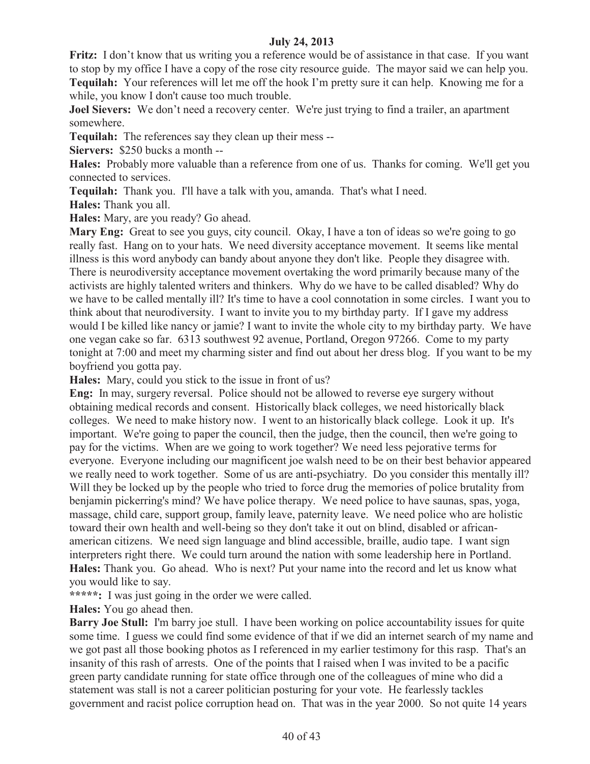**Fritz:** I don't know that us writing you a reference would be of assistance in that case. If you want to stop by my office I have a copy of the rose city resource guide. The mayor said we can help you.

**Tequilah:** Your references will let me off the hook I'm pretty sure it can help. Knowing me for a while, you know I don't cause too much trouble.

**Joel Sievers:** We don't need a recovery center. We're just trying to find a trailer, an apartment somewhere.

**Tequilah:** The references say they clean up their mess --

**Siervers:** $250 bucks a month --

**Hales:** Probably more valuable than a reference from one of us. Thanks for coming. We'll get you connected to services.

**Tequilah:** Thank you. I'll have a talk with you, amanda. That's what I need.

**Hales:** Thank you all.

**Hales:** Mary, are you ready? Go ahead.

**Mary Eng:** Great to see you guys, city council. Okay, I have a ton of ideas so we're going to go really fast. Hang on to your hats. We need diversity acceptance movement. It seems like mental illness is this word anybody can bandy about anyone they don't like. People they disagree with. There is neurodiversity acceptance movement overtaking the word primarily because many of the activists are highly talented writers and thinkers. Why do we have to be called disabled? Why do we have to be called mentally ill? It's time to have a cool connotation in some circles. I want you to think about that neurodiversity. I want to invite you to my birthday party. If I gave my address would I be killed like nancy or jamie? I want to invite the whole city to my birthday party. We have one vegan cake so far. 6313 southwest 92 avenue, Portland, Oregon 97266. Come to my party tonight at 7:00 and meet my charming sister and find out about her dress blog. If you want to be my boyfriend you gotta pay.

**Hales:** Mary, could you stick to the issue in front of us?

**Eng:** In may, surgery reversal. Police should not be allowed to reverse eye surgery without obtaining medical records and consent. Historically black colleges, we need historically black colleges. We need to make history now. I went to an historically black college. Look it up. It's important. We're going to paper the council, then the judge, then the council, then we're going to pay for the victims. When are we going to work together? We need less pejorative terms for everyone. Everyone including our magnificent joe walsh need to be on their best behavior appeared we really need to work together. Some of us are anti-psychiatry. Do you consider this mentally ill? Will they be locked up by the people who tried to force drug the memories of police brutality from benjamin pickerring's mind? We have police therapy. We need police to have saunas, spas, yoga, massage, child care, support group, family leave, paternity leave. We need police who are holistic toward their own health and well-being so they don't take it out on blind, disabled or african-american citizens. We need sign language and blind accessible, braille, audio tape. I want sign interpreters right there. We could turn around the nation with some leadership here in Portland.

**Hales:** Thank you. Go ahead. Who is next? Put your name into the record and let us know what you would like to say.

*****:** I was just going in the order we were called.

**Hales:** You go ahead then.

**Barry Joe Stull:** I'm barry joe stull. I have been working on police accountability issues for quite some time. I guess we could find some evidence of that if we did an internet search of my name and we got past all those booking photos as I referenced in my earlier testimony for this rasp. That's an insanity of this rash of arrests. One of the points that I raised when I was invited to be a pacific green party candidate running for state office through one of the colleagues of mine who did a statement was stall is not a career politician posturing for your vote. He fearlessly tackles government and racist police corruption head on. That was in the year 2000. So not quite 14 years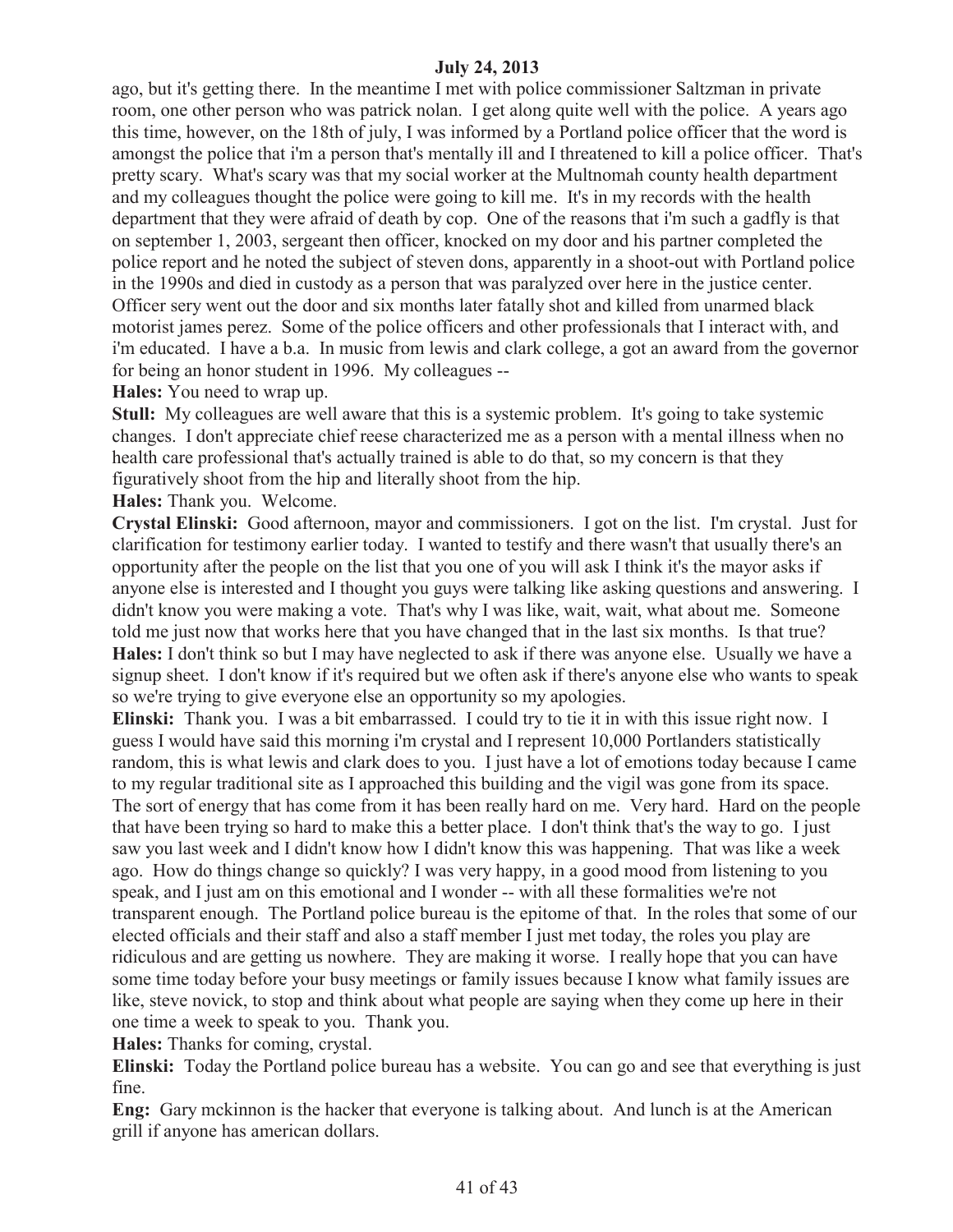ago, but it's getting there. In the meantime I met with police commissioner Saltzman in private room, one other person who was patrick nolan. I get along quite well with the police. A years ago this time, however, on the 18th of july, I was informed by a Portland police officer that the word is amongst the police that i'm a person that's mentally ill and I threatened to kill a police officer. That's pretty scary. What's scary was that my social worker at the Multnomah county health department and my colleagues thought the police were going to kill me. It's in my records with the health department that they were afraid of death by cop. One of the reasons that i'm such a gadfly is that on september 1, 2003, sergeant then officer, knocked on my door and his partner completed the police report and he noted the subject of steven dons, apparently in a shoot-out with Portland police in the 1990s and died in custody as a person that was paralyzed over here in the justice center. Officer sery went out the door and six months later fatally shot and killed from unarmed black motorist james perez. Some of the police officers and other professionals that I interact with, and i'm educated. I have a b.a. In music from lewis and clark college, a got an award from the governor for being an honor student in 1996. My colleagues --

**Hales:** You need to wrap up.

**Stull:** My colleagues are well aware that this is a systemic problem. It's going to take systemic changes. I don't appreciate chief reese characterized me as a person with a mental illness when no health care professional that's actually trained is able to do that, so my concern is that they figuratively shoot from the hip and literally shoot from the hip.

**Hales:** Thank you. Welcome.

**Crystal Elinski:** Good afternoon, mayor and commissioners. I got on the list. I'm crystal. Just for clarification for testimony earlier today. I wanted to testify and there wasn't that usually there's an opportunity after the people on the list that you one of you will ask I think it's the mayor asks if anyone else is interested and I thought you guys were talking like asking questions and answering. I didn't know you were making a vote. That's why I was like, wait, wait, what about me. Someone told me just now that works here that you have changed that in the last six months. Is that true?

**Hales:** I don't think so but I may have neglected to ask if there was anyone else. Usually we have a signup sheet. I don't know if it's required but we often ask if there's anyone else who wants to speak so we're trying to give everyone else an opportunity so my apologies.

**Elinski:** Thank you. I was a bit embarrassed. I could try to tie it in with this issue right now. I guess I would have said this morning i'm crystal and I represent 10,000 Portlanders statistically random, this is what lewis and clark does to you. I just have a lot of emotions today because I came to my regular traditional site as I approached this building and the vigil was gone from its space. The sort of energy that has come from it has been really hard on me. Very hard. Hard on the people that have been trying so hard to make this a better place. I don't think that's the way to go. I just saw you last week and I didn't know how I didn't know this was happening. That was like a week ago. How do things change so quickly? I was very happy, in a good mood from listening to you speak, and I just am on this emotional and I wonder -- with all these formalities we're not transparent enough. The Portland police bureau is the epitome of that. In the roles that some of our elected officials and their staff and also a staff member I just met today, the roles you play are ridiculous and are getting us nowhere. They are making it worse. I really hope that you can have some time today before your busy meetings or family issues because I know what family issues are like, steve novick, to stop and think about what people are saying when they come up here in their one time a week to speak to you. Thank you.

**Hales:** Thanks for coming, crystal.

**Elinski:** Today the Portland police bureau has a website. You can go and see that everything is just fine.

**Eng:** Gary mckinnon is the hacker that everyone is talking about. And lunch is at the American grill if anyone has american dollars.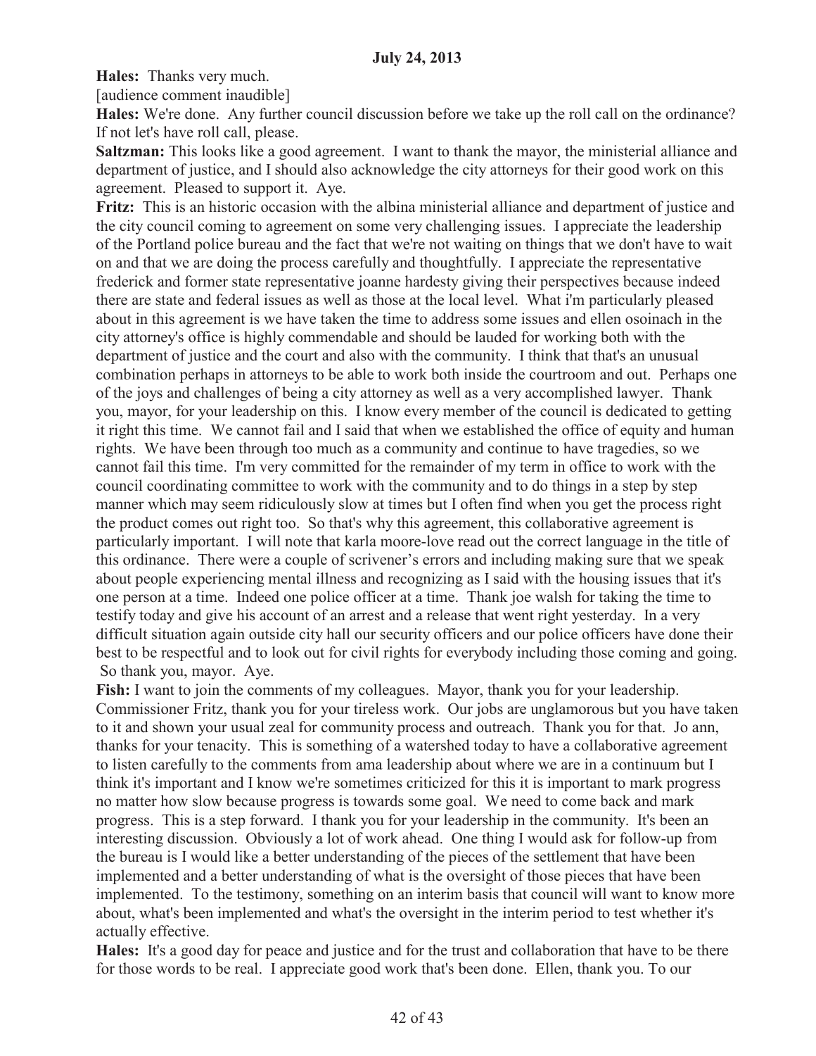**July 24, 2013**

**Hales:** Thanks very much.

[audience comment inaudible]

**Hales:** We're done. Any further council discussion before we take up the roll call on the ordinance? If not let's have roll call, please.

**Saltzman:** This looks like a good agreement. I want to thank the mayor, the ministerial alliance and department of justice, and I should also acknowledge the city attorneys for their good work on this agreement. Pleased to support it. Aye.

**Fritz:** This is an historic occasion with the albina ministerial alliance and department of justice and the city council coming to agreement on some very challenging issues. I appreciate the leadership of the Portland police bureau and the fact that we're not waiting on things that we don't have to wait on and that we are doing the process carefully and thoughtfully. I appreciate the representative frederick and former state representative joanne hardesty giving their perspectives because indeed there are state and federal issues as well as those at the local level. What i'm particularly pleased about in this agreement is we have taken the time to address some issues and ellen osoinach in the city attorney's office is highly commendable and should be lauded for working both with the department of justice and the court and also with the community. I think that that's an unusual combination perhaps in attorneys to be able to work both inside the courtroom and out. Perhaps one of the joys and challenges of being a city attorney as well as a very accomplished lawyer. Thank you, mayor, for your leadership on this. I know every member of the council is dedicated to getting it right this time. We cannot fail and I said that when we established the office of equity and human rights. We have been through too much as a community and continue to have tragedies, so we cannot fail this time. I'm very committed for the remainder of my term in office to work with the council coordinating committee to work with the community and to do things in a step by step manner which may seem ridiculously slow at times but I often find when you get the process right the product comes out right too. So that's why this agreement, this collaborative agreement is particularly important. I will note that karla moore-love read out the correct language in the title of this ordinance. There were a couple of scrivener's errors and including making sure that we speak about people experiencing mental illness and recognizing as I said with the housing issues that it's one person at a time. Indeed one police officer at a time. Thank joe walsh for taking the time to testify today and give his account of an arrest and a release that went right yesterday. In a very difficult situation again outside city hall our security officers and our police officers have done their best to be respectful and to look out for civil rights for everybody including those coming and going. So thank you, mayor. Aye.

**Fish:** I want to join the comments of my colleagues. Mayor, thank you for your leadership. Commissioner Fritz, thank you for your tireless work. Our jobs are unglamorous but you have taken to it and shown your usual zeal for community process and outreach. Thank you for that. Jo ann, thanks for your tenacity. This is something of a watershed today to have a collaborative agreement to listen carefully to the comments from ama leadership about where we are in a continuum but I think it's important and I know we're sometimes criticized for this it is important to mark progress no matter how slow because progress is towards some goal. We need to come back and mark progress. This is a step forward. I thank you for your leadership in the community. It's been an interesting discussion. Obviously a lot of work ahead. One thing I would ask for follow-up from the bureau is I would like a better understanding of the pieces of the settlement that have been implemented and a better understanding of what is the oversight of those pieces that have been implemented. To the testimony, something on an interim basis that council will want to know more about, what's been implemented and what's the oversight in the interim period to test whether it's actually effective.

**Hales:** It's a good day for peace and justice and for the trust and collaboration that have to be there for those words to be real. I appreciate good work that's been done. Ellen, thank you. To our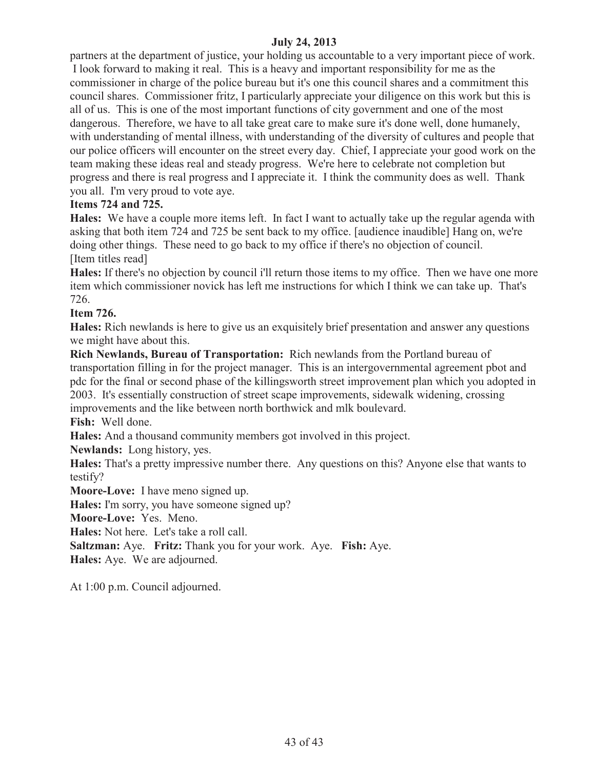partners at the department of justice, your holding us accountable to a very important piece of work. I look forward to making it real. This is a heavy and important responsibility for me as the commissioner in charge of the police bureau but it's one this council shares and a commitment this council shares. Commissioner fritz, I particularly appreciate your diligence on this work but this is all of us. This is one of the most important functions of city government and one of the most dangerous. Therefore, we have to all take great care to make sure it's done well, done humanely, with understanding of mental illness, with understanding of the diversity of cultures and people that our police officers will encounter on the street every day. Chief, I appreciate your good work on the team making these ideas real and steady progress. We're here to celebrate not completion but progress and there is real progress and I appreciate it. I think the community does as well. Thank you all. I'm very proud to vote aye.

**Items 724 and 725.**

**Hales:** We have a couple more items left. In fact I want to actually take up the regular agenda with asking that both item 724 and 725 be sent back to my office. [audience inaudible] Hang on, we're doing other things. These need to go back to my office if there's no objection of council.
[Item titles read]

**Hales:** If there's no objection by council i'll return those items to my office. Then we have one more item which commissioner novick has left me instructions for which I think we can take up. That's 726.

**Item 726.**

**Hales:** Rich newlands is here to give us an exquisitely brief presentation and answer any questions we might have about this.

**Rich Newlands, Bureau of Transportation:** Rich newlands from the Portland bureau of transportation filling in for the project manager. This is an intergovernmental agreement pbot and pdc for the final or second phase of the killingsworth street improvement plan which you adopted in 2003. It's essentially construction of street scape improvements, sidewalk widening, crossing improvements and the like between north borthwick and mlk boulevard.

**Fish:** Well done.

**Hales:** And a thousand community members got involved in this project.

**Newlands:** Long history, yes.

**Hales:** That's a pretty impressive number there. Any questions on this? Anyone else that wants to testify?

**Moore-Love:** I have meno signed up.

**Hales:** I'm sorry, you have someone signed up?

**Moore-Love:** Yes. Meno.

**Hales:** Not here. Let's take a roll call.

**Saltzman:** Aye. **Fritz:** Thank you for your work. Aye. **Fish:** Aye.

**Hales:** Aye. We are adjourned.

At 1:00 p.m. Council adjourned.